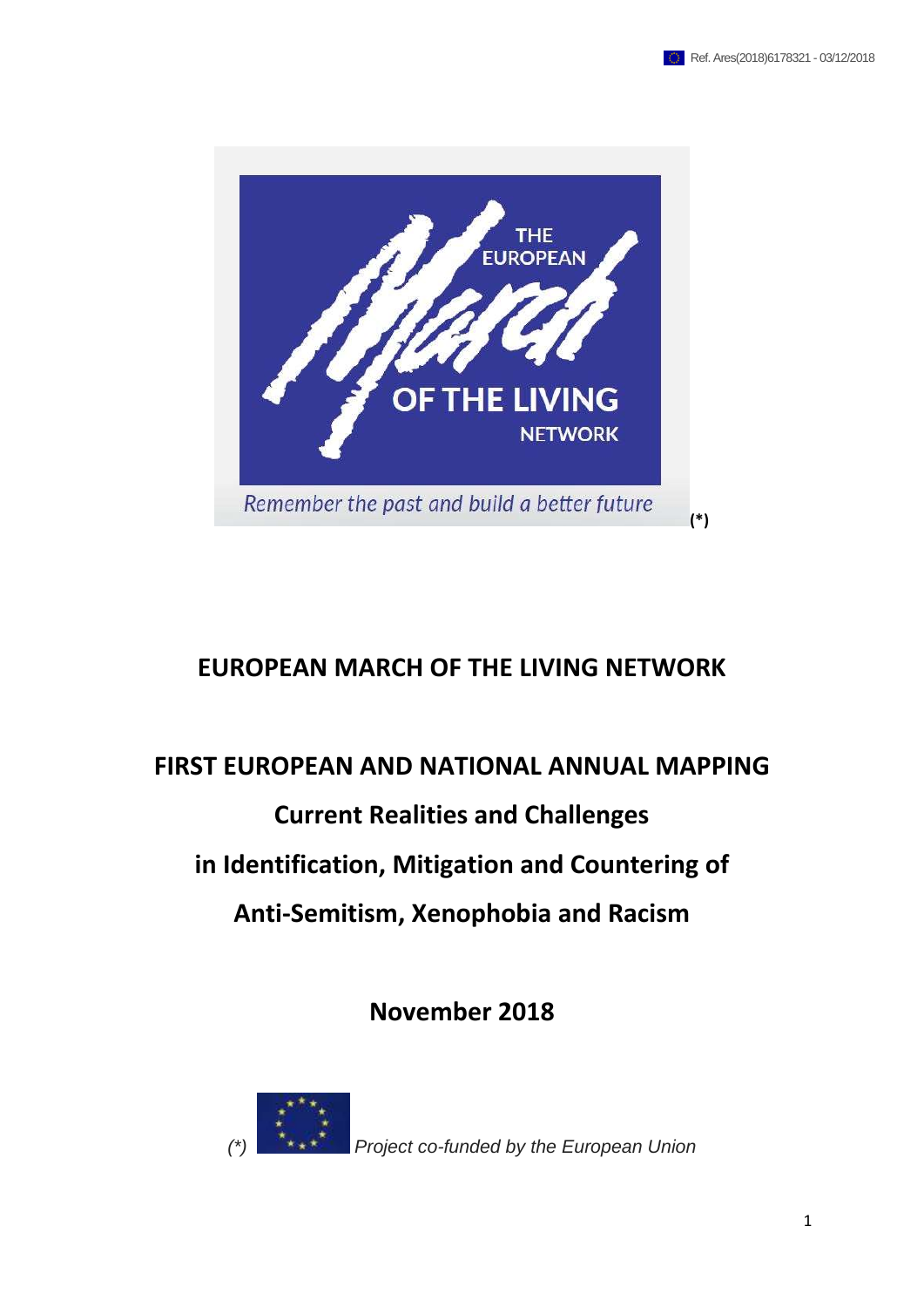Ref. Ares(2018)6178321 - 03/12/2018

THE EUROPEAN March OF THE LIVING NETWORK

*Remember the past and build a better future* **(*)**

# EUROPEAN MARCH OF THE LIVING NETWORK

## FIRST EUROPEAN AND NATIONAL ANNUAL MAPPING

## Current Realities and Challenges

## in Identification, Mitigation and Countering of

## Anti-Semitism, Xenophobia and Racism

**November 2018**

*(*) Project co-funded by the European Union*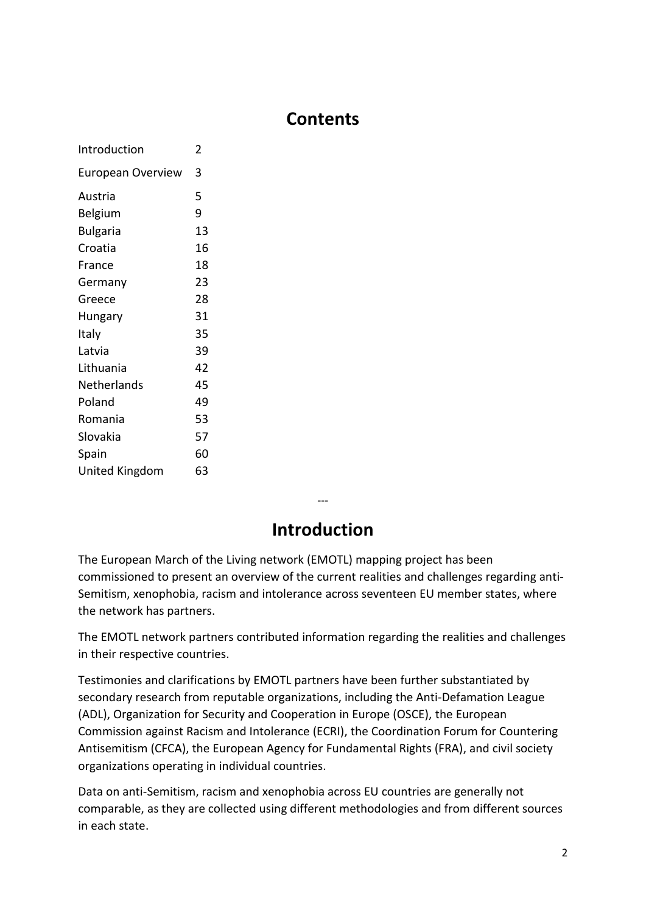# Contents

| | |
|---|---|
| Introduction | 2 |
| European Overview | 3 |
| Austria | 5 |
| Belgium | 9 |
| Bulgaria | 13 |
| Croatia | 16 |
| France | 18 |
| Germany | 23 |
| Greece | 28 |
| Hungary | 31 |
| Italy | 35 |
| Latvia | 39 |
| Lithuania | 42 |
| Netherlands | 45 |
| Poland | 49 |
| Romania | 53 |
| Slovakia | 57 |
| Spain | 60 |
| United Kingdom | 63 |

---

# Introduction

The European March of the Living network (EMOTL) mapping project has been commissioned to present an overview of the current realities and challenges regarding anti-Semitism, xenophobia, racism and intolerance across seventeen EU member states, where the network has partners.

The EMOTL network partners contributed information regarding the realities and challenges in their respective countries.

Testimonies and clarifications by EMOTL partners have been further substantiated by secondary research from reputable organizations, including the Anti-Defamation League (ADL), Organization for Security and Cooperation in Europe (OSCE), the European Commission against Racism and Intolerance (ECRI), the Coordination Forum for Countering Antisemitism (CFCA), the European Agency for Fundamental Rights (FRA), and civil society organizations operating in individual countries.

Data on anti-Semitism, racism and xenophobia across EU countries are generally not comparable, as they are collected using different methodologies and from different sources in each state.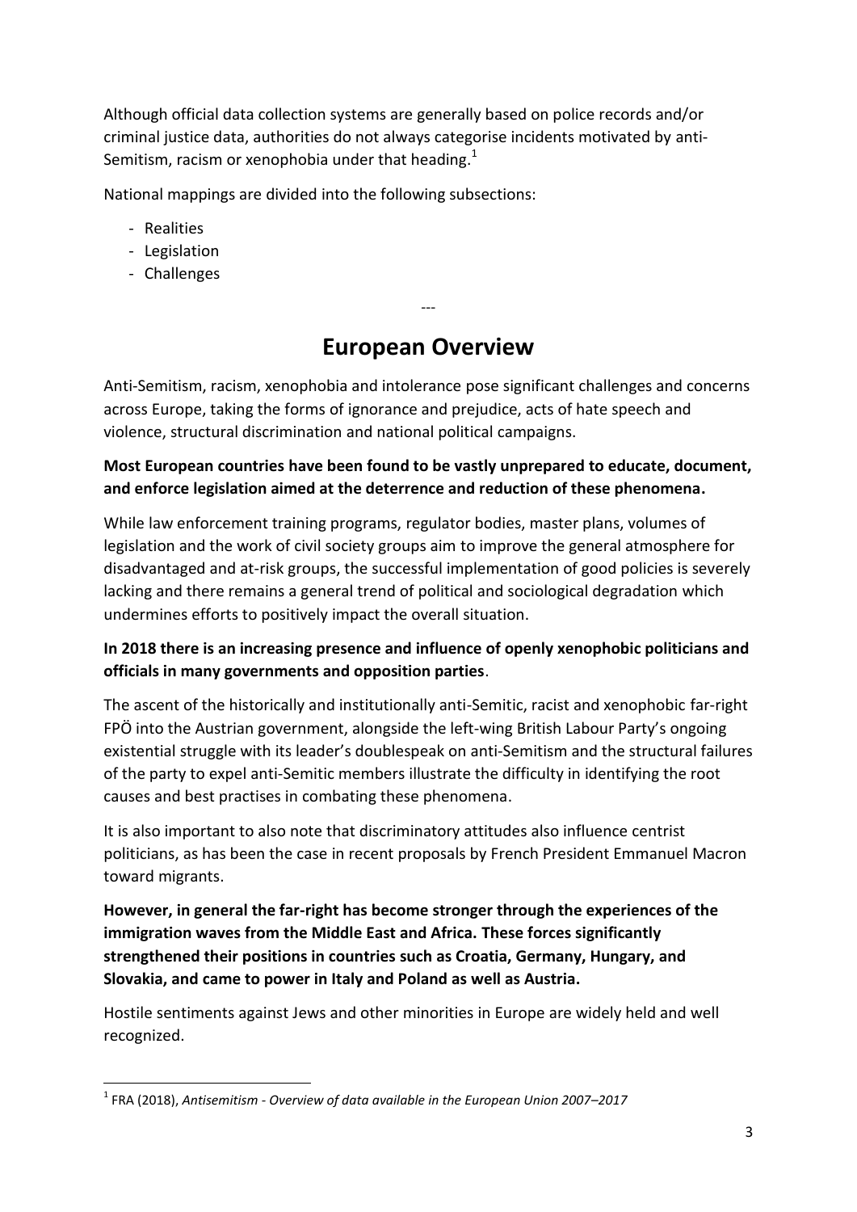Although official data collection systems are generally based on police records and/or criminal justice data, authorities do not always categorise incidents motivated by anti-Semitism, racism or xenophobia under that heading.[1]

National mappings are divided into the following subsections:

- Realities
- Legislation
- Challenges

---

# European Overview

Anti-Semitism, racism, xenophobia and intolerance pose significant challenges and concerns across Europe, taking the forms of ignorance and prejudice, acts of hate speech and violence, structural discrimination and national political campaigns.

**Most European countries have been found to be vastly unprepared to educate, document, and enforce legislation aimed at the deterrence and reduction of these phenomena.**

While law enforcement training programs, regulator bodies, master plans, volumes of legislation and the work of civil society groups aim to improve the general atmosphere for disadvantaged and at-risk groups, the successful implementation of good policies is severely lacking and there remains a general trend of political and sociological degradation which undermines efforts to positively impact the overall situation.

**In 2018 there is an increasing presence and influence of openly xenophobic politicians and officials in many governments and opposition parties**.

The ascent of the historically and institutionally anti-Semitic, racist and xenophobic far-right FPÖ into the Austrian government, alongside the left-wing British Labour Party's ongoing existential struggle with its leader's doublespeak on anti-Semitism and the structural failures of the party to expel anti-Semitic members illustrate the difficulty in identifying the root causes and best practises in combating these phenomena.

It is also important to also note that discriminatory attitudes also influence centrist politicians, as has been the case in recent proposals by French President Emmanuel Macron toward migrants.

**However, in general the far-right has become stronger through the experiences of the immigration waves from the Middle East and Africa. These forces significantly strengthened their positions in countries such as Croatia, Germany, Hungary, and Slovakia, and came to power in Italy and Poland as well as Austria.**

Hostile sentiments against Jews and other minorities in Europe are widely held and well recognized.

---

[1] FRA (2018), *Antisemitism - Overview of data available in the European Union 2007–2017*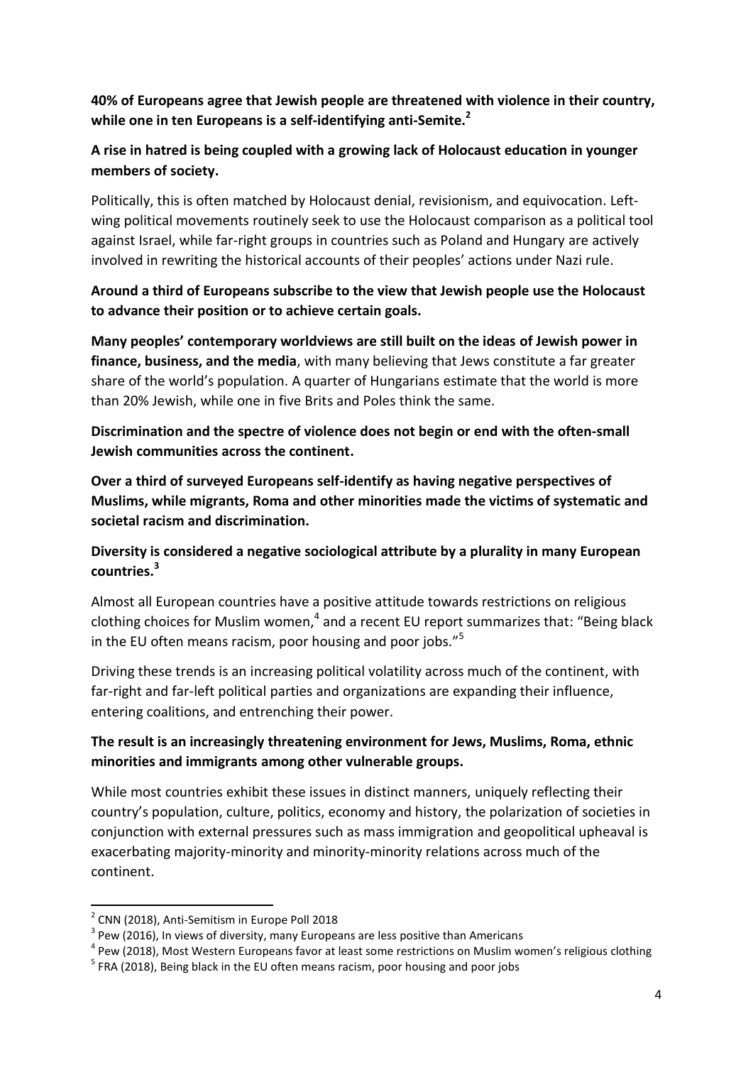**40% of Europeans agree that Jewish people are threatened with violence in their country, while one in ten Europeans is a self-identifying anti-Semite.[2]**

**A rise in hatred is being coupled with a growing lack of Holocaust education in younger members of society.**

Politically, this is often matched by Holocaust denial, revisionism, and equivocation. Left-wing political movements routinely seek to use the Holocaust comparison as a political tool against Israel, while far-right groups in countries such as Poland and Hungary are actively involved in rewriting the historical accounts of their peoples' actions under Nazi rule.

**Around a third of Europeans subscribe to the view that Jewish people use the Holocaust to advance their position or to achieve certain goals.**

**Many peoples' contemporary worldviews are still built on the ideas of Jewish power in finance, business, and the media**, with many believing that Jews constitute a far greater share of the world's population. A quarter of Hungarians estimate that the world is more than 20% Jewish, while one in five Brits and Poles think the same.

**Discrimination and the spectre of violence does not begin or end with the often-small Jewish communities across the continent.**

**Over a third of surveyed Europeans self-identify as having negative perspectives of Muslims, while migrants, Roma and other minorities made the victims of systematic and societal racism and discrimination.**

**Diversity is considered a negative sociological attribute by a plurality in many European countries.[3]**

Almost all European countries have a positive attitude towards restrictions on religious clothing choices for Muslim women,[4] and a recent EU report summarizes that: "Being black in the EU often means racism, poor housing and poor jobs."[5]

Driving these trends is an increasing political volatility across much of the continent, with far-right and far-left political parties and organizations are expanding their influence, entering coalitions, and entrenching their power.

**The result is an increasingly threatening environment for Jews, Muslims, Roma, ethnic minorities and immigrants among other vulnerable groups.**

While most countries exhibit these issues in distinct manners, uniquely reflecting their country's population, culture, politics, economy and history, the polarization of societies in conjunction with external pressures such as mass immigration and geopolitical upheaval is exacerbating majority-minority and minority-minority relations across much of the continent.

---

[2] CNN (2018), Anti-Semitism in Europe Poll 2018

[3] Pew (2016), In views of diversity, many Europeans are less positive than Americans

[4] Pew (2018), Most Western Europeans favor at least some restrictions on Muslim women's religious clothing

[5] FRA (2018), Being black in the EU often means racism, poor housing and poor jobs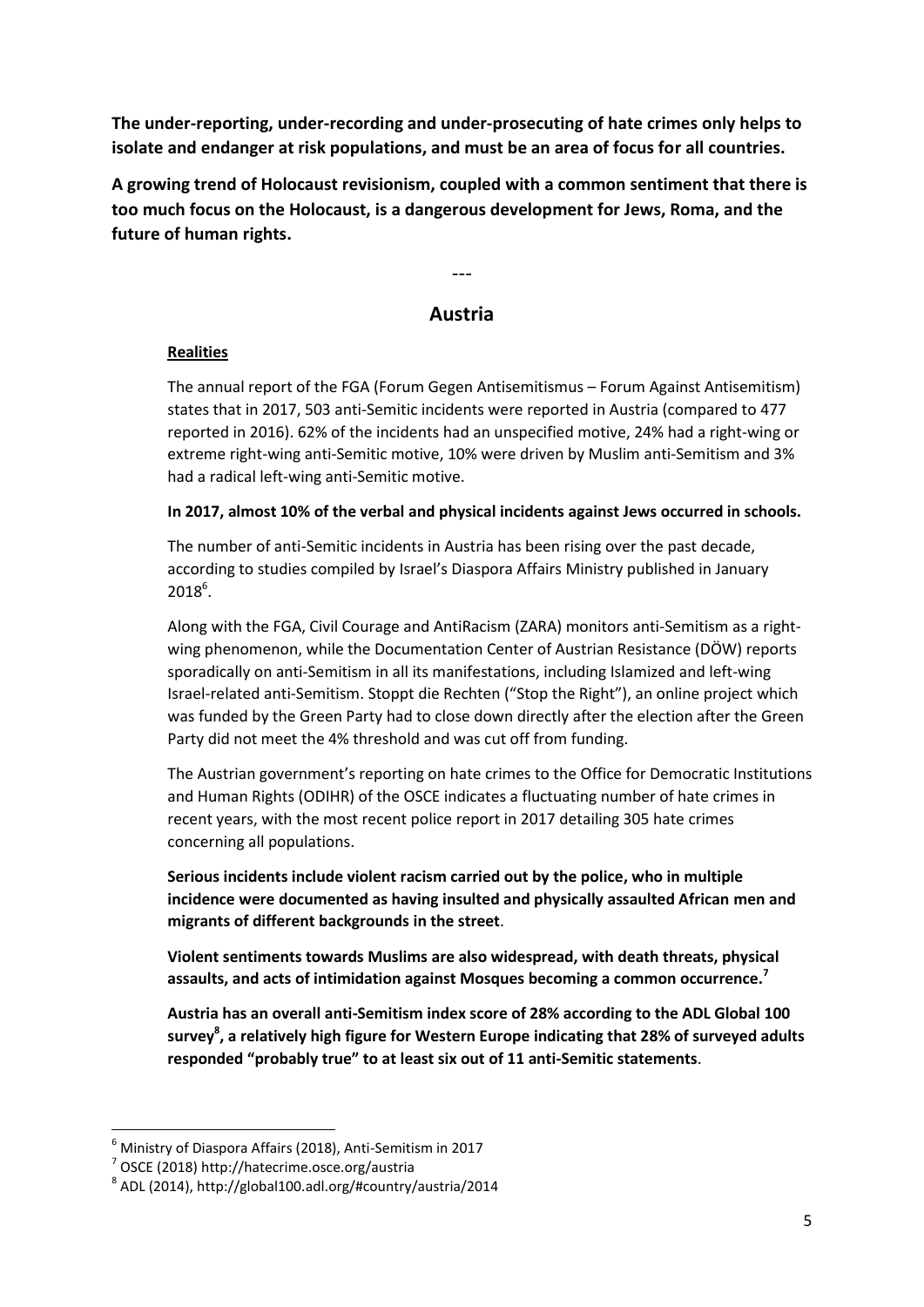**The under-reporting, under-recording and under-prosecuting of hate crimes only helps to isolate and endanger at risk populations, and must be an area of focus for all countries.**

**A growing trend of Holocaust revisionism, coupled with a common sentiment that there is too much focus on the Holocaust, is a dangerous development for Jews, Roma, and the future of human rights.**

---

## Austria

**Realities**

The annual report of the FGA (Forum Gegen Antisemitismus – Forum Against Antisemitism) states that in 2017, 503 anti-Semitic incidents were reported in Austria (compared to 477 reported in 2016). 62% of the incidents had an unspecified motive, 24% had a right-wing or extreme right-wing anti-Semitic motive, 10% were driven by Muslim anti-Semitism and 3% had a radical left-wing anti-Semitic motive.

**In 2017, almost 10% of the verbal and physical incidents against Jews occurred in schools.**

The number of anti-Semitic incidents in Austria has been rising over the past decade, according to studies compiled by Israel's Diaspora Affairs Ministry published in January 2018[6].

Along with the FGA, Civil Courage and AntiRacism (ZARA) monitors anti-Semitism as a right-wing phenomenon, while the Documentation Center of Austrian Resistance (DÖW) reports sporadically on anti-Semitism in all its manifestations, including Islamized and left-wing Israel-related anti-Semitism. Stoppt die Rechten ("Stop the Right"), an online project which was funded by the Green Party had to close down directly after the election after the Green Party did not meet the 4% threshold and was cut off from funding.

The Austrian government's reporting on hate crimes to the Office for Democratic Institutions and Human Rights (ODIHR) of the OSCE indicates a fluctuating number of hate crimes in recent years, with the most recent police report in 2017 detailing 305 hate crimes concerning all populations.

**Serious incidents include violent racism carried out by the police, who in multiple incidence were documented as having insulted and physically assaulted African men and migrants of different backgrounds in the street**.

**Violent sentiments towards Muslims are also widespread, with death threats, physical assaults, and acts of intimidation against Mosques becoming a common occurrence.[7]**

**Austria has an overall anti-Semitism index score of 28% according to the ADL Global 100 survey[8], a relatively high figure for Western Europe indicating that 28% of surveyed adults responded "probably true" to at least six out of 11 anti-Semitic statements**.

---

[6] Ministry of Diaspora Affairs (2018), Anti-Semitism in 2017

[7] OSCE (2018) http://hatecrime.osce.org/austria

[8] ADL (2014), http://global100.adl.org/#country/austria/2014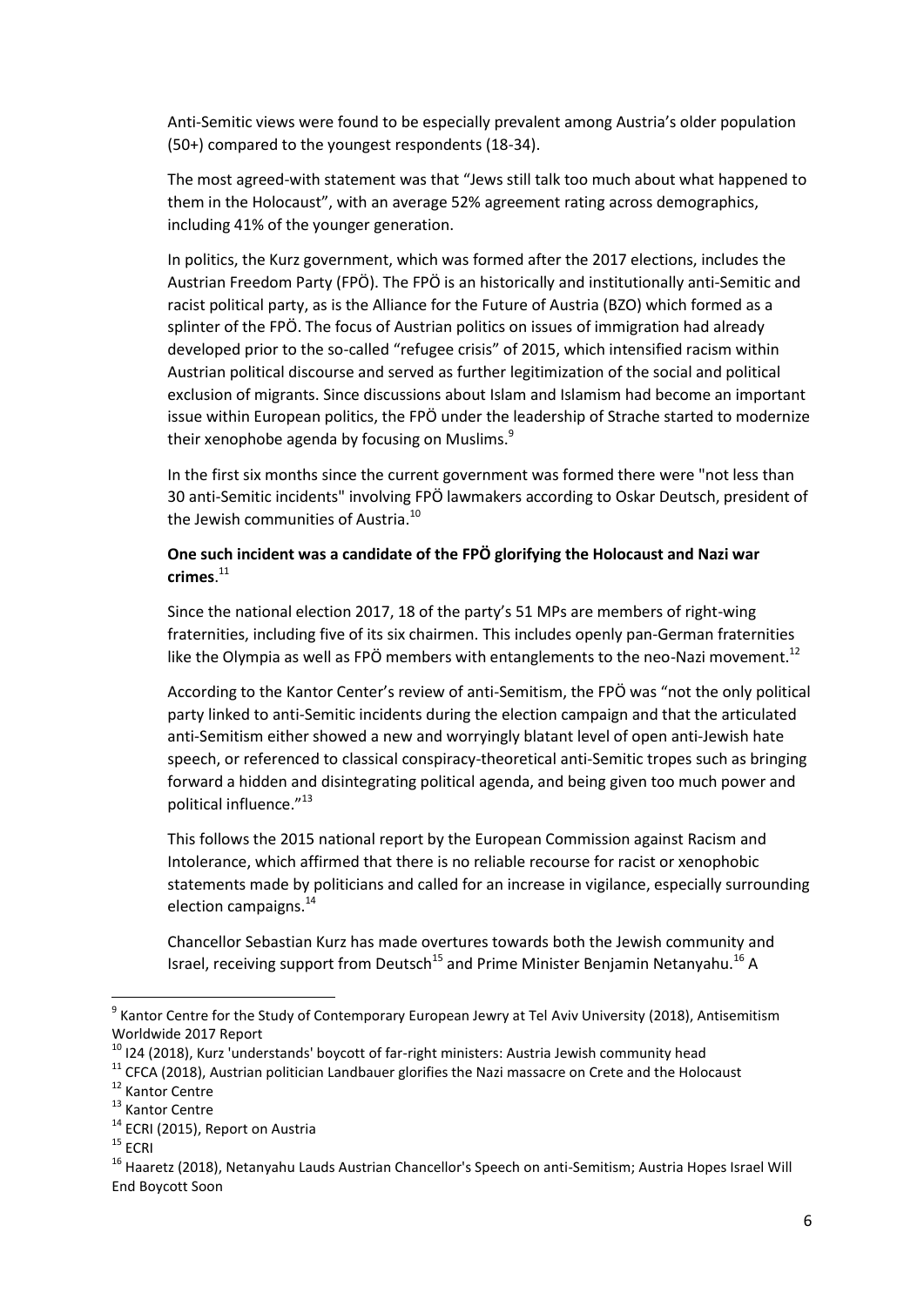Anti-Semitic views were found to be especially prevalent among Austria's older population (50+) compared to the youngest respondents (18-34).

The most agreed-with statement was that "Jews still talk too much about what happened to them in the Holocaust", with an average 52% agreement rating across demographics, including 41% of the younger generation.

In politics, the Kurz government, which was formed after the 2017 elections, includes the Austrian Freedom Party (FPÖ). The FPÖ is an historically and institutionally anti-Semitic and racist political party, as is the Alliance for the Future of Austria (BZO) which formed as a splinter of the FPÖ. The focus of Austrian politics on issues of immigration had already developed prior to the so-called "refugee crisis" of 2015, which intensified racism within Austrian political discourse and served as further legitimization of the social and political exclusion of migrants. Since discussions about Islam and Islamism had become an important issue within European politics, the FPÖ under the leadership of Strache started to modernize their xenophobe agenda by focusing on Muslims.[9]

In the first six months since the current government was formed there were "not less than 30 anti-Semitic incidents" involving FPÖ lawmakers according to Oskar Deutsch, president of the Jewish communities of Austria.[10]

**One such incident was a candidate of the FPÖ glorifying the Holocaust and Nazi war crimes**.[11]

Since the national election 2017, 18 of the party's 51 MPs are members of right-wing fraternities, including five of its six chairmen. This includes openly pan-German fraternities like the Olympia as well as FPÖ members with entanglements to the neo-Nazi movement.[12]

According to the Kantor Center's review of anti-Semitism, the FPÖ was "not the only political party linked to anti-Semitic incidents during the election campaign and that the articulated anti-Semitism either showed a new and worryingly blatant level of open anti-Jewish hate speech, or referenced to classical conspiracy-theoretical anti-Semitic tropes such as bringing forward a hidden and disintegrating political agenda, and being given too much power and political influence."[13]

This follows the 2015 national report by the European Commission against Racism and Intolerance, which affirmed that there is no reliable recourse for racist or xenophobic statements made by politicians and called for an increase in vigilance, especially surrounding election campaigns.[14]

Chancellor Sebastian Kurz has made overtures towards both the Jewish community and Israel, receiving support from Deutsch[15] and Prime Minister Benjamin Netanyahu.[16] A

---

[9] Kantor Centre for the Study of Contemporary European Jewry at Tel Aviv University (2018), Antisemitism Worldwide 2017 Report

[10] I24 (2018), Kurz 'understands' boycott of far-right ministers: Austria Jewish community head

[11] CFCA (2018), Austrian politician Landbauer glorifies the Nazi massacre on Crete and the Holocaust

[12] Kantor Centre

[13] Kantor Centre

[14] ECRI (2015), Report on Austria

[15] ECRI

[16] Haaretz (2018), Netanyahu Lauds Austrian Chancellor's Speech on anti-Semitism; Austria Hopes Israel Will End Boycott Soon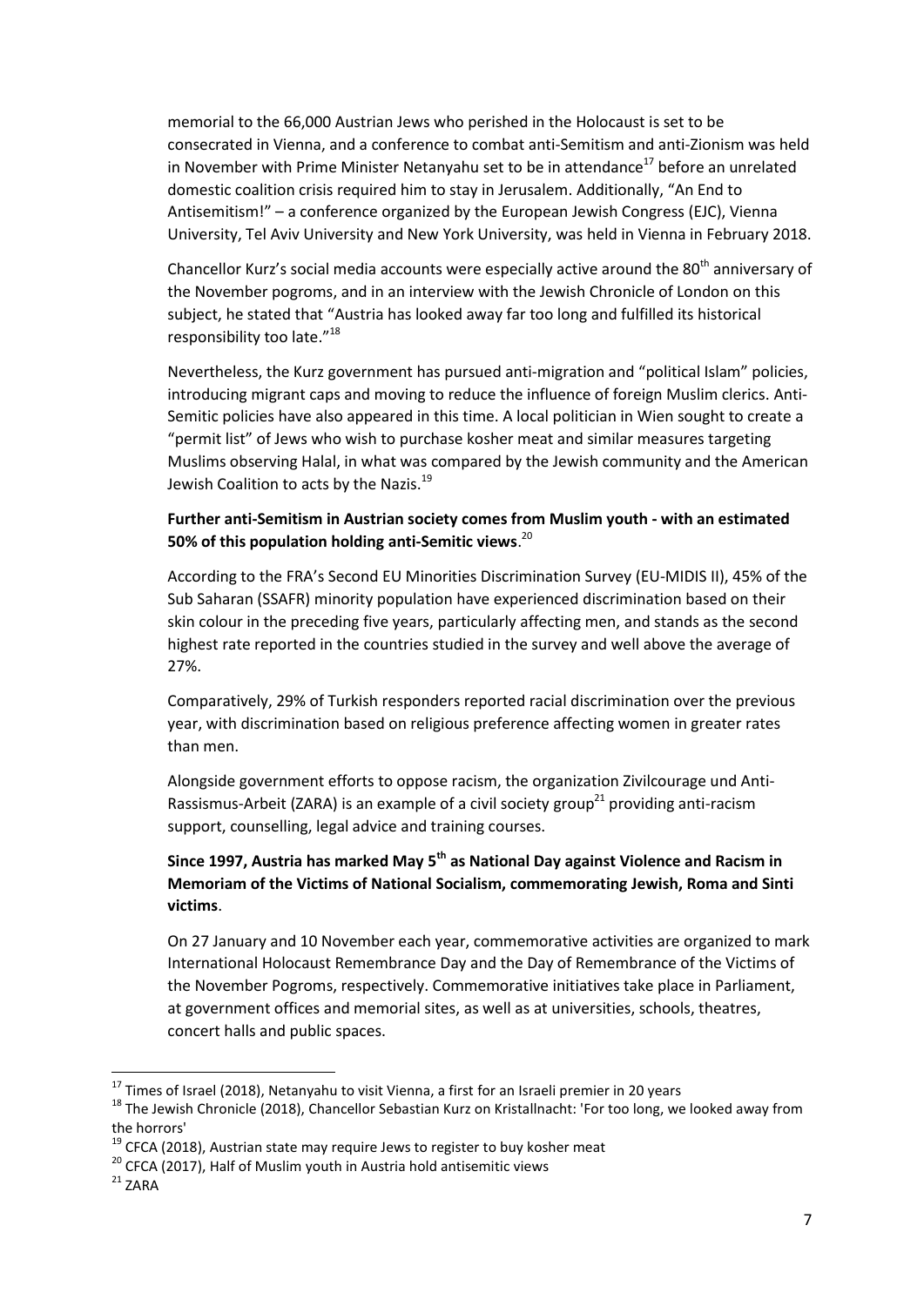memorial to the 66,000 Austrian Jews who perished in the Holocaust is set to be consecrated in Vienna, and a conference to combat anti-Semitism and anti-Zionism was held in November with Prime Minister Netanyahu set to be in attendance[17] before an unrelated domestic coalition crisis required him to stay in Jerusalem. Additionally, "An End to Antisemitism!" – a conference organized by the European Jewish Congress (EJC), Vienna University, Tel Aviv University and New York University, was held in Vienna in February 2018.

Chancellor Kurz's social media accounts were especially active around the 80th anniversary of the November pogroms, and in an interview with the Jewish Chronicle of London on this subject, he stated that "Austria has looked away far too long and fulfilled its historical responsibility too late."[18]

Nevertheless, the Kurz government has pursued anti-migration and "political Islam" policies, introducing migrant caps and moving to reduce the influence of foreign Muslim clerics. Anti-Semitic policies have also appeared in this time. A local politician in Wien sought to create a "permit list" of Jews who wish to purchase kosher meat and similar measures targeting Muslims observing Halal, in what was compared by the Jewish community and the American Jewish Coalition to acts by the Nazis.[19]

**Further anti-Semitism in Austrian society comes from Muslim youth - with an estimated 50% of this population holding anti-Semitic views**.[20]

According to the FRA's Second EU Minorities Discrimination Survey (EU-MIDIS II), 45% of the Sub Saharan (SSAFR) minority population have experienced discrimination based on their skin colour in the preceding five years, particularly affecting men, and stands as the second highest rate reported in the countries studied in the survey and well above the average of 27%.

Comparatively, 29% of Turkish responders reported racial discrimination over the previous year, with discrimination based on religious preference affecting women in greater rates than men.

Alongside government efforts to oppose racism, the organization Zivilcourage und Anti-Rassismus-Arbeit (ZARA) is an example of a civil society group[21] providing anti-racism support, counselling, legal advice and training courses.

**Since 1997, Austria has marked May 5th as National Day against Violence and Racism in Memoriam of the Victims of National Socialism, commemorating Jewish, Roma and Sinti victims**.

On 27 January and 10 November each year, commemorative activities are organized to mark International Holocaust Remembrance Day and the Day of Remembrance of the Victims of the November Pogroms, respectively. Commemorative initiatives take place in Parliament, at government offices and memorial sites, as well as at universities, schools, theatres, concert halls and public spaces.

---

[17] Times of Israel (2018), Netanyahu to visit Vienna, a first for an Israeli premier in 20 years

[18] The Jewish Chronicle (2018), Chancellor Sebastian Kurz on Kristallnacht: 'For too long, we looked away from the horrors'

[19] CFCA (2018), Austrian state may require Jews to register to buy kosher meat

[20] CFCA (2017), Half of Muslim youth in Austria hold antisemitic views

[21] ZARA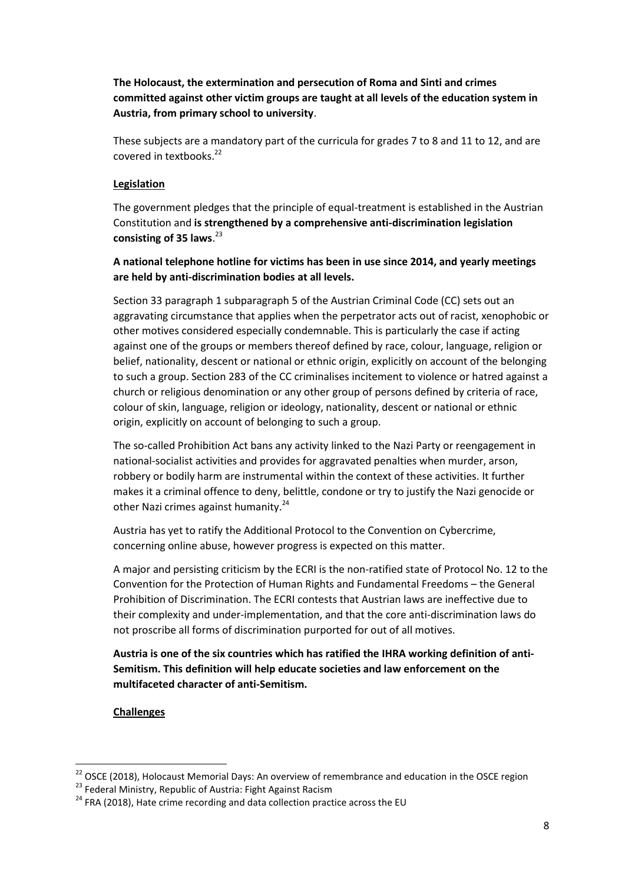**The Holocaust, the extermination and persecution of Roma and Sinti and crimes committed against other victim groups are taught at all levels of the education system in Austria, from primary school to university**.

These subjects are a mandatory part of the curricula for grades 7 to 8 and 11 to 12, and are covered in textbooks.[22]

**Legislation**

The government pledges that the principle of equal-treatment is established in the Austrian Constitution and **is strengthened by a comprehensive anti-discrimination legislation consisting of 35 laws**.[23]

**A national telephone hotline for victims has been in use since 2014, and yearly meetings are held by anti-discrimination bodies at all levels.**

Section 33 paragraph 1 subparagraph 5 of the Austrian Criminal Code (CC) sets out an aggravating circumstance that applies when the perpetrator acts out of racist, xenophobic or other motives considered especially condemnable. This is particularly the case if acting against one of the groups or members thereof defined by race, colour, language, religion or belief, nationality, descent or national or ethnic origin, explicitly on account of the belonging to such a group. Section 283 of the CC criminalises incitement to violence or hatred against a church or religious denomination or any other group of persons defined by criteria of race, colour of skin, language, religion or ideology, nationality, descent or national or ethnic origin, explicitly on account of belonging to such a group.

The so-called Prohibition Act bans any activity linked to the Nazi Party or reengagement in national-socialist activities and provides for aggravated penalties when murder, arson, robbery or bodily harm are instrumental within the context of these activities. It further makes it a criminal offence to deny, belittle, condone or try to justify the Nazi genocide or other Nazi crimes against humanity.[24]

Austria has yet to ratify the Additional Protocol to the Convention on Cybercrime, concerning online abuse, however progress is expected on this matter.

A major and persisting criticism by the ECRI is the non-ratified state of Protocol No. 12 to the Convention for the Protection of Human Rights and Fundamental Freedoms – the General Prohibition of Discrimination. The ECRI contests that Austrian laws are ineffective due to their complexity and under-implementation, and that the core anti-discrimination laws do not proscribe all forms of discrimination purported for out of all motives.

**Austria is one of the six countries which has ratified the IHRA working definition of anti-Semitism. This definition will help educate societies and law enforcement on the multifaceted character of anti-Semitism.**

**Challenges**

---

[22] OSCE (2018), Holocaust Memorial Days: An overview of remembrance and education in the OSCE region

[23] Federal Ministry, Republic of Austria: Fight Against Racism

[24] FRA (2018), Hate crime recording and data collection practice across the EU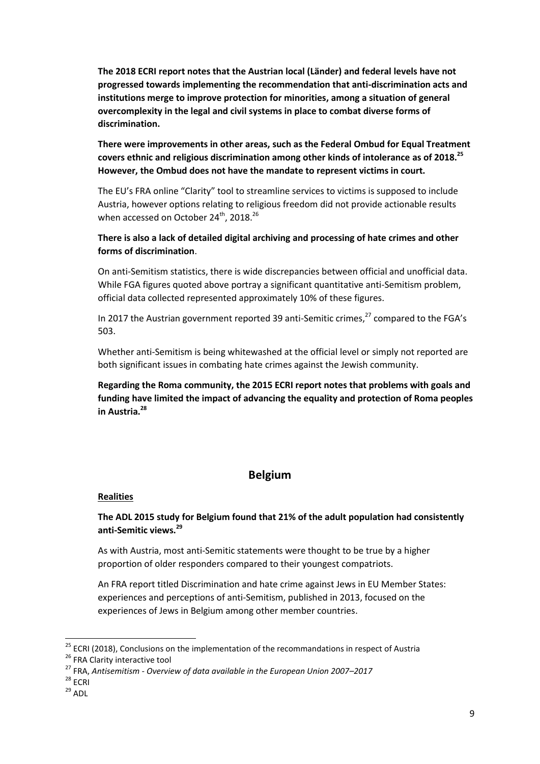**The 2018 ECRI report notes that the Austrian local (Länder) and federal levels have not progressed towards implementing the recommendation that anti-discrimination acts and institutions merge to improve protection for minorities, among a situation of general overcomplexity in the legal and civil systems in place to combat diverse forms of discrimination.**

**There were improvements in other areas, such as the Federal Ombud for Equal Treatment covers ethnic and religious discrimination among other kinds of intolerance as of 2018.[25] However, the Ombud does not have the mandate to represent victims in court.**

The EU's FRA online "Clarity" tool to streamline services to victims is supposed to include Austria, however options relating to religious freedom did not provide actionable results when accessed on October 24th, 2018.[26]

**There is also a lack of detailed digital archiving and processing of hate crimes and other forms of discrimination**.

On anti-Semitism statistics, there is wide discrepancies between official and unofficial data. While FGA figures quoted above portray a significant quantitative anti-Semitism problem, official data collected represented approximately 10% of these figures.

In 2017 the Austrian government reported 39 anti-Semitic crimes,[27] compared to the FGA's 503.

Whether anti-Semitism is being whitewashed at the official level or simply not reported are both significant issues in combating hate crimes against the Jewish community.

**Regarding the Roma community, the 2015 ECRI report notes that problems with goals and funding have limited the impact of advancing the equality and protection of Roma peoples in Austria.[28]**

## Belgium

**Realities**

**The ADL 2015 study for Belgium found that 21% of the adult population had consistently anti-Semitic views.[29]**

As with Austria, most anti-Semitic statements were thought to be true by a higher proportion of older responders compared to their youngest compatriots.

An FRA report titled Discrimination and hate crime against Jews in EU Member States: experiences and perceptions of anti-Semitism, published in 2013, focused on the experiences of Jews in Belgium among other member countries.

---

[25] ECRI (2018), Conclusions on the implementation of the recommandations in respect of Austria

[26] FRA Clarity interactive tool

[27] FRA, *Antisemitism - Overview of data available in the European Union 2007–2017*

[28] ECRI

[29] ADL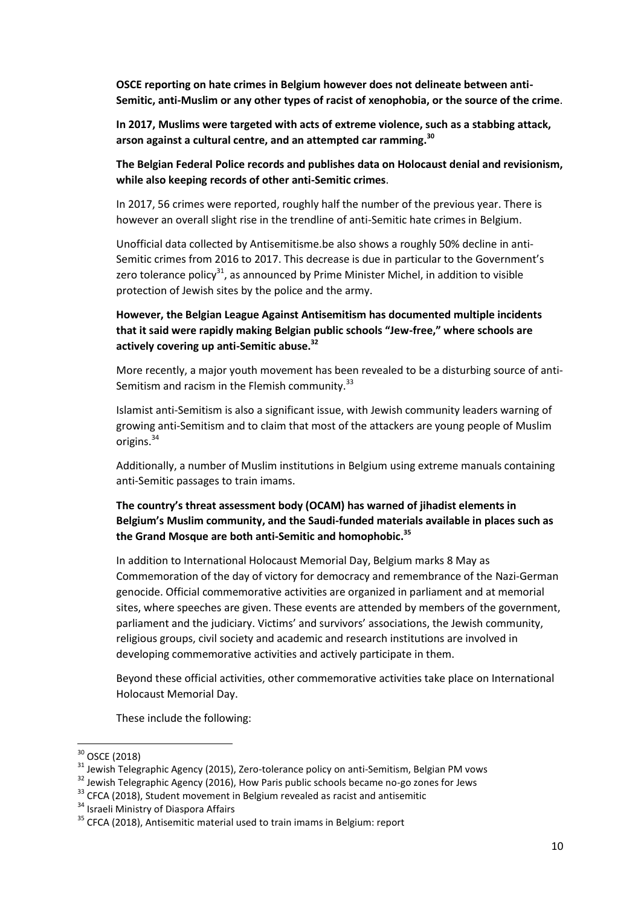**OSCE reporting on hate crimes in Belgium however does not delineate between anti-Semitic, anti-Muslim or any other types of racist of xenophobia, or the source of the crime**.

**In 2017, Muslims were targeted with acts of extreme violence, such as a stabbing attack, arson against a cultural centre, and an attempted car ramming.[30]**

**The Belgian Federal Police records and publishes data on Holocaust denial and revisionism, while also keeping records of other anti-Semitic crimes**.

In 2017, 56 crimes were reported, roughly half the number of the previous year. There is however an overall slight rise in the trendline of anti-Semitic hate crimes in Belgium.

Unofficial data collected by Antisemitisme.be also shows a roughly 50% decline in anti-Semitic crimes from 2016 to 2017. This decrease is due in particular to the Government's zero tolerance policy[31], as announced by Prime Minister Michel, in addition to visible protection of Jewish sites by the police and the army.

**However, the Belgian League Against Antisemitism has documented multiple incidents that it said were rapidly making Belgian public schools "Jew-free," where schools are actively covering up anti-Semitic abuse.[32]**

More recently, a major youth movement has been revealed to be a disturbing source of anti-Semitism and racism in the Flemish community.[33]

Islamist anti-Semitism is also a significant issue, with Jewish community leaders warning of growing anti-Semitism and to claim that most of the attackers are young people of Muslim origins.[34]

Additionally, a number of Muslim institutions in Belgium using extreme manuals containing anti-Semitic passages to train imams.

**The country's threat assessment body (OCAM) has warned of jihadist elements in Belgium's Muslim community, and the Saudi-funded materials available in places such as the Grand Mosque are both anti-Semitic and homophobic.[35]**

In addition to International Holocaust Memorial Day, Belgium marks 8 May as Commemoration of the day of victory for democracy and remembrance of the Nazi-German genocide. Official commemorative activities are organized in parliament and at memorial sites, where speeches are given. These events are attended by members of the government, parliament and the judiciary. Victims' and survivors' associations, the Jewish community, religious groups, civil society and academic and research institutions are involved in developing commemorative activities and actively participate in them.

Beyond these official activities, other commemorative activities take place on International Holocaust Memorial Day.

These include the following:

---

[30] OSCE (2018)

[31] Jewish Telegraphic Agency (2015), Zero-tolerance policy on anti-Semitism, Belgian PM vows

[32] Jewish Telegraphic Agency (2016), How Paris public schools became no-go zones for Jews

[33] CFCA (2018), Student movement in Belgium revealed as racist and antisemitic

[34] Israeli Ministry of Diaspora Affairs

[35] CFCA (2018), Antisemitic material used to train imams in Belgium: report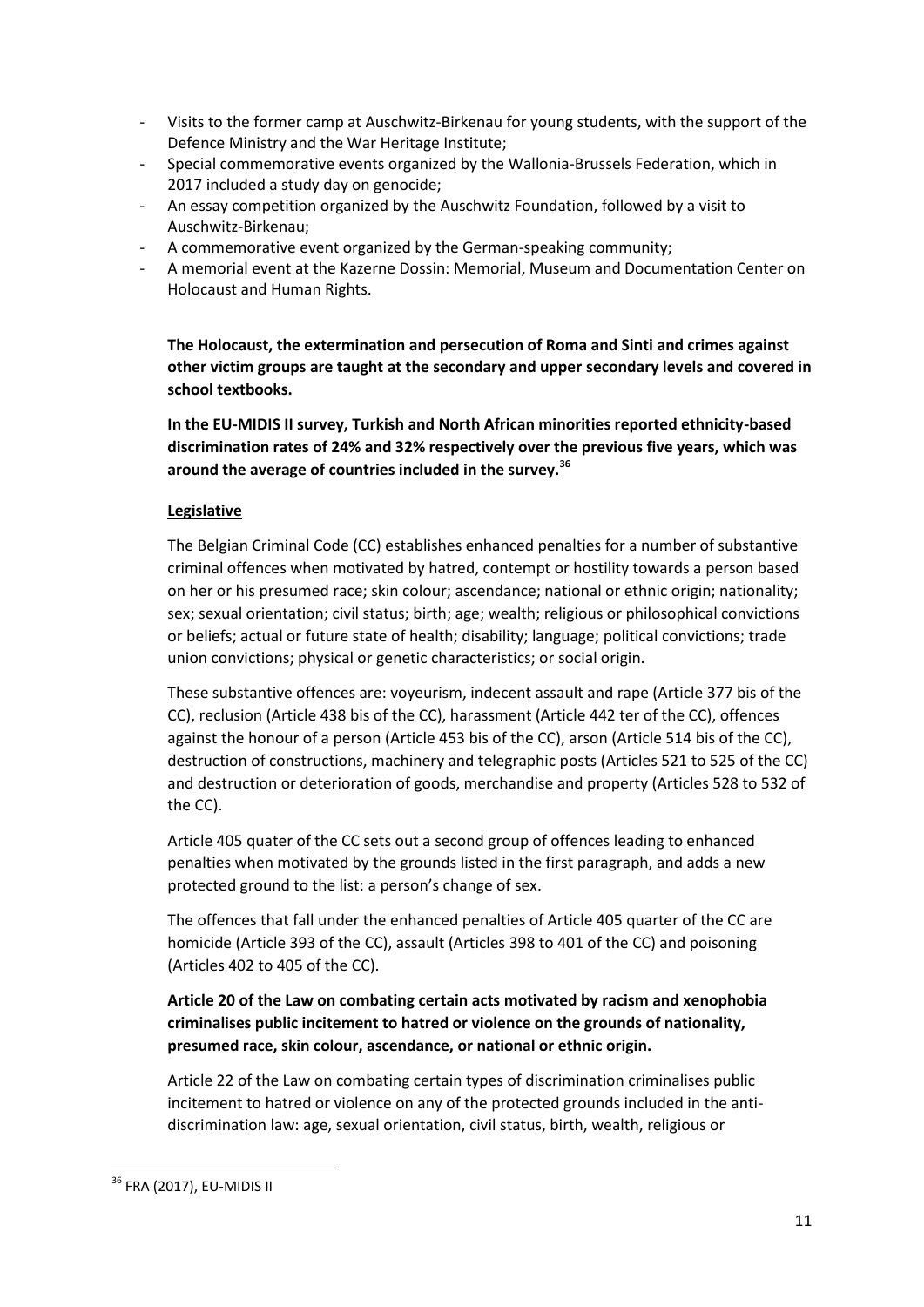- Visits to the former camp at Auschwitz-Birkenau for young students, with the support of the Defence Ministry and the War Heritage Institute;
- Special commemorative events organized by the Wallonia-Brussels Federation, which in 2017 included a study day on genocide;
- An essay competition organized by the Auschwitz Foundation, followed by a visit to Auschwitz-Birkenau;
- A commemorative event organized by the German-speaking community;
- A memorial event at the Kazerne Dossin: Memorial, Museum and Documentation Center on Holocaust and Human Rights.

**The Holocaust, the extermination and persecution of Roma and Sinti and crimes against other victim groups are taught at the secondary and upper secondary levels and covered in school textbooks.**

**In the EU-MIDIS II survey, Turkish and North African minorities reported ethnicity-based discrimination rates of 24% and 32% respectively over the previous five years, which was around the average of countries included in the survey.[36]**

**Legislative**

The Belgian Criminal Code (CC) establishes enhanced penalties for a number of substantive criminal offences when motivated by hatred, contempt or hostility towards a person based on her or his presumed race; skin colour; ascendance; national or ethnic origin; nationality; sex; sexual orientation; civil status; birth; age; wealth; religious or philosophical convictions or beliefs; actual or future state of health; disability; language; political convictions; trade union convictions; physical or genetic characteristics; or social origin.

These substantive offences are: voyeurism, indecent assault and rape (Article 377 bis of the CC), reclusion (Article 438 bis of the CC), harassment (Article 442 ter of the CC), offences against the honour of a person (Article 453 bis of the CC), arson (Article 514 bis of the CC), destruction of constructions, machinery and telegraphic posts (Articles 521 to 525 of the CC) and destruction or deterioration of goods, merchandise and property (Articles 528 to 532 of the CC).

Article 405 quater of the CC sets out a second group of offences leading to enhanced penalties when motivated by the grounds listed in the first paragraph, and adds a new protected ground to the list: a person's change of sex.

The offences that fall under the enhanced penalties of Article 405 quarter of the CC are homicide (Article 393 of the CC), assault (Articles 398 to 401 of the CC) and poisoning (Articles 402 to 405 of the CC).

**Article 20 of the Law on combating certain acts motivated by racism and xenophobia criminalises public incitement to hatred or violence on the grounds of nationality, presumed race, skin colour, ascendance, or national or ethnic origin.**

Article 22 of the Law on combating certain types of discrimination criminalises public incitement to hatred or violence on any of the protected grounds included in the anti-discrimination law: age, sexual orientation, civil status, birth, wealth, religious or

[36] FRA (2017), EU-MIDIS II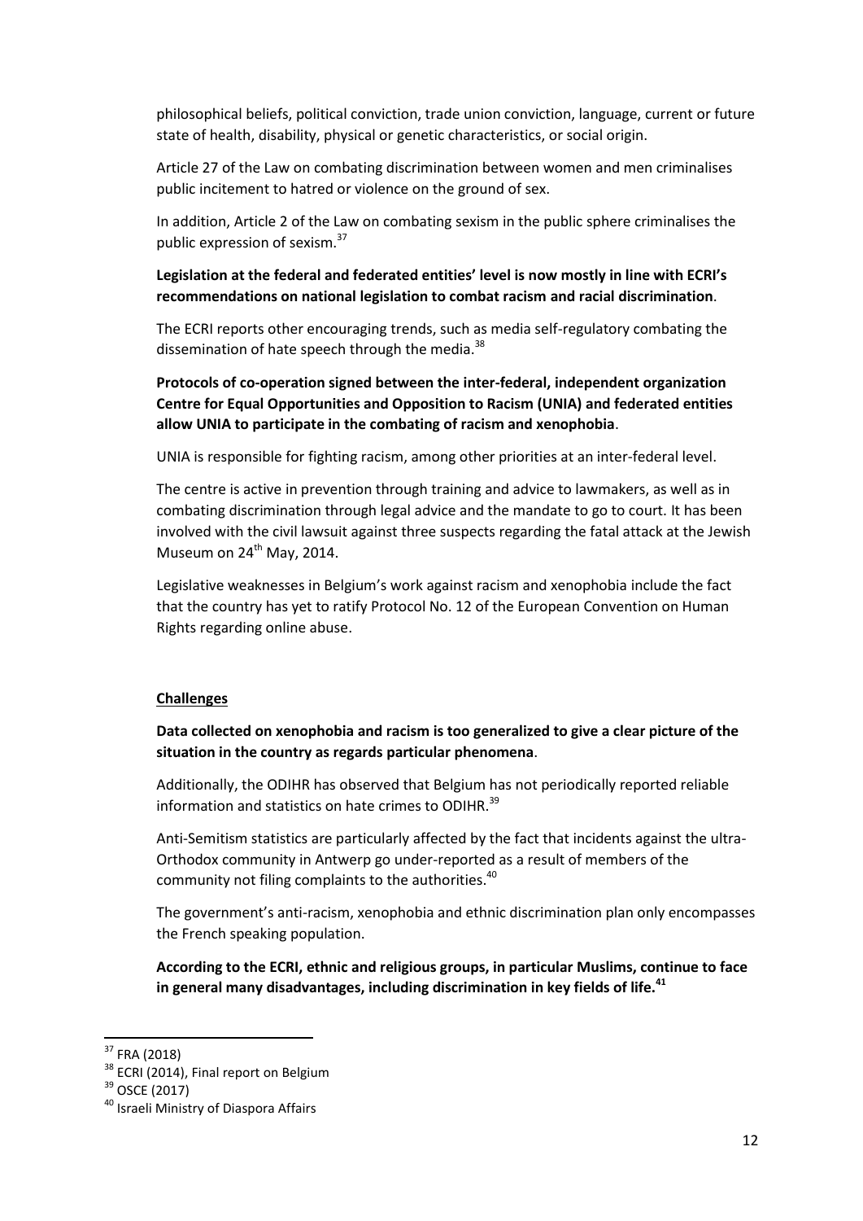philosophical beliefs, political conviction, trade union conviction, language, current or future state of health, disability, physical or genetic characteristics, or social origin.

Article 27 of the Law on combating discrimination between women and men criminalises public incitement to hatred or violence on the ground of sex.

In addition, Article 2 of the Law on combating sexism in the public sphere criminalises the public expression of sexism.[37]

**Legislation at the federal and federated entities' level is now mostly in line with ECRI's recommendations on national legislation to combat racism and racial discrimination**.

The ECRI reports other encouraging trends, such as media self-regulatory combating the dissemination of hate speech through the media.[38]

**Protocols of co-operation signed between the inter-federal, independent organization Centre for Equal Opportunities and Opposition to Racism (UNIA) and federated entities allow UNIA to participate in the combating of racism and xenophobia**.

UNIA is responsible for fighting racism, among other priorities at an inter-federal level.

The centre is active in prevention through training and advice to lawmakers, as well as in combating discrimination through legal advice and the mandate to go to court. It has been involved with the civil lawsuit against three suspects regarding the fatal attack at the Jewish Museum on 24th May, 2014.

Legislative weaknesses in Belgium's work against racism and xenophobia include the fact that the country has yet to ratify Protocol No. 12 of the European Convention on Human Rights regarding online abuse.

**Challenges**

**Data collected on xenophobia and racism is too generalized to give a clear picture of the situation in the country as regards particular phenomena**.

Additionally, the ODIHR has observed that Belgium has not periodically reported reliable information and statistics on hate crimes to ODIHR.[39]

Anti-Semitism statistics are particularly affected by the fact that incidents against the ultra-Orthodox community in Antwerp go under-reported as a result of members of the community not filing complaints to the authorities.[40]

The government's anti-racism, xenophobia and ethnic discrimination plan only encompasses the French speaking population.

**According to the ECRI, ethnic and religious groups, in particular Muslims, continue to face in general many disadvantages, including discrimination in key fields of life.[41]**

---

[37] FRA (2018)

[38] ECRI (2014), Final report on Belgium

[39] OSCE (2017)

[40] Israeli Ministry of Diaspora Affairs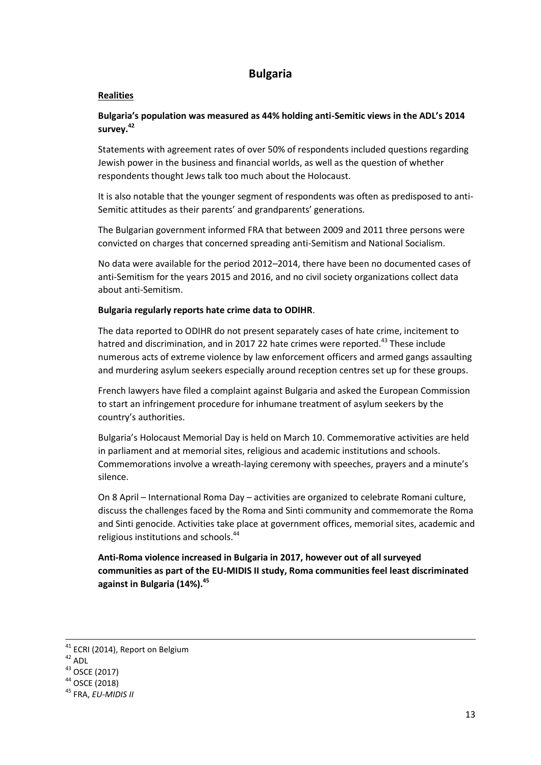# Bulgaria

**Realities**

**Bulgaria's population was measured as 44% holding anti-Semitic views in the ADL's 2014 survey.**[42]

Statements with agreement rates of over 50% of respondents included questions regarding Jewish power in the business and financial worlds, as well as the question of whether respondents thought Jews talk too much about the Holocaust.

It is also notable that the younger segment of respondents was often as predisposed to anti-Semitic attitudes as their parents' and grandparents' generations.

The Bulgarian government informed FRA that between 2009 and 2011 three persons were convicted on charges that concerned spreading anti-Semitism and National Socialism.

No data were available for the period 2012–2014, there have been no documented cases of anti-Semitism for the years 2015 and 2016, and no civil society organizations collect data about anti-Semitism.

**Bulgaria regularly reports hate crime data to ODIHR**.

The data reported to ODIHR do not present separately cases of hate crime, incitement to hatred and discrimination, and in 2017 22 hate crimes were reported.[43] These include numerous acts of extreme violence by law enforcement officers and armed gangs assaulting and murdering asylum seekers especially around reception centres set up for these groups.

French lawyers have filed a complaint against Bulgaria and asked the European Commission to start an infringement procedure for inhumane treatment of asylum seekers by the country's authorities.

Bulgaria's Holocaust Memorial Day is held on March 10. Commemorative activities are held in parliament and at memorial sites, religious and academic institutions and schools. Commemorations involve a wreath-laying ceremony with speeches, prayers and a minute's silence.

On 8 April – International Roma Day – activities are organized to celebrate Romani culture, discuss the challenges faced by the Roma and Sinti community and commemorate the Roma and Sinti genocide. Activities take place at government offices, memorial sites, academic and religious institutions and schools.[44]

**Anti-Roma violence increased in Bulgaria in 2017, however out of all surveyed communities as part of the EU-MIDIS II study, Roma communities feel least discriminated against in Bulgaria (14%).**[45]

---

[41] ECRI (2014), Report on Belgium

[42] ADL

[43] OSCE (2017)

[44] OSCE (2018)

[45] FRA, *EU-MIDIS II*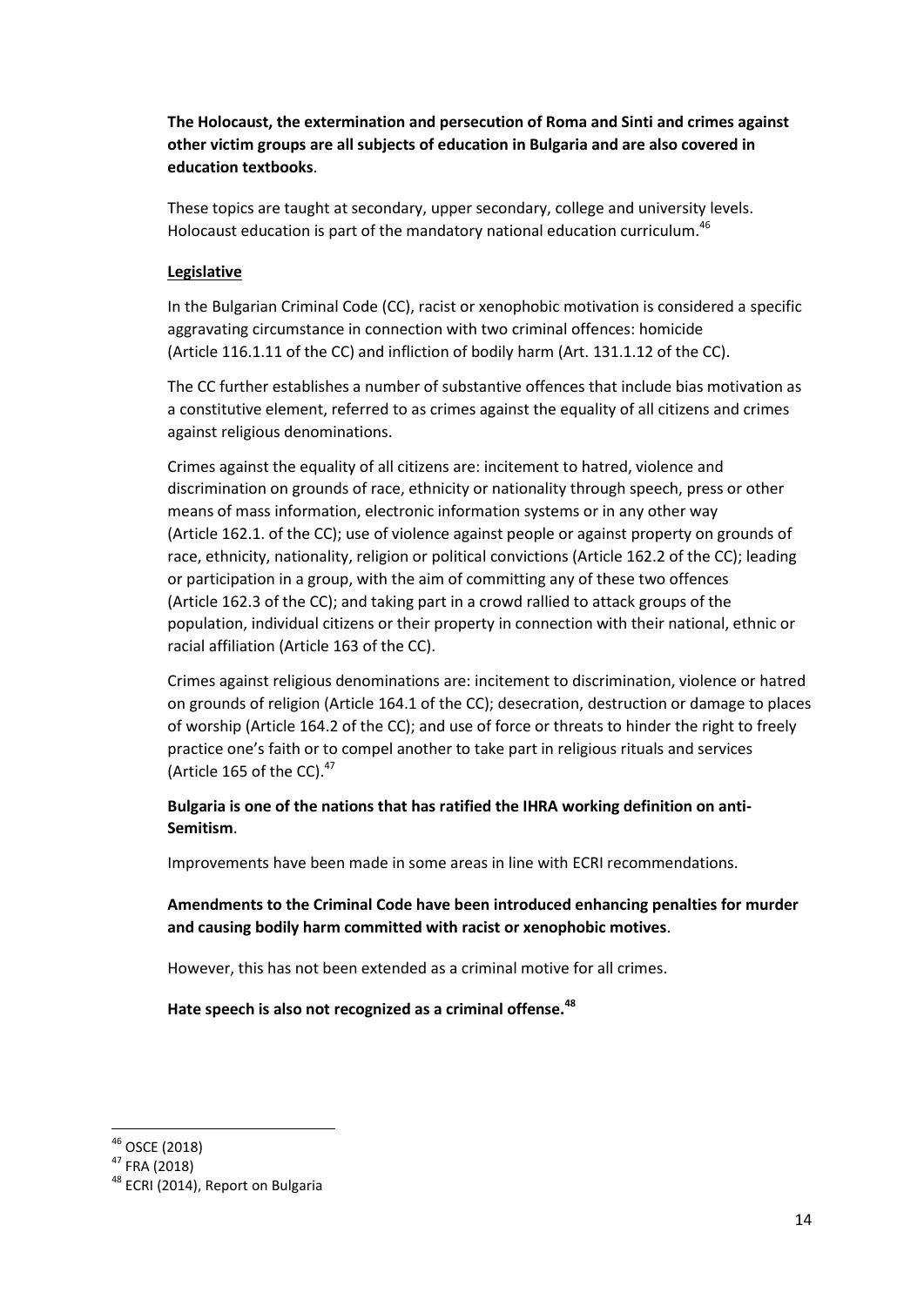**The Holocaust, the extermination and persecution of Roma and Sinti and crimes against other victim groups are all subjects of education in Bulgaria and are also covered in education textbooks**.

These topics are taught at secondary, upper secondary, college and university levels. Holocaust education is part of the mandatory national education curriculum.[46]

**Legislative**

In the Bulgarian Criminal Code (CC), racist or xenophobic motivation is considered a specific aggravating circumstance in connection with two criminal offences: homicide (Article 116.1.11 of the CC) and infliction of bodily harm (Art. 131.1.12 of the CC).

The CC further establishes a number of substantive offences that include bias motivation as a constitutive element, referred to as crimes against the equality of all citizens and crimes against religious denominations.

Crimes against the equality of all citizens are: incitement to hatred, violence and discrimination on grounds of race, ethnicity or nationality through speech, press or other means of mass information, electronic information systems or in any other way (Article 162.1. of the CC); use of violence against people or against property on grounds of race, ethnicity, nationality, religion or political convictions (Article 162.2 of the CC); leading or participation in a group, with the aim of committing any of these two offences (Article 162.3 of the CC); and taking part in a crowd rallied to attack groups of the population, individual citizens or their property in connection with their national, ethnic or racial affiliation (Article 163 of the CC).

Crimes against religious denominations are: incitement to discrimination, violence or hatred on grounds of religion (Article 164.1 of the CC); desecration, destruction or damage to places of worship (Article 164.2 of the CC); and use of force or threats to hinder the right to freely practice one's faith or to compel another to take part in religious rituals and services (Article 165 of the CC).[47]

**Bulgaria is one of the nations that has ratified the IHRA working definition on anti-Semitism**.

Improvements have been made in some areas in line with ECRI recommendations.

**Amendments to the Criminal Code have been introduced enhancing penalties for murder and causing bodily harm committed with racist or xenophobic motives**.

However, this has not been extended as a criminal motive for all crimes.

**Hate speech is also not recognized as a criminal offense.**[48]

---

[46] OSCE (2018)

[47] FRA (2018)

[48] ECRI (2014), Report on Bulgaria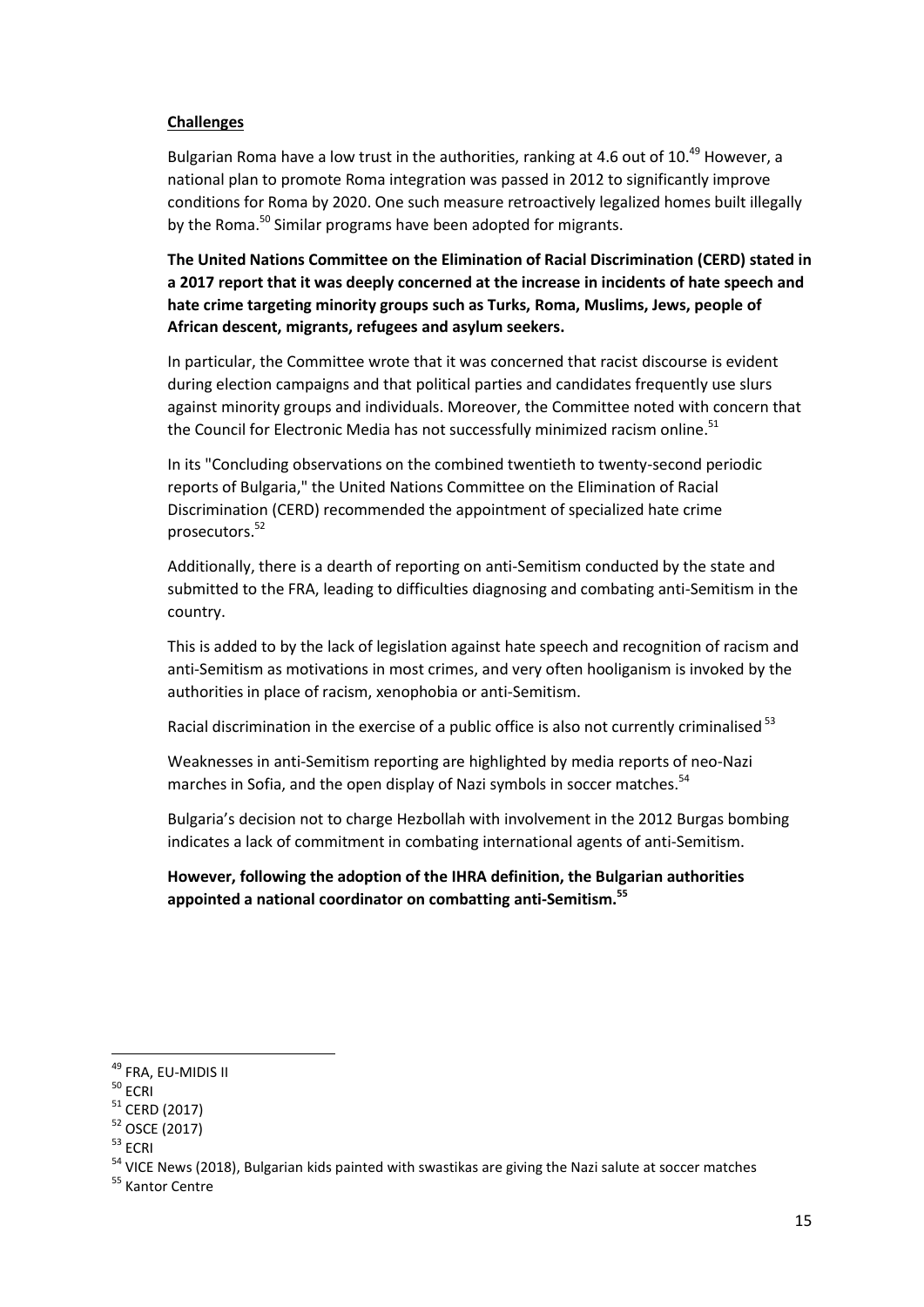**Challenges**

Bulgarian Roma have a low trust in the authorities, ranking at 4.6 out of 10.[49] However, a national plan to promote Roma integration was passed in 2012 to significantly improve conditions for Roma by 2020. One such measure retroactively legalized homes built illegally by the Roma.[50] Similar programs have been adopted for migrants.

**The United Nations Committee on the Elimination of Racial Discrimination (CERD) stated in a 2017 report that it was deeply concerned at the increase in incidents of hate speech and hate crime targeting minority groups such as Turks, Roma, Muslims, Jews, people of African descent, migrants, refugees and asylum seekers.**

In particular, the Committee wrote that it was concerned that racist discourse is evident during election campaigns and that political parties and candidates frequently use slurs against minority groups and individuals. Moreover, the Committee noted with concern that the Council for Electronic Media has not successfully minimized racism online.[51]

In its "Concluding observations on the combined twentieth to twenty-second periodic reports of Bulgaria," the United Nations Committee on the Elimination of Racial Discrimination (CERD) recommended the appointment of specialized hate crime prosecutors.[52]

Additionally, there is a dearth of reporting on anti-Semitism conducted by the state and submitted to the FRA, leading to difficulties diagnosing and combating anti-Semitism in the country.

This is added to by the lack of legislation against hate speech and recognition of racism and anti-Semitism as motivations in most crimes, and very often hooliganism is invoked by the authorities in place of racism, xenophobia or anti-Semitism.

Racial discrimination in the exercise of a public office is also not currently criminalised [53]

Weaknesses in anti-Semitism reporting are highlighted by media reports of neo-Nazi marches in Sofia, and the open display of Nazi symbols in soccer matches.[54]

Bulgaria's decision not to charge Hezbollah with involvement in the 2012 Burgas bombing indicates a lack of commitment in combating international agents of anti-Semitism.

**However, following the adoption of the IHRA definition, the Bulgarian authorities appointed a national coordinator on combatting anti-Semitism.[55]**

---

[49] FRA, EU-MIDIS II

[50] ECRI

[51] CERD (2017)

[52] OSCE (2017)

[53] ECRI

[54] VICE News (2018), Bulgarian kids painted with swastikas are giving the Nazi salute at soccer matches

[55] Kantor Centre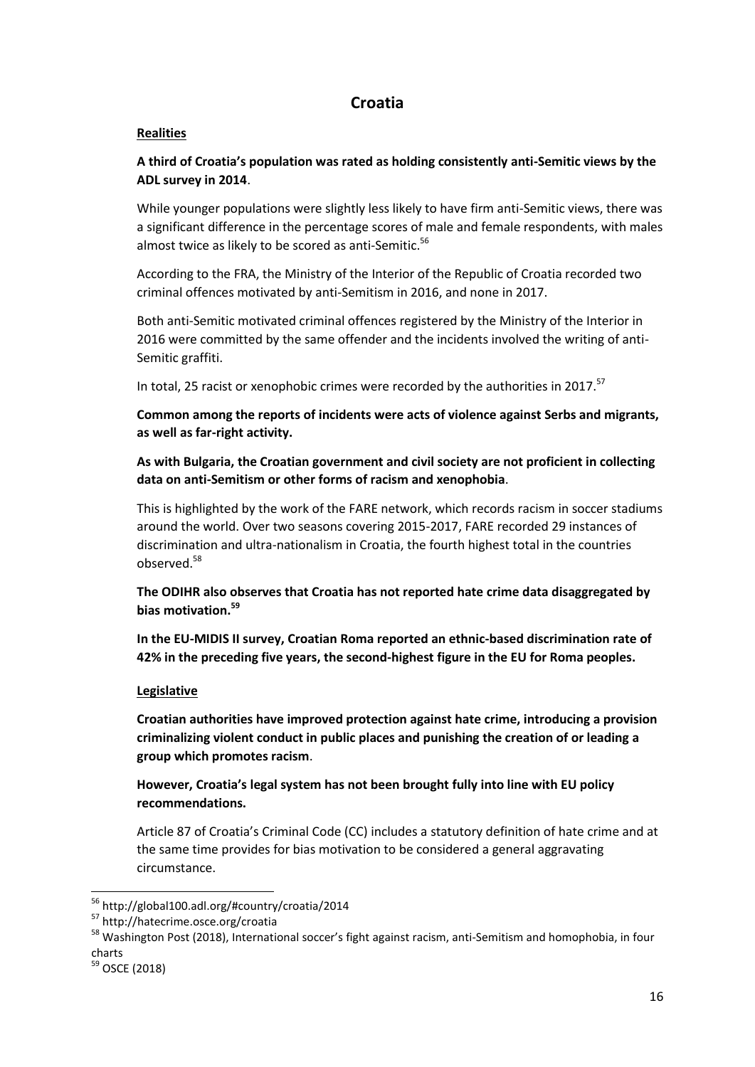## Croatia

**Realities**

**A third of Croatia's population was rated as holding consistently anti-Semitic views by the ADL survey in 2014**.

While younger populations were slightly less likely to have firm anti-Semitic views, there was a significant difference in the percentage scores of male and female respondents, with males almost twice as likely to be scored as anti-Semitic.[56]

According to the FRA, the Ministry of the Interior of the Republic of Croatia recorded two criminal offences motivated by anti-Semitism in 2016, and none in 2017.

Both anti-Semitic motivated criminal offences registered by the Ministry of the Interior in 2016 were committed by the same offender and the incidents involved the writing of anti-Semitic graffiti.

In total, 25 racist or xenophobic crimes were recorded by the authorities in 2017.[57]

**Common among the reports of incidents were acts of violence against Serbs and migrants, as well as far-right activity.**

**As with Bulgaria, the Croatian government and civil society are not proficient in collecting data on anti-Semitism or other forms of racism and xenophobia**.

This is highlighted by the work of the FARE network, which records racism in soccer stadiums around the world. Over two seasons covering 2015-2017, FARE recorded 29 instances of discrimination and ultra-nationalism in Croatia, the fourth highest total in the countries observed.[58]

**The ODIHR also observes that Croatia has not reported hate crime data disaggregated by bias motivation.[59]**

**In the EU-MIDIS II survey, Croatian Roma reported an ethnic-based discrimination rate of 42% in the preceding five years, the second-highest figure in the EU for Roma peoples.**

**Legislative**

**Croatian authorities have improved protection against hate crime, introducing a provision criminalizing violent conduct in public places and punishing the creation of or leading a group which promotes racism**.

**However, Croatia's legal system has not been brought fully into line with EU policy recommendations.**

Article 87 of Croatia's Criminal Code (CC) includes a statutory definition of hate crime and at the same time provides for bias motivation to be considered a general aggravating circumstance.

---

[56] http://global100.adl.org/#country/croatia/2014

[57] http://hatecrime.osce.org/croatia

[58] Washington Post (2018), International soccer's fight against racism, anti-Semitism and homophobia, in four charts

[59] OSCE (2018)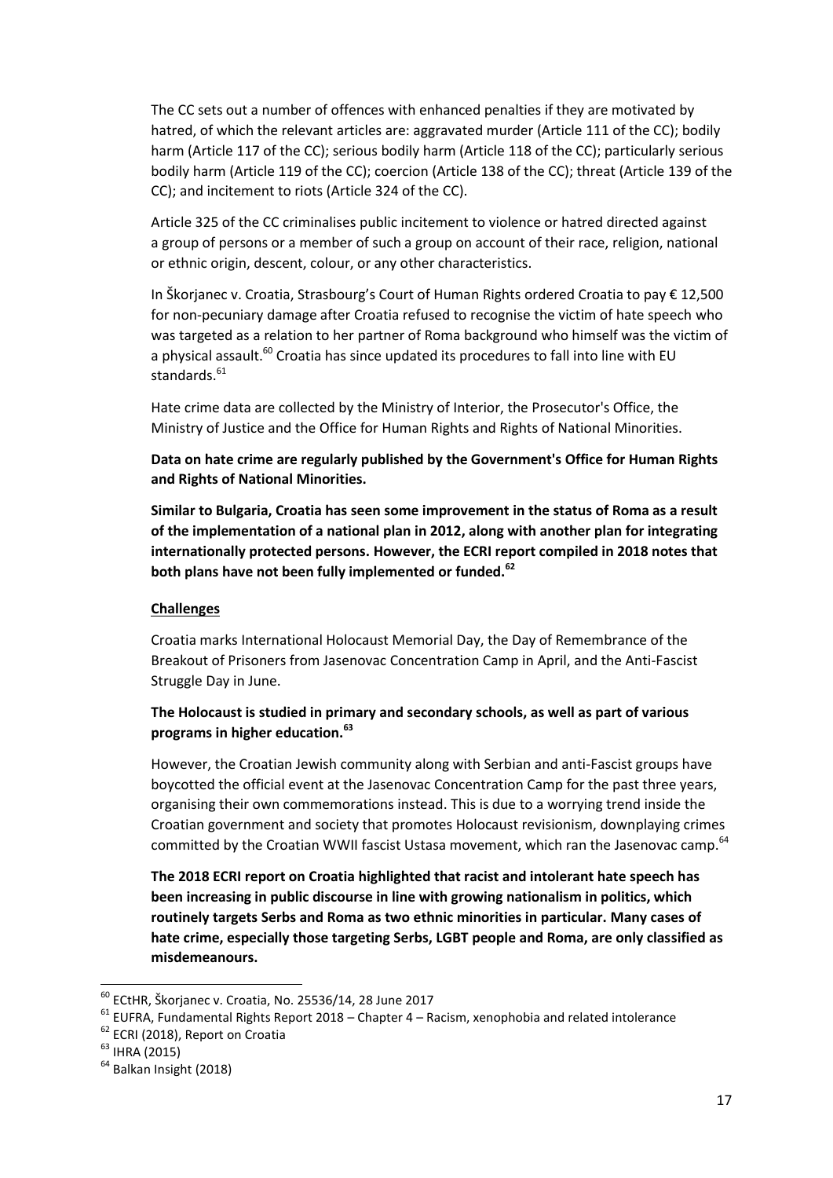The CC sets out a number of offences with enhanced penalties if they are motivated by hatred, of which the relevant articles are: aggravated murder (Article 111 of the CC); bodily harm (Article 117 of the CC); serious bodily harm (Article 118 of the CC); particularly serious bodily harm (Article 119 of the CC); coercion (Article 138 of the CC); threat (Article 139 of the CC); and incitement to riots (Article 324 of the CC).

Article 325 of the CC criminalises public incitement to violence or hatred directed against a group of persons or a member of such a group on account of their race, religion, national or ethnic origin, descent, colour, or any other characteristics.

In Škorjanec v. Croatia, Strasbourg's Court of Human Rights ordered Croatia to pay € 12,500 for non-pecuniary damage after Croatia refused to recognise the victim of hate speech who was targeted as a relation to her partner of Roma background who himself was the victim of a physical assault.[60] Croatia has since updated its procedures to fall into line with EU standards.[61]

Hate crime data are collected by the Ministry of Interior, the Prosecutor's Office, the Ministry of Justice and the Office for Human Rights and Rights of National Minorities.

**Data on hate crime are regularly published by the Government's Office for Human Rights and Rights of National Minorities.**

**Similar to Bulgaria, Croatia has seen some improvement in the status of Roma as a result of the implementation of a national plan in 2012, along with another plan for integrating internationally protected persons. However, the ECRI report compiled in 2018 notes that both plans have not been fully implemented or funded.[62]**

**Challenges**

Croatia marks International Holocaust Memorial Day, the Day of Remembrance of the Breakout of Prisoners from Jasenovac Concentration Camp in April, and the Anti-Fascist Struggle Day in June.

**The Holocaust is studied in primary and secondary schools, as well as part of various programs in higher education.[63]**

However, the Croatian Jewish community along with Serbian and anti-Fascist groups have boycotted the official event at the Jasenovac Concentration Camp for the past three years, organising their own commemorations instead. This is due to a worrying trend inside the Croatian government and society that promotes Holocaust revisionism, downplaying crimes committed by the Croatian WWII fascist Ustasa movement, which ran the Jasenovac camp.[64]

**The 2018 ECRI report on Croatia highlighted that racist and intolerant hate speech has been increasing in public discourse in line with growing nationalism in politics, which routinely targets Serbs and Roma as two ethnic minorities in particular. Many cases of hate crime, especially those targeting Serbs, LGBT people and Roma, are only classified as misdemeanours.**

---

[60] ECtHR, Škorjanec v. Croatia, No. 25536/14, 28 June 2017

[61] EUFRA, Fundamental Rights Report 2018 – Chapter 4 – Racism, xenophobia and related intolerance

[62] ECRI (2018), Report on Croatia

[63] IHRA (2015)

[64] Balkan Insight (2018)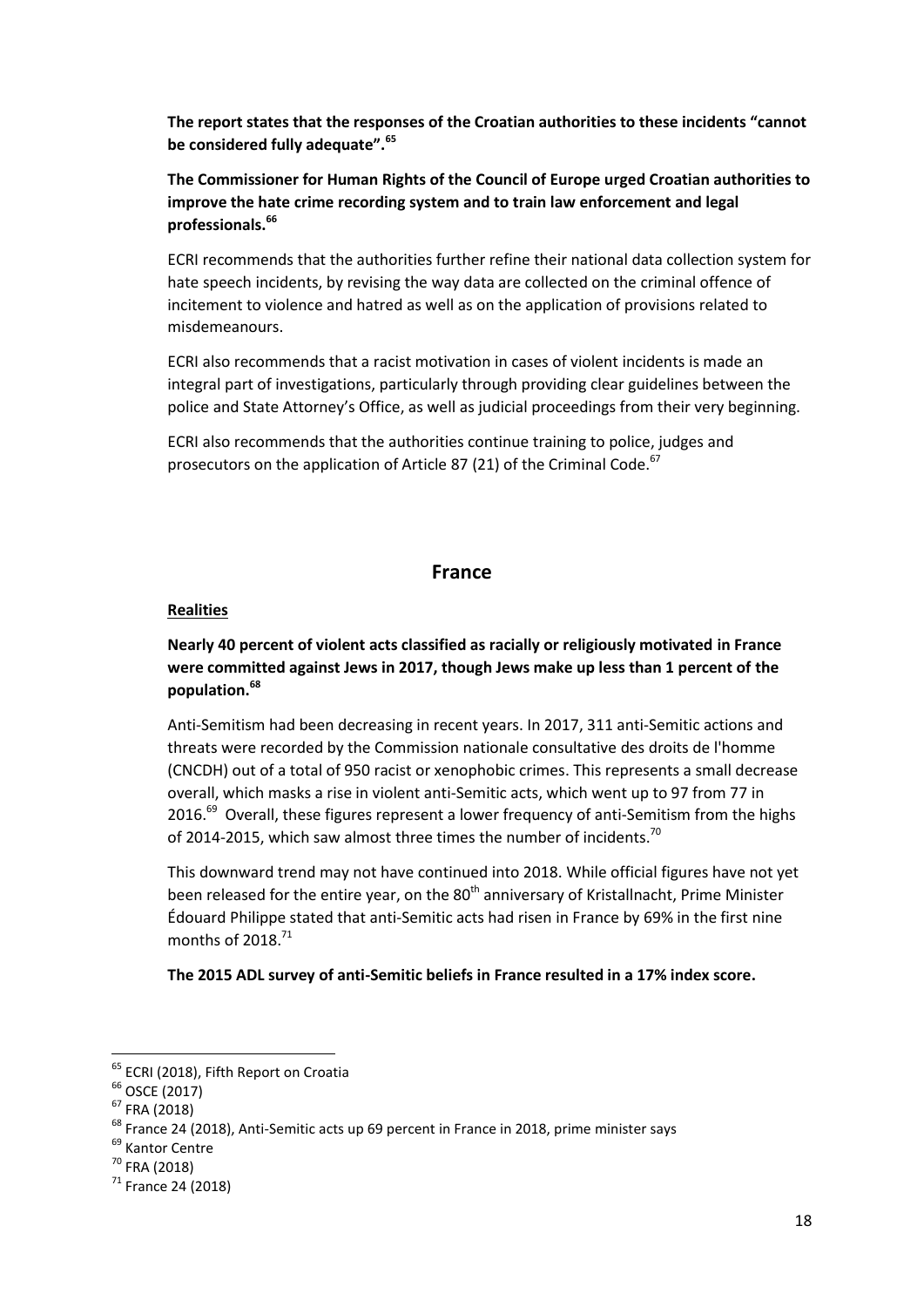**The report states that the responses of the Croatian authorities to these incidents "cannot be considered fully adequate".[65]**

**The Commissioner for Human Rights of the Council of Europe urged Croatian authorities to improve the hate crime recording system and to train law enforcement and legal professionals.[66]**

ECRI recommends that the authorities further refine their national data collection system for hate speech incidents, by revising the way data are collected on the criminal offence of incitement to violence and hatred as well as on the application of provisions related to misdemeanours.

ECRI also recommends that a racist motivation in cases of violent incidents is made an integral part of investigations, particularly through providing clear guidelines between the police and State Attorney's Office, as well as judicial proceedings from their very beginning.

ECRI also recommends that the authorities continue training to police, judges and prosecutors on the application of Article 87 (21) of the Criminal Code.[67]

## France

**Realities**

**Nearly 40 percent of violent acts classified as racially or religiously motivated in France were committed against Jews in 2017, though Jews make up less than 1 percent of the population.[68]**

Anti-Semitism had been decreasing in recent years. In 2017, 311 anti-Semitic actions and threats were recorded by the Commission nationale consultative des droits de l'homme (CNCDH) out of a total of 950 racist or xenophobic crimes. This represents a small decrease overall, which masks a rise in violent anti-Semitic acts, which went up to 97 from 77 in 2016.[69] Overall, these figures represent a lower frequency of anti-Semitism from the highs of 2014-2015, which saw almost three times the number of incidents.[70]

This downward trend may not have continued into 2018. While official figures have not yet been released for the entire year, on the 80th anniversary of Kristallnacht, Prime Minister Édouard Philippe stated that anti-Semitic acts had risen in France by 69% in the first nine months of 2018.[71]

**The 2015 ADL survey of anti-Semitic beliefs in France resulted in a 17% index score.**

---

[65] ECRI (2018), Fifth Report on Croatia

[66] OSCE (2017)

[67] FRA (2018)

[68] France 24 (2018), Anti-Semitic acts up 69 percent in France in 2018, prime minister says

[69] Kantor Centre

[70] FRA (2018)

[71] France 24 (2018)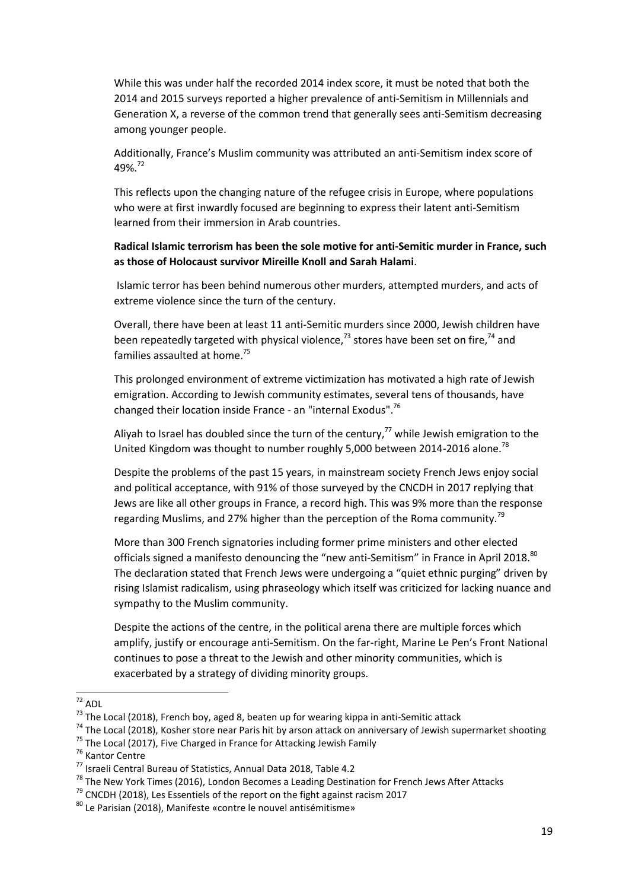While this was under half the recorded 2014 index score, it must be noted that both the 2014 and 2015 surveys reported a higher prevalence of anti-Semitism in Millennials and Generation X, a reverse of the common trend that generally sees anti-Semitism decreasing among younger people.

Additionally, France's Muslim community was attributed an anti-Semitism index score of 49%.[72]

This reflects upon the changing nature of the refugee crisis in Europe, where populations who were at first inwardly focused are beginning to express their latent anti-Semitism learned from their immersion in Arab countries.

**Radical Islamic terrorism has been the sole motive for anti-Semitic murder in France, such as those of Holocaust survivor Mireille Knoll and Sarah Halami**.

Islamic terror has been behind numerous other murders, attempted murders, and acts of extreme violence since the turn of the century.

Overall, there have been at least 11 anti-Semitic murders since 2000, Jewish children have been repeatedly targeted with physical violence,[73] stores have been set on fire,[74] and families assaulted at home.[75]

This prolonged environment of extreme victimization has motivated a high rate of Jewish emigration. According to Jewish community estimates, several tens of thousands, have changed their location inside France - an "internal Exodus".[76]

Aliyah to Israel has doubled since the turn of the century,[77] while Jewish emigration to the United Kingdom was thought to number roughly 5,000 between 2014-2016 alone.[78]

Despite the problems of the past 15 years, in mainstream society French Jews enjoy social and political acceptance, with 91% of those surveyed by the CNCDH in 2017 replying that Jews are like all other groups in France, a record high. This was 9% more than the response regarding Muslims, and 27% higher than the perception of the Roma community.[79]

More than 300 French signatories including former prime ministers and other elected officials signed a manifesto denouncing the "new anti-Semitism" in France in April 2018.[80] The declaration stated that French Jews were undergoing a "quiet ethnic purging" driven by rising Islamist radicalism, using phraseology which itself was criticized for lacking nuance and sympathy to the Muslim community.

Despite the actions of the centre, in the political arena there are multiple forces which amplify, justify or encourage anti-Semitism. On the far-right, Marine Le Pen's Front National continues to pose a threat to the Jewish and other minority communities, which is exacerbated by a strategy of dividing minority groups.

---

[72] ADL

[73] The Local (2018), French boy, aged 8, beaten up for wearing kippa in anti-Semitic attack

[74] The Local (2018), Kosher store near Paris hit by arson attack on anniversary of Jewish supermarket shooting

[75] The Local (2017), Five Charged in France for Attacking Jewish Family

[76] Kantor Centre

[77] Israeli Central Bureau of Statistics, Annual Data 2018, Table 4.2

[78] The New York Times (2016), London Becomes a Leading Destination for French Jews After Attacks

[79] CNCDH (2018), Les Essentiels of the report on the fight against racism 2017

[80] Le Parisian (2018), Manifeste «contre le nouvel antisémitisme»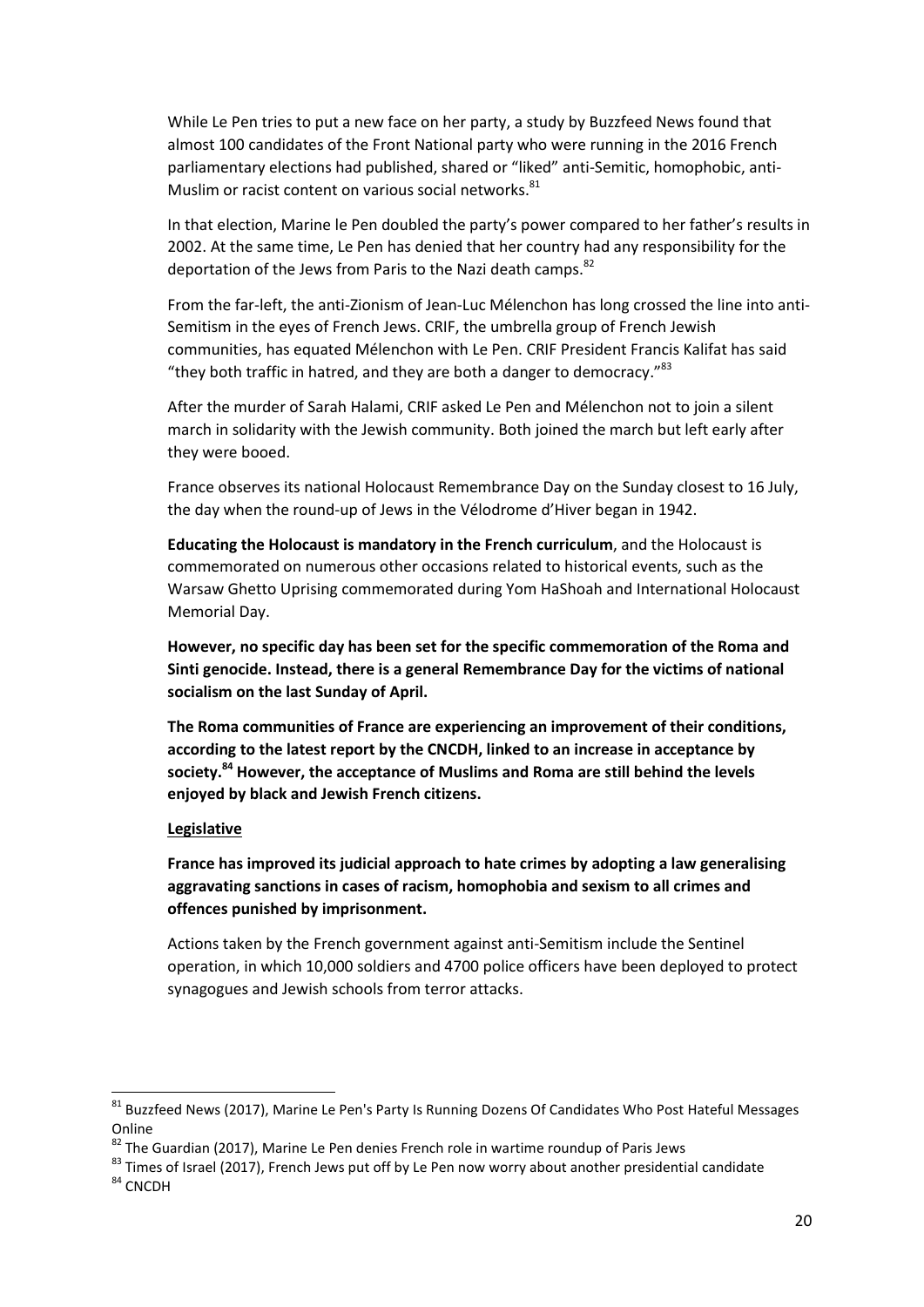While Le Pen tries to put a new face on her party, a study by Buzzfeed News found that almost 100 candidates of the Front National party who were running in the 2016 French parliamentary elections had published, shared or "liked" anti-Semitic, homophobic, anti-Muslim or racist content on various social networks.[81]

In that election, Marine le Pen doubled the party's power compared to her father's results in 2002. At the same time, Le Pen has denied that her country had any responsibility for the deportation of the Jews from Paris to the Nazi death camps.[82]

From the far-left, the anti-Zionism of Jean-Luc Mélenchon has long crossed the line into anti-Semitism in the eyes of French Jews. CRIF, the umbrella group of French Jewish communities, has equated Mélenchon with Le Pen. CRIF President Francis Kalifat has said "they both traffic in hatred, and they are both a danger to democracy."[83]

After the murder of Sarah Halami, CRIF asked Le Pen and Mélenchon not to join a silent march in solidarity with the Jewish community. Both joined the march but left early after they were booed.

France observes its national Holocaust Remembrance Day on the Sunday closest to 16 July, the day when the round-up of Jews in the Vélodrome d'Hiver began in 1942.

**Educating the Holocaust is mandatory in the French curriculum**, and the Holocaust is commemorated on numerous other occasions related to historical events, such as the Warsaw Ghetto Uprising commemorated during Yom HaShoah and International Holocaust Memorial Day.

**However, no specific day has been set for the specific commemoration of the Roma and Sinti genocide. Instead, there is a general Remembrance Day for the victims of national socialism on the last Sunday of April.**

**The Roma communities of France are experiencing an improvement of their conditions, according to the latest report by the CNCDH, linked to an increase in acceptance by society.[84] However, the acceptance of Muslims and Roma are still behind the levels enjoyed by black and Jewish French citizens.**

**Legislative**

**France has improved its judicial approach to hate crimes by adopting a law generalising aggravating sanctions in cases of racism, homophobia and sexism to all crimes and offences punished by imprisonment.**

Actions taken by the French government against anti-Semitism include the Sentinel operation, in which 10,000 soldiers and 4700 police officers have been deployed to protect synagogues and Jewish schools from terror attacks.

---

[81] Buzzfeed News (2017), Marine Le Pen's Party Is Running Dozens Of Candidates Who Post Hateful Messages Online

[82] The Guardian (2017), Marine Le Pen denies French role in wartime roundup of Paris Jews

[83] Times of Israel (2017), French Jews put off by Le Pen now worry about another presidential candidate

[84] CNCDH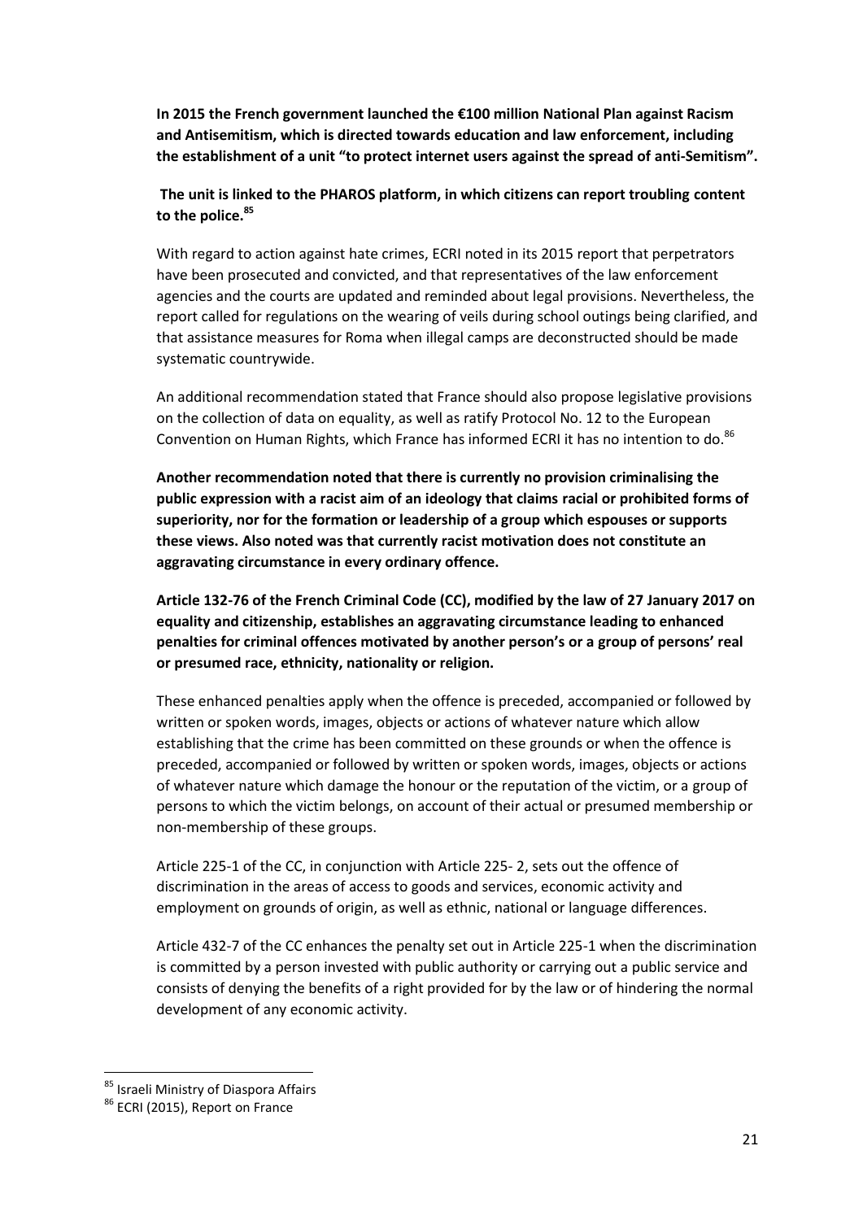**In 2015 the French government launched the €100 million National Plan against Racism and Antisemitism, which is directed towards education and law enforcement, including the establishment of a unit "to protect internet users against the spread of anti-Semitism".**

**The unit is linked to the PHAROS platform, in which citizens can report troubling content to the police.**[85]

With regard to action against hate crimes, ECRI noted in its 2015 report that perpetrators have been prosecuted and convicted, and that representatives of the law enforcement agencies and the courts are updated and reminded about legal provisions. Nevertheless, the report called for regulations on the wearing of veils during school outings being clarified, and that assistance measures for Roma when illegal camps are deconstructed should be made systematic countrywide.

An additional recommendation stated that France should also propose legislative provisions on the collection of data on equality, as well as ratify Protocol No. 12 to the European Convention on Human Rights, which France has informed ECRI it has no intention to do.[86]

**Another recommendation noted that there is currently no provision criminalising the public expression with a racist aim of an ideology that claims racial or prohibited forms of superiority, nor for the formation or leadership of a group which espouses or supports these views. Also noted was that currently racist motivation does not constitute an aggravating circumstance in every ordinary offence.**

**Article 132-76 of the French Criminal Code (CC), modified by the law of 27 January 2017 on equality and citizenship, establishes an aggravating circumstance leading to enhanced penalties for criminal offences motivated by another person's or a group of persons' real or presumed race, ethnicity, nationality or religion.**

These enhanced penalties apply when the offence is preceded, accompanied or followed by written or spoken words, images, objects or actions of whatever nature which allow establishing that the crime has been committed on these grounds or when the offence is preceded, accompanied or followed by written or spoken words, images, objects or actions of whatever nature which damage the honour or the reputation of the victim, or a group of persons to which the victim belongs, on account of their actual or presumed membership or non-membership of these groups.

Article 225-1 of the CC, in conjunction with Article 225- 2, sets out the offence of discrimination in the areas of access to goods and services, economic activity and employment on grounds of origin, as well as ethnic, national or language differences.

Article 432-7 of the CC enhances the penalty set out in Article 225-1 when the discrimination is committed by a person invested with public authority or carrying out a public service and consists of denying the benefits of a right provided for by the law or of hindering the normal development of any economic activity.

---

[85] Israeli Ministry of Diaspora Affairs

[86] ECRI (2015), Report on France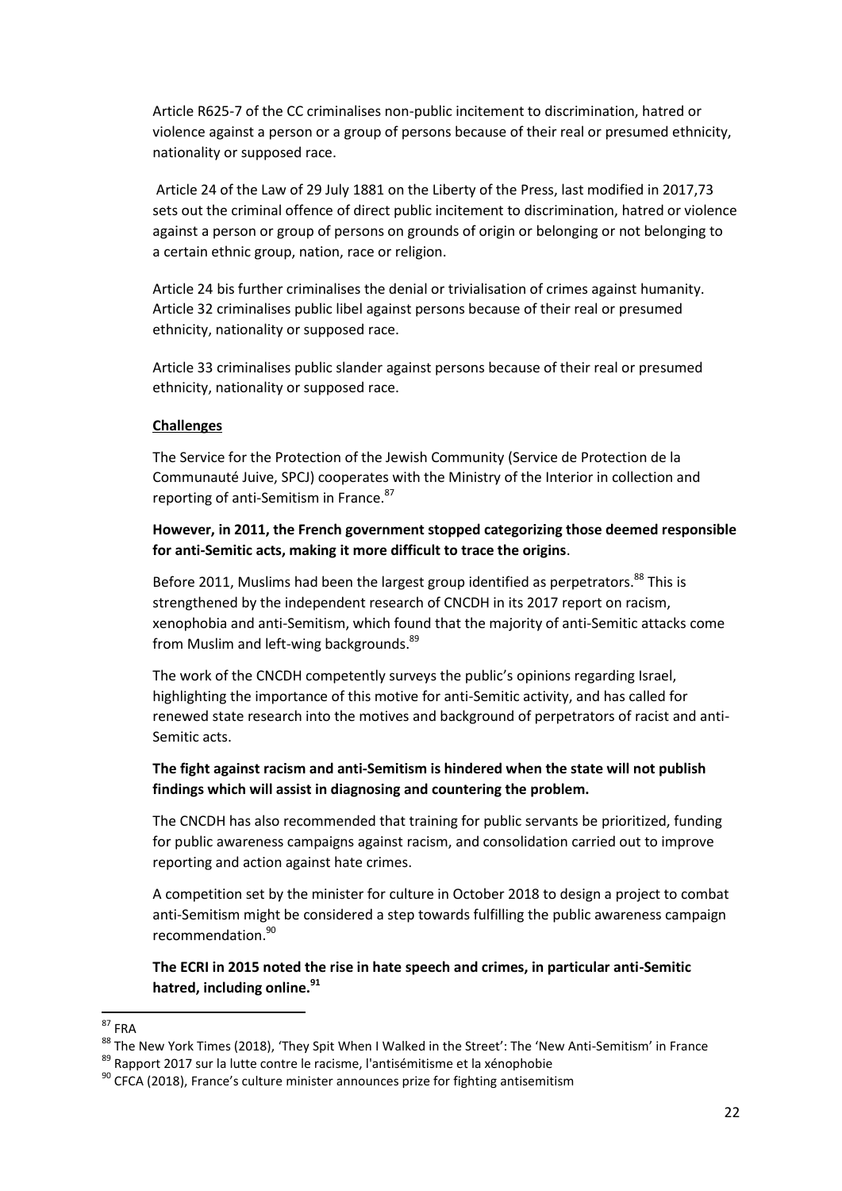Article R625-7 of the CC criminalises non-public incitement to discrimination, hatred or violence against a person or a group of persons because of their real or presumed ethnicity, nationality or supposed race.

Article 24 of the Law of 29 July 1881 on the Liberty of the Press, last modified in 2017,73 sets out the criminal offence of direct public incitement to discrimination, hatred or violence against a person or group of persons on grounds of origin or belonging or not belonging to a certain ethnic group, nation, race or religion.

Article 24 bis further criminalises the denial or trivialisation of crimes against humanity. Article 32 criminalises public libel against persons because of their real or presumed ethnicity, nationality or supposed race.

Article 33 criminalises public slander against persons because of their real or presumed ethnicity, nationality or supposed race.

**Challenges**

The Service for the Protection of the Jewish Community (Service de Protection de la Communauté Juive, SPCJ) cooperates with the Ministry of the Interior in collection and reporting of anti-Semitism in France.[87]

**However, in 2011, the French government stopped categorizing those deemed responsible for anti-Semitic acts, making it more difficult to trace the origins**.

Before 2011, Muslims had been the largest group identified as perpetrators.[88] This is strengthened by the independent research of CNCDH in its 2017 report on racism, xenophobia and anti-Semitism, which found that the majority of anti-Semitic attacks come from Muslim and left-wing backgrounds.[89]

The work of the CNCDH competently surveys the public's opinions regarding Israel, highlighting the importance of this motive for anti-Semitic activity, and has called for renewed state research into the motives and background of perpetrators of racist and anti-Semitic acts.

**The fight against racism and anti-Semitism is hindered when the state will not publish findings which will assist in diagnosing and countering the problem.**

The CNCDH has also recommended that training for public servants be prioritized, funding for public awareness campaigns against racism, and consolidation carried out to improve reporting and action against hate crimes.

A competition set by the minister for culture in October 2018 to design a project to combat anti-Semitism might be considered a step towards fulfilling the public awareness campaign recommendation.[90]

**The ECRI in 2015 noted the rise in hate speech and crimes, in particular anti-Semitic hatred, including online.[91]**

---

[87] FRA

[88] The New York Times (2018), 'They Spit When I Walked in the Street': The 'New Anti-Semitism' in France

[89] Rapport 2017 sur la lutte contre le racisme, l'antisémitisme et la xénophobie

[90] CFCA (2018), France's culture minister announces prize for fighting antisemitism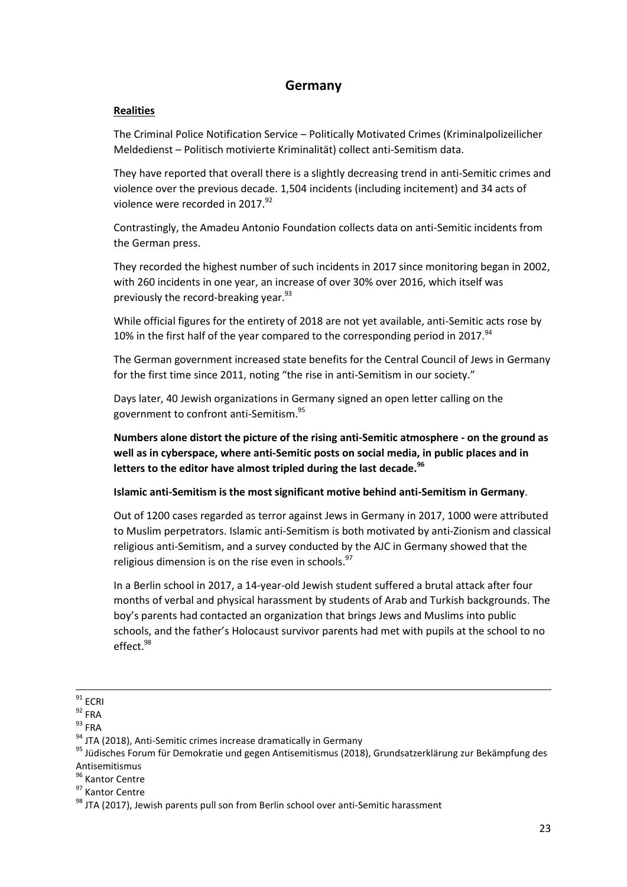## Germany

**Realities**

The Criminal Police Notification Service – Politically Motivated Crimes (Kriminalpolizeilicher Meldedienst – Politisch motivierte Kriminalität) collect anti-Semitism data.

They have reported that overall there is a slightly decreasing trend in anti-Semitic crimes and violence over the previous decade. 1,504 incidents (including incitement) and 34 acts of violence were recorded in 2017.[92]

Contrastingly, the Amadeu Antonio Foundation collects data on anti-Semitic incidents from the German press.

They recorded the highest number of such incidents in 2017 since monitoring began in 2002, with 260 incidents in one year, an increase of over 30% over 2016, which itself was previously the record-breaking year.[93]

While official figures for the entirety of 2018 are not yet available, anti-Semitic acts rose by 10% in the first half of the year compared to the corresponding period in 2017.[94]

The German government increased state benefits for the Central Council of Jews in Germany for the first time since 2011, noting "the rise in anti-Semitism in our society."

Days later, 40 Jewish organizations in Germany signed an open letter calling on the government to confront anti-Semitism.[95]

**Numbers alone distort the picture of the rising anti-Semitic atmosphere - on the ground as well as in cyberspace, where anti-Semitic posts on social media, in public places and in letters to the editor have almost tripled during the last decade.[96]**

**Islamic anti-Semitism is the most significant motive behind anti-Semitism in Germany**.

Out of 1200 cases regarded as terror against Jews in Germany in 2017, 1000 were attributed to Muslim perpetrators. Islamic anti-Semitism is both motivated by anti-Zionism and classical religious anti-Semitism, and a survey conducted by the AJC in Germany showed that the religious dimension is on the rise even in schools.[97]

In a Berlin school in 2017, a 14-year-old Jewish student suffered a brutal attack after four months of verbal and physical harassment by students of Arab and Turkish backgrounds. The boy's parents had contacted an organization that brings Jews and Muslims into public schools, and the father's Holocaust survivor parents had met with pupils at the school to no effect.[98]

---

[91] ECRI

[92] FRA

[93] FRA

[94] JTA (2018), Anti-Semitic crimes increase dramatically in Germany

[95] Jüdisches Forum für Demokratie und gegen Antisemitismus (2018), Grundsatzerklärung zur Bekämpfung des Antisemitismus

[96] Kantor Centre

[97] Kantor Centre

[98] JTA (2017), Jewish parents pull son from Berlin school over anti-Semitic harassment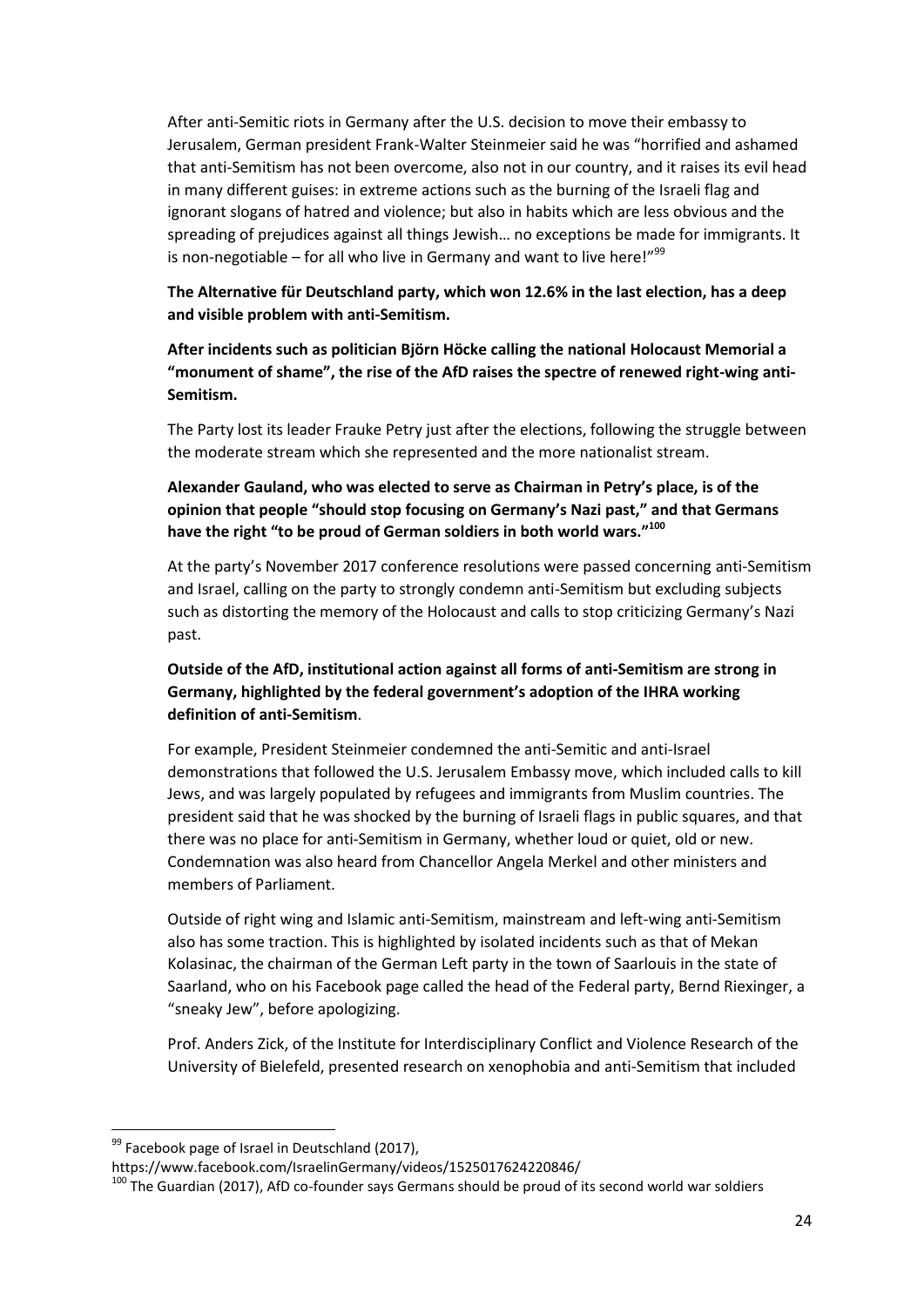After anti-Semitic riots in Germany after the U.S. decision to move their embassy to Jerusalem, German president Frank-Walter Steinmeier said he was "horrified and ashamed that anti-Semitism has not been overcome, also not in our country, and it raises its evil head in many different guises: in extreme actions such as the burning of the Israeli flag and ignorant slogans of hatred and violence; but also in habits which are less obvious and the spreading of prejudices against all things Jewish… no exceptions be made for immigrants. It is non-negotiable – for all who live in Germany and want to live here!"[99]

**The Alternative für Deutschland party, which won 12.6% in the last election, has a deep and visible problem with anti-Semitism.**

**After incidents such as politician Björn Höcke calling the national Holocaust Memorial a "monument of shame", the rise of the AfD raises the spectre of renewed right-wing anti-Semitism.**

The Party lost its leader Frauke Petry just after the elections, following the struggle between the moderate stream which she represented and the more nationalist stream.

**Alexander Gauland, who was elected to serve as Chairman in Petry's place, is of the opinion that people "should stop focusing on Germany's Nazi past," and that Germans have the right "to be proud of German soldiers in both world wars."[100]**

At the party's November 2017 conference resolutions were passed concerning anti-Semitism and Israel, calling on the party to strongly condemn anti-Semitism but excluding subjects such as distorting the memory of the Holocaust and calls to stop criticizing Germany's Nazi past.

**Outside of the AfD, institutional action against all forms of anti-Semitism are strong in Germany, highlighted by the federal government's adoption of the IHRA working definition of anti-Semitism**.

For example, President Steinmeier condemned the anti-Semitic and anti-Israel demonstrations that followed the U.S. Jerusalem Embassy move, which included calls to kill Jews, and was largely populated by refugees and immigrants from Muslim countries. The president said that he was shocked by the burning of Israeli flags in public squares, and that there was no place for anti-Semitism in Germany, whether loud or quiet, old or new. Condemnation was also heard from Chancellor Angela Merkel and other ministers and members of Parliament.

Outside of right wing and Islamic anti-Semitism, mainstream and left-wing anti-Semitism also has some traction. This is highlighted by isolated incidents such as that of Mekan Kolasinac, the chairman of the German Left party in the town of Saarlouis in the state of Saarland, who on his Facebook page called the head of the Federal party, Bernd Riexinger, a "sneaky Jew", before apologizing.

Prof. Anders Zick, of the Institute for Interdisciplinary Conflict and Violence Research of the University of Bielefeld, presented research on xenophobia and anti-Semitism that included

---

[99] Facebook page of Israel in Deutschland (2017), https://www.facebook.com/IsraelinGermany/videos/1525017624220846/

[100] The Guardian (2017), AfD co-founder says Germans should be proud of its second world war soldiers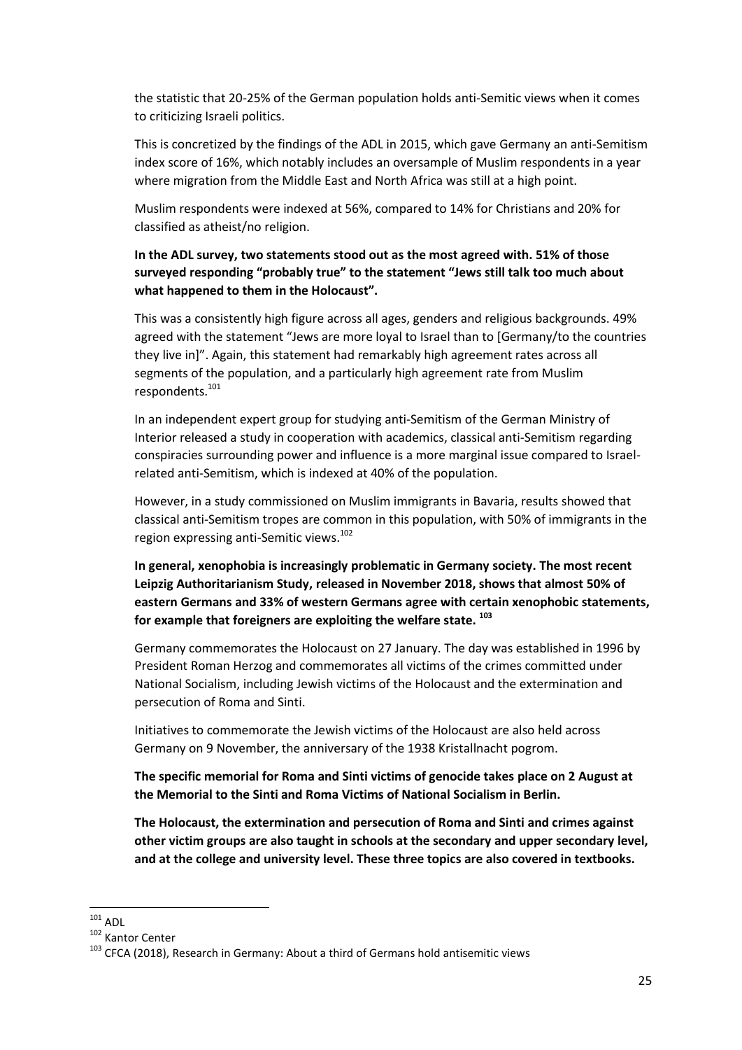the statistic that 20-25% of the German population holds anti-Semitic views when it comes to criticizing Israeli politics.

This is concretized by the findings of the ADL in 2015, which gave Germany an anti-Semitism index score of 16%, which notably includes an oversample of Muslim respondents in a year where migration from the Middle East and North Africa was still at a high point.

Muslim respondents were indexed at 56%, compared to 14% for Christians and 20% for classified as atheist/no religion.

**In the ADL survey, two statements stood out as the most agreed with. 51% of those surveyed responding "probably true" to the statement "Jews still talk too much about what happened to them in the Holocaust".**

This was a consistently high figure across all ages, genders and religious backgrounds. 49% agreed with the statement "Jews are more loyal to Israel than to [Germany/to the countries they live in]". Again, this statement had remarkably high agreement rates across all segments of the population, and a particularly high agreement rate from Muslim respondents.[101]

In an independent expert group for studying anti-Semitism of the German Ministry of Interior released a study in cooperation with academics, classical anti-Semitism regarding conspiracies surrounding power and influence is a more marginal issue compared to Israel-related anti-Semitism, which is indexed at 40% of the population.

However, in a study commissioned on Muslim immigrants in Bavaria, results showed that classical anti-Semitism tropes are common in this population, with 50% of immigrants in the region expressing anti-Semitic views.[102]

**In general, xenophobia is increasingly problematic in Germany society. The most recent Leipzig Authoritarianism Study, released in November 2018, shows that almost 50% of eastern Germans and 33% of western Germans agree with certain xenophobic statements, for example that foreigners are exploiting the welfare state.** [103]

Germany commemorates the Holocaust on 27 January. The day was established in 1996 by President Roman Herzog and commemorates all victims of the crimes committed under National Socialism, including Jewish victims of the Holocaust and the extermination and persecution of Roma and Sinti.

Initiatives to commemorate the Jewish victims of the Holocaust are also held across Germany on 9 November, the anniversary of the 1938 Kristallnacht pogrom.

**The specific memorial for Roma and Sinti victims of genocide takes place on 2 August at the Memorial to the Sinti and Roma Victims of National Socialism in Berlin.**

**The Holocaust, the extermination and persecution of Roma and Sinti and crimes against other victim groups are also taught in schools at the secondary and upper secondary level, and at the college and university level. These three topics are also covered in textbooks.**

---

[101] ADL

[102] Kantor Center

[103] CFCA (2018), Research in Germany: About a third of Germans hold antisemitic views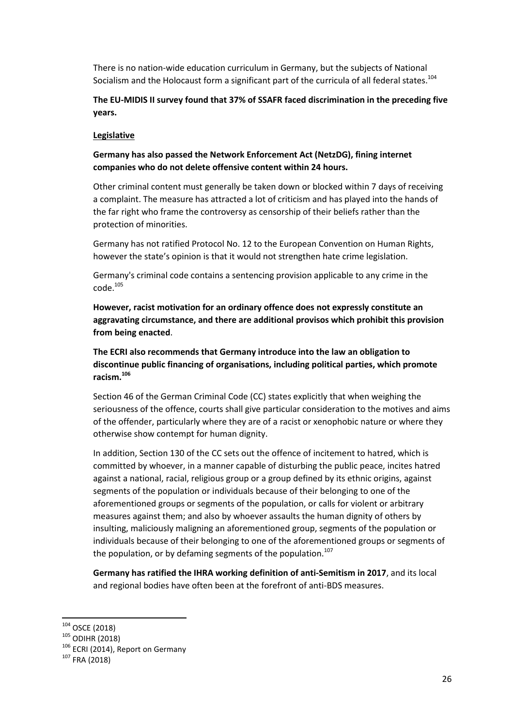There is no nation-wide education curriculum in Germany, but the subjects of National Socialism and the Holocaust form a significant part of the curricula of all federal states.[104]

**The EU-MIDIS II survey found that 37% of SSAFR faced discrimination in the preceding five years.**

**Legislative**

**Germany has also passed the Network Enforcement Act (NetzDG), fining internet companies who do not delete offensive content within 24 hours.**

Other criminal content must generally be taken down or blocked within 7 days of receiving a complaint. The measure has attracted a lot of criticism and has played into the hands of the far right who frame the controversy as censorship of their beliefs rather than the protection of minorities.

Germany has not ratified Protocol No. 12 to the European Convention on Human Rights, however the state's opinion is that it would not strengthen hate crime legislation.

Germany's criminal code contains a sentencing provision applicable to any crime in the code.[105]

**However, racist motivation for an ordinary offence does not expressly constitute an aggravating circumstance, and there are additional provisos which prohibit this provision from being enacted**.

**The ECRI also recommends that Germany introduce into the law an obligation to discontinue public financing of organisations, including political parties, which promote racism.[106]**

Section 46 of the German Criminal Code (CC) states explicitly that when weighing the seriousness of the offence, courts shall give particular consideration to the motives and aims of the offender, particularly where they are of a racist or xenophobic nature or where they otherwise show contempt for human dignity.

In addition, Section 130 of the CC sets out the offence of incitement to hatred, which is committed by whoever, in a manner capable of disturbing the public peace, incites hatred against a national, racial, religious group or a group defined by its ethnic origins, against segments of the population or individuals because of their belonging to one of the aforementioned groups or segments of the population, or calls for violent or arbitrary measures against them; and also by whoever assaults the human dignity of others by insulting, maliciously maligning an aforementioned group, segments of the population or individuals because of their belonging to one of the aforementioned groups or segments of the population, or by defaming segments of the population.[107]

**Germany has ratified the IHRA working definition of anti-Semitism in 2017**, and its local and regional bodies have often been at the forefront of anti-BDS measures.

---

[104] OSCE (2018)
[105] ODIHR (2018)
[106] ECRI (2014), Report on Germany
[107] FRA (2018)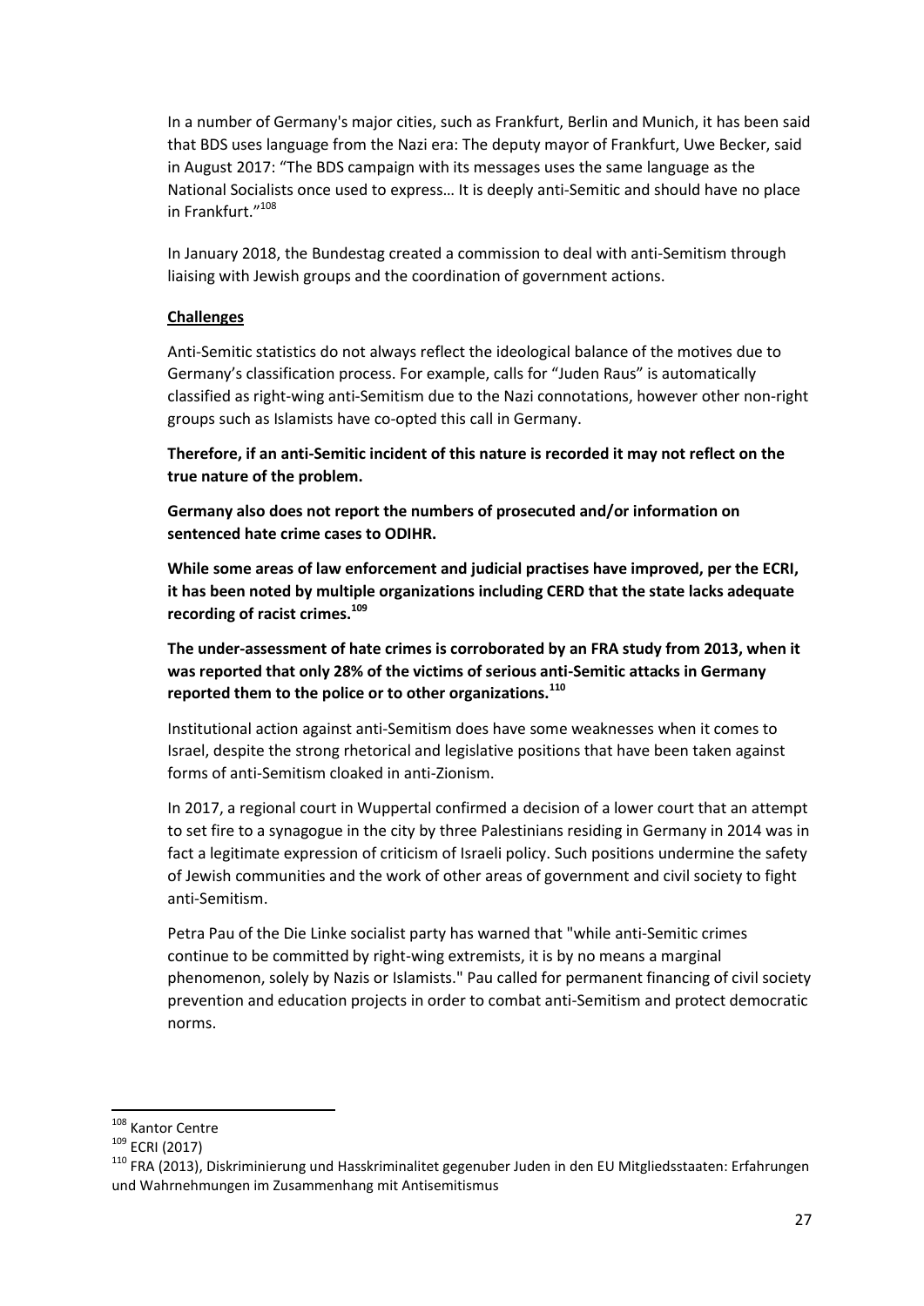In a number of Germany's major cities, such as Frankfurt, Berlin and Munich, it has been said that BDS uses language from the Nazi era: The deputy mayor of Frankfurt, Uwe Becker, said in August 2017: "The BDS campaign with its messages uses the same language as the National Socialists once used to express… It is deeply anti-Semitic and should have no place in Frankfurt."[108]

In January 2018, the Bundestag created a commission to deal with anti-Semitism through liaising with Jewish groups and the coordination of government actions.

**Challenges**

Anti-Semitic statistics do not always reflect the ideological balance of the motives due to Germany's classification process. For example, calls for "Juden Raus" is automatically classified as right-wing anti-Semitism due to the Nazi connotations, however other non-right groups such as Islamists have co-opted this call in Germany.

**Therefore, if an anti-Semitic incident of this nature is recorded it may not reflect on the true nature of the problem.**

**Germany also does not report the numbers of prosecuted and/or information on sentenced hate crime cases to ODIHR.**

**While some areas of law enforcement and judicial practises have improved, per the ECRI, it has been noted by multiple organizations including CERD that the state lacks adequate recording of racist crimes.[109]**

**The under-assessment of hate crimes is corroborated by an FRA study from 2013, when it was reported that only 28% of the victims of serious anti-Semitic attacks in Germany reported them to the police or to other organizations.[110]**

Institutional action against anti-Semitism does have some weaknesses when it comes to Israel, despite the strong rhetorical and legislative positions that have been taken against forms of anti-Semitism cloaked in anti-Zionism.

In 2017, a regional court in Wuppertal confirmed a decision of a lower court that an attempt to set fire to a synagogue in the city by three Palestinians residing in Germany in 2014 was in fact a legitimate expression of criticism of Israeli policy. Such positions undermine the safety of Jewish communities and the work of other areas of government and civil society to fight anti-Semitism.

Petra Pau of the Die Linke socialist party has warned that "while anti-Semitic crimes continue to be committed by right-wing extremists, it is by no means a marginal phenomenon, solely by Nazis or Islamists." Pau called for permanent financing of civil society prevention and education projects in order to combat anti-Semitism and protect democratic norms.

---

[108] Kantor Centre

[109] ECRI (2017)

[110] FRA (2013), Diskriminierung und Hasskriminalitet gegenuber Juden in den EU Mitgliedsstaaten: Erfahrungen und Wahrnehmungen im Zusammenhang mit Antisemitismus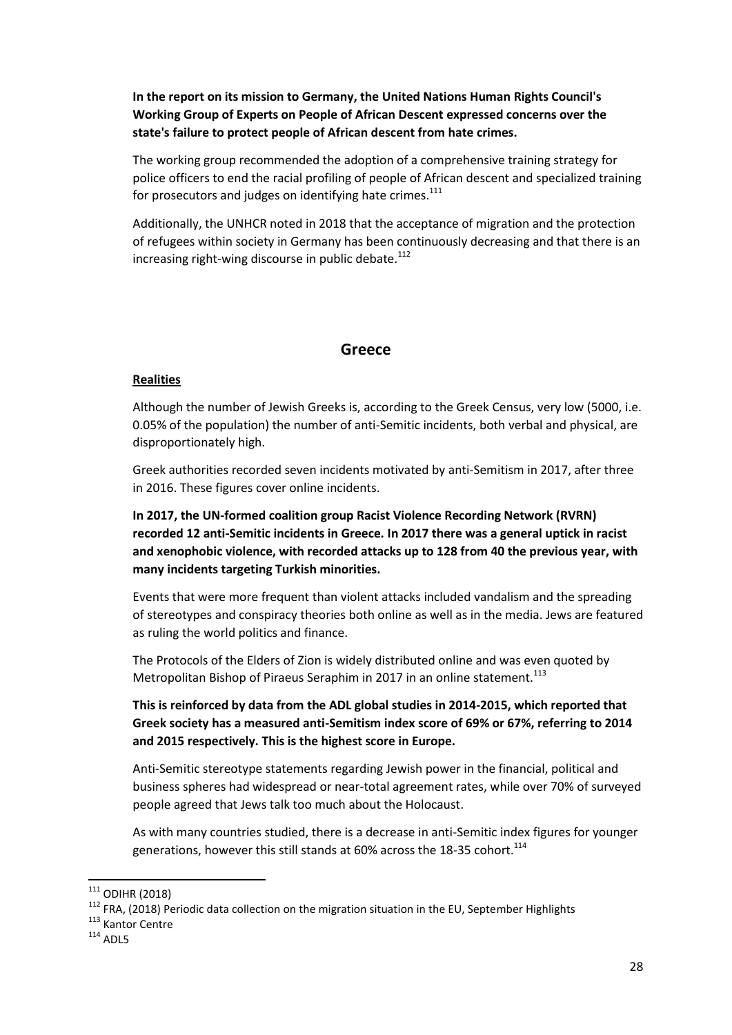**In the report on its mission to Germany, the United Nations Human Rights Council's Working Group of Experts on People of African Descent expressed concerns over the state's failure to protect people of African descent from hate crimes.**

The working group recommended the adoption of a comprehensive training strategy for police officers to end the racial profiling of people of African descent and specialized training for prosecutors and judges on identifying hate crimes.[111]

Additionally, the UNHCR noted in 2018 that the acceptance of migration and the protection of refugees within society in Germany has been continuously decreasing and that there is an increasing right-wing discourse in public debate.[112]

## Greece

**Realities**

Although the number of Jewish Greeks is, according to the Greek Census, very low (5000, i.e. 0.05% of the population) the number of anti-Semitic incidents, both verbal and physical, are disproportionately high.

Greek authorities recorded seven incidents motivated by anti-Semitism in 2017, after three in 2016. These figures cover online incidents.

**In 2017, the UN-formed coalition group Racist Violence Recording Network (RVRN) recorded 12 anti-Semitic incidents in Greece. In 2017 there was a general uptick in racist and xenophobic violence, with recorded attacks up to 128 from 40 the previous year, with many incidents targeting Turkish minorities.**

Events that were more frequent than violent attacks included vandalism and the spreading of stereotypes and conspiracy theories both online as well as in the media. Jews are featured as ruling the world politics and finance.

The Protocols of the Elders of Zion is widely distributed online and was even quoted by Metropolitan Bishop of Piraeus Seraphim in 2017 in an online statement.[113]

**This is reinforced by data from the ADL global studies in 2014-2015, which reported that Greek society has a measured anti-Semitism index score of 69% or 67%, referring to 2014 and 2015 respectively. This is the highest score in Europe.**

Anti-Semitic stereotype statements regarding Jewish power in the financial, political and business spheres had widespread or near-total agreement rates, while over 70% of surveyed people agreed that Jews talk too much about the Holocaust.

As with many countries studied, there is a decrease in anti-Semitic index figures for younger generations, however this still stands at 60% across the 18-35 cohort.[114]

---

[111] ODIHR (2018)

[112] FRA, (2018) Periodic data collection on the migration situation in the EU, September Highlights

[113] Kantor Centre

[114] ADL5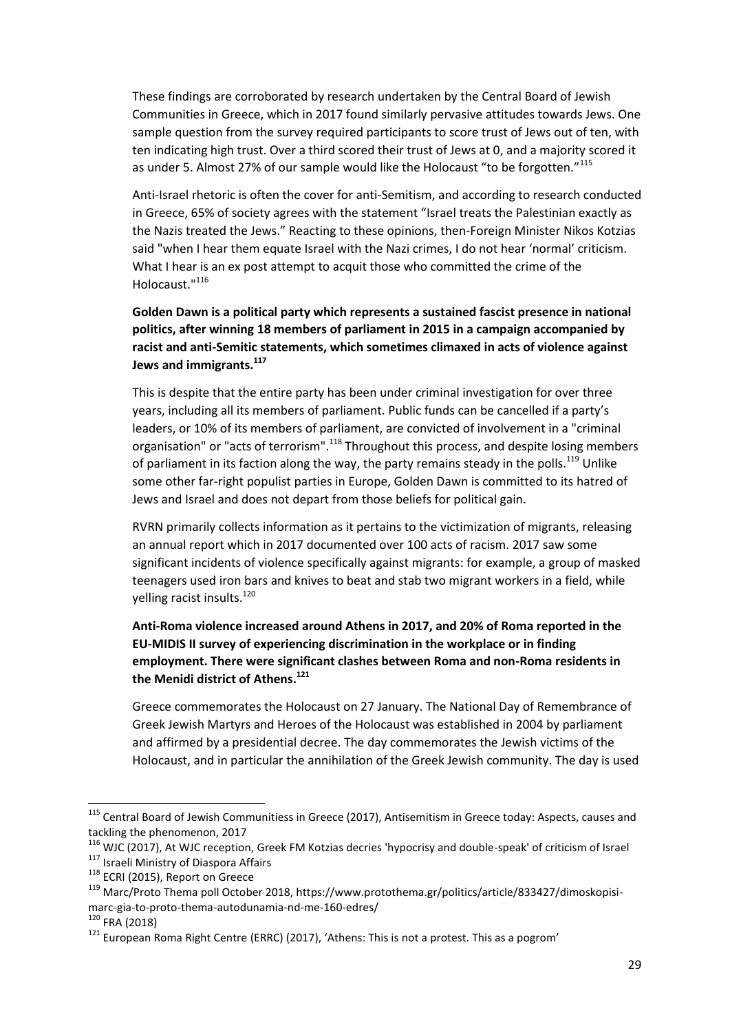These findings are corroborated by research undertaken by the Central Board of Jewish Communities in Greece, which in 2017 found similarly pervasive attitudes towards Jews. One sample question from the survey required participants to score trust of Jews out of ten, with ten indicating high trust. Over a third scored their trust of Jews at 0, and a majority scored it as under 5. Almost 27% of our sample would like the Holocaust "to be forgotten."[115]

Anti-Israel rhetoric is often the cover for anti-Semitism, and according to research conducted in Greece, 65% of society agrees with the statement "Israel treats the Palestinian exactly as the Nazis treated the Jews." Reacting to these opinions, then-Foreign Minister Nikos Kotzias said "when I hear them equate Israel with the Nazi crimes, I do not hear 'normal' criticism. What I hear is an ex post attempt to acquit those who committed the crime of the Holocaust."[116]

**Golden Dawn is a political party which represents a sustained fascist presence in national politics, after winning 18 members of parliament in 2015 in a campaign accompanied by racist and anti-Semitic statements, which sometimes climaxed in acts of violence against Jews and immigrants.[117]**

This is despite that the entire party has been under criminal investigation for over three years, including all its members of parliament. Public funds can be cancelled if a party's leaders, or 10% of its members of parliament, are convicted of involvement in a "criminal organisation" or "acts of terrorism".[118] Throughout this process, and despite losing members of parliament in its faction along the way, the party remains steady in the polls.[119] Unlike some other far-right populist parties in Europe, Golden Dawn is committed to its hatred of Jews and Israel and does not depart from those beliefs for political gain.

RVRN primarily collects information as it pertains to the victimization of migrants, releasing an annual report which in 2017 documented over 100 acts of racism. 2017 saw some significant incidents of violence specifically against migrants: for example, a group of masked teenagers used iron bars and knives to beat and stab two migrant workers in a field, while yelling racist insults.[120]

**Anti-Roma violence increased around Athens in 2017, and 20% of Roma reported in the EU-MIDIS II survey of experiencing discrimination in the workplace or in finding employment. There were significant clashes between Roma and non-Roma residents in the Menidi district of Athens.[121]**

Greece commemorates the Holocaust on 27 January. The National Day of Remembrance of Greek Jewish Martyrs and Heroes of the Holocaust was established in 2004 by parliament and affirmed by a presidential decree. The day commemorates the Jewish victims of the Holocaust, and in particular the annihilation of the Greek Jewish community. The day is used

---

[115] Central Board of Jewish Communitiess in Greece (2017), Antisemitism in Greece today: Aspects, causes and tackling the phenomenon, 2017

[116] WJC (2017), At WJC reception, Greek FM Kotzias decries 'hypocrisy and double-speak' of criticism of Israel

[117] Israeli Ministry of Diaspora Affairs

[118] ECRI (2015), Report on Greece

[119] Marc/Proto Thema poll October 2018, https://www.protothema.gr/politics/article/833427/dimoskopisi-marc-gia-to-proto-thema-autodunamia-nd-me-160-edres/

[120] FRA (2018)

[121] European Roma Right Centre (ERRC) (2017), 'Athens: This is not a protest. This as a pogrom'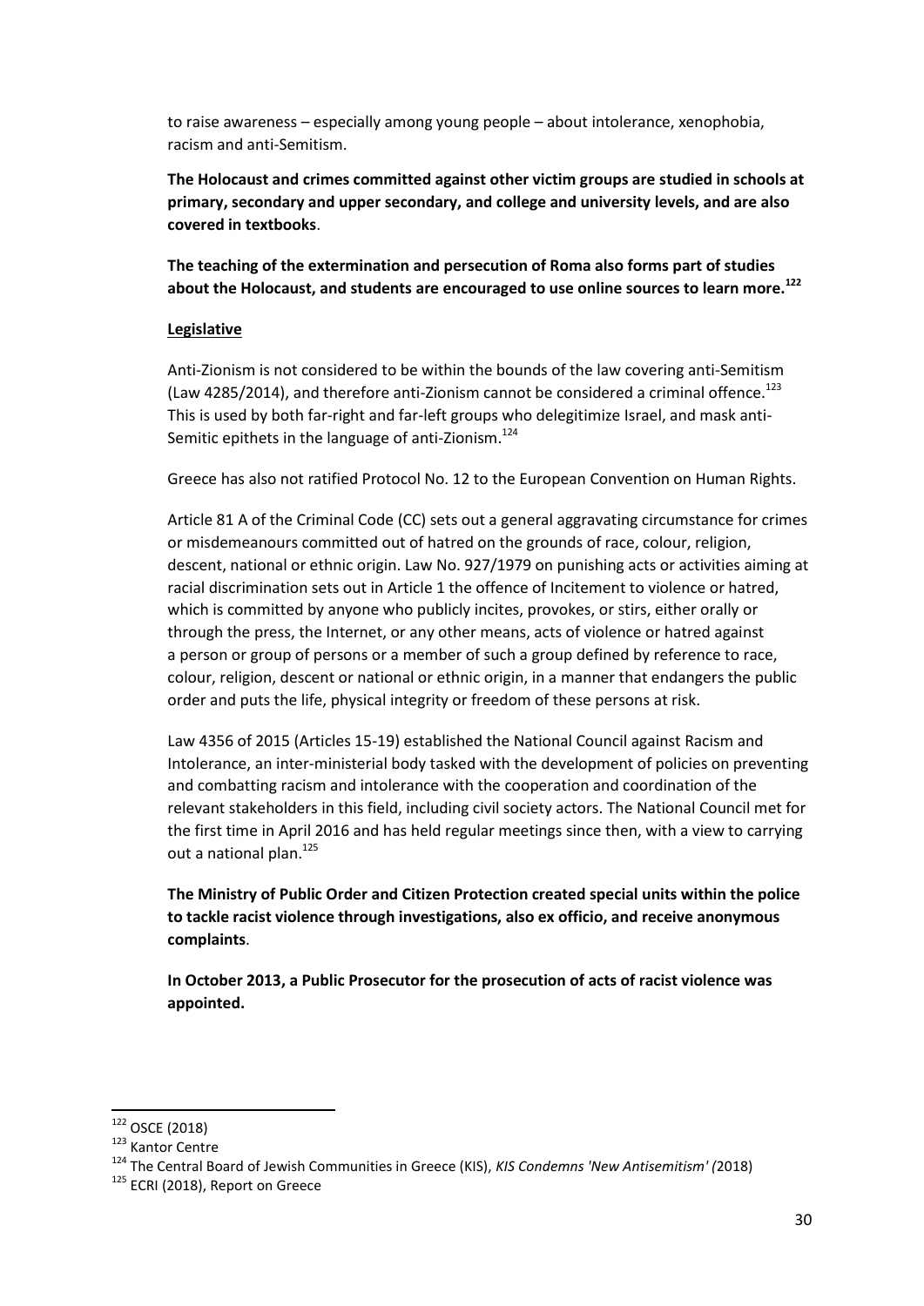to raise awareness – especially among young people – about intolerance, xenophobia, racism and anti-Semitism.

**The Holocaust and crimes committed against other victim groups are studied in schools at primary, secondary and upper secondary, and college and university levels, and are also covered in textbooks**.

**The teaching of the extermination and persecution of Roma also forms part of studies about the Holocaust, and students are encouraged to use online sources to learn more.**[122]

**Legislative**

Anti-Zionism is not considered to be within the bounds of the law covering anti-Semitism (Law 4285/2014), and therefore anti-Zionism cannot be considered a criminal offence.[123] This is used by both far-right and far-left groups who delegitimize Israel, and mask anti-Semitic epithets in the language of anti-Zionism.[124]

Greece has also not ratified Protocol No. 12 to the European Convention on Human Rights.

Article 81 A of the Criminal Code (CC) sets out a general aggravating circumstance for crimes or misdemeanours committed out of hatred on the grounds of race, colour, religion, descent, national or ethnic origin. Law No. 927/1979 on punishing acts or activities aiming at racial discrimination sets out in Article 1 the offence of Incitement to violence or hatred, which is committed by anyone who publicly incites, provokes, or stirs, either orally or through the press, the Internet, or any other means, acts of violence or hatred against a person or group of persons or a member of such a group defined by reference to race, colour, religion, descent or national or ethnic origin, in a manner that endangers the public order and puts the life, physical integrity or freedom of these persons at risk.

Law 4356 of 2015 (Articles 15-19) established the National Council against Racism and Intolerance, an inter-ministerial body tasked with the development of policies on preventing and combatting racism and intolerance with the cooperation and coordination of the relevant stakeholders in this field, including civil society actors. The National Council met for the first time in April 2016 and has held regular meetings since then, with a view to carrying out a national plan.[125]

**The Ministry of Public Order and Citizen Protection created special units within the police to tackle racist violence through investigations, also ex officio, and receive anonymous complaints**.

**In October 2013, a Public Prosecutor for the prosecution of acts of racist violence was appointed.**

---

[122] OSCE (2018)

[123] Kantor Centre

[124] The Central Board of Jewish Communities in Greece (KIS), *KIS Condemns 'New Antisemitism' (*2018)

[125] ECRI (2018), Report on Greece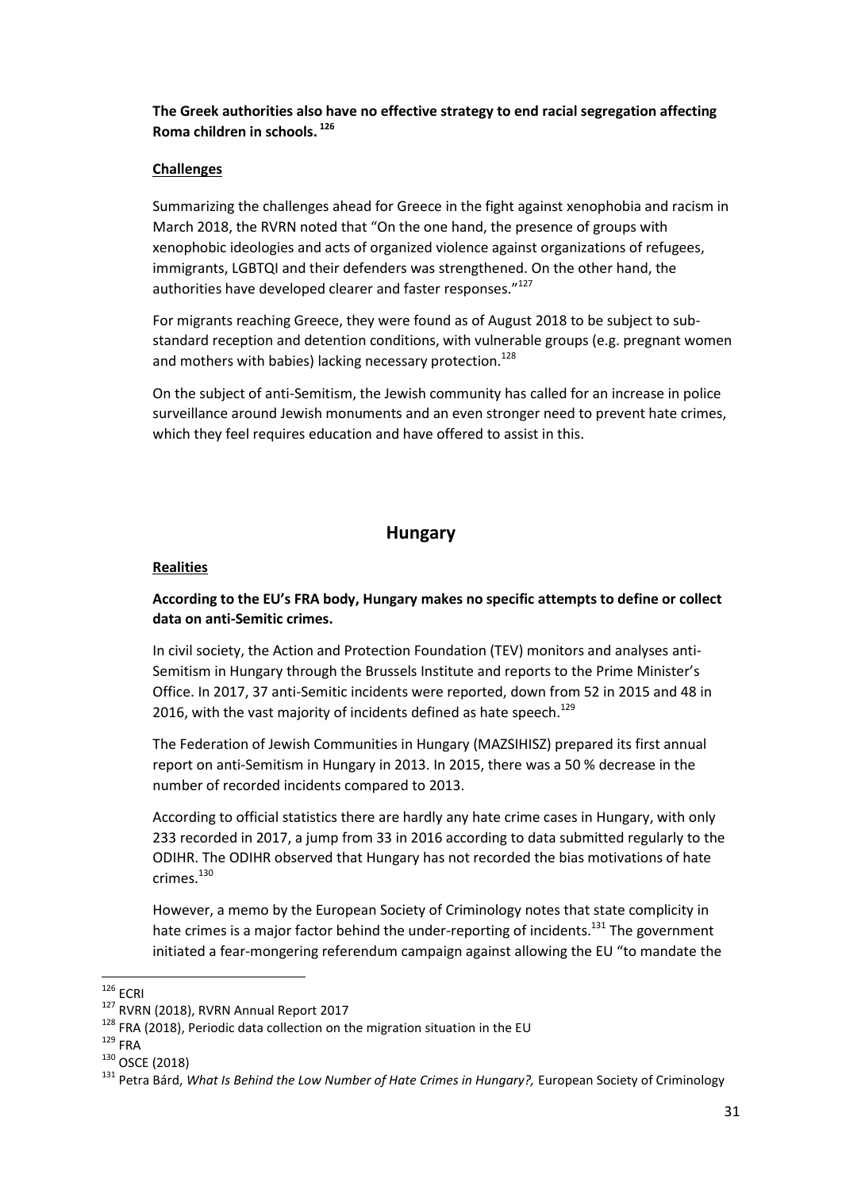**The Greek authorities also have no effective strategy to end racial segregation affecting Roma children in schools.** [126]

**Challenges**

Summarizing the challenges ahead for Greece in the fight against xenophobia and racism in March 2018, the RVRN noted that "On the one hand, the presence of groups with xenophobic ideologies and acts of organized violence against organizations of refugees, immigrants, LGBTQI and their defenders was strengthened. On the other hand, the authorities have developed clearer and faster responses."[127]

For migrants reaching Greece, they were found as of August 2018 to be subject to sub-standard reception and detention conditions, with vulnerable groups (e.g. pregnant women and mothers with babies) lacking necessary protection.[128]

On the subject of anti-Semitism, the Jewish community has called for an increase in police surveillance around Jewish monuments and an even stronger need to prevent hate crimes, which they feel requires education and have offered to assist in this.

## Hungary

**Realities**

**According to the EU's FRA body, Hungary makes no specific attempts to define or collect data on anti-Semitic crimes.**

In civil society, the Action and Protection Foundation (TEV) monitors and analyses anti-Semitism in Hungary through the Brussels Institute and reports to the Prime Minister's Office. In 2017, 37 anti-Semitic incidents were reported, down from 52 in 2015 and 48 in 2016, with the vast majority of incidents defined as hate speech.[129]

The Federation of Jewish Communities in Hungary (MAZSIHISZ) prepared its first annual report on anti-Semitism in Hungary in 2013. In 2015, there was a 50 % decrease in the number of recorded incidents compared to 2013.

According to official statistics there are hardly any hate crime cases in Hungary, with only 233 recorded in 2017, a jump from 33 in 2016 according to data submitted regularly to the ODIHR. The ODIHR observed that Hungary has not recorded the bias motivations of hate crimes.[130]

However, a memo by the European Society of Criminology notes that state complicity in hate crimes is a major factor behind the under-reporting of incidents.[131] The government initiated a fear-mongering referendum campaign against allowing the EU "to mandate the

---

[126] ECRI

[127] RVRN (2018), RVRN Annual Report 2017

[128] FRA (2018), Periodic data collection on the migration situation in the EU

[129] FRA

[130] OSCE (2018)

[131] Petra Bárd, *What Is Behind the Low Number of Hate Crimes in Hungary?,* European Society of Criminology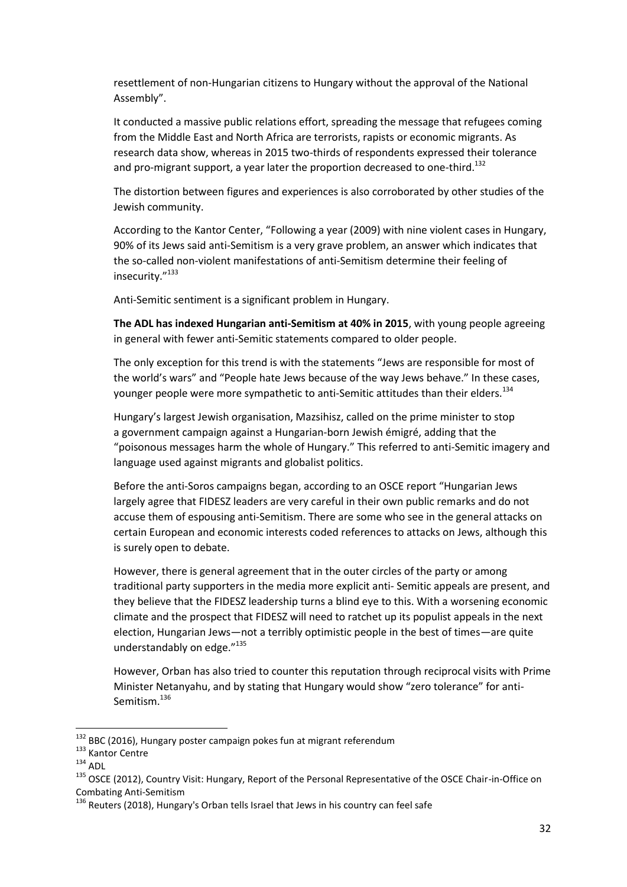resettlement of non-Hungarian citizens to Hungary without the approval of the National Assembly".

It conducted a massive public relations effort, spreading the message that refugees coming from the Middle East and North Africa are terrorists, rapists or economic migrants. As research data show, whereas in 2015 two-thirds of respondents expressed their tolerance and pro-migrant support, a year later the proportion decreased to one-third.[132]

The distortion between figures and experiences is also corroborated by other studies of the Jewish community.

According to the Kantor Center, "Following a year (2009) with nine violent cases in Hungary, 90% of its Jews said anti-Semitism is a very grave problem, an answer which indicates that the so-called non-violent manifestations of anti-Semitism determine their feeling of insecurity."[133]

Anti-Semitic sentiment is a significant problem in Hungary.

**The ADL has indexed Hungarian anti-Semitism at 40% in 2015**, with young people agreeing in general with fewer anti-Semitic statements compared to older people.

The only exception for this trend is with the statements "Jews are responsible for most of the world's wars" and "People hate Jews because of the way Jews behave." In these cases, younger people were more sympathetic to anti-Semitic attitudes than their elders.[134]

Hungary's largest Jewish organisation, Mazsihisz, called on the prime minister to stop a government campaign against a Hungarian-born Jewish émigré, adding that the "poisonous messages harm the whole of Hungary." This referred to anti-Semitic imagery and language used against migrants and globalist politics.

Before the anti-Soros campaigns began, according to an OSCE report "Hungarian Jews largely agree that FIDESZ leaders are very careful in their own public remarks and do not accuse them of espousing anti-Semitism. There are some who see in the general attacks on certain European and economic interests coded references to attacks on Jews, although this is surely open to debate.

However, there is general agreement that in the outer circles of the party or among traditional party supporters in the media more explicit anti- Semitic appeals are present, and they believe that the FIDESZ leadership turns a blind eye to this. With a worsening economic climate and the prospect that FIDESZ will need to ratchet up its populist appeals in the next election, Hungarian Jews—not a terribly optimistic people in the best of times—are quite understandably on edge."[135]

However, Orban has also tried to counter this reputation through reciprocal visits with Prime Minister Netanyahu, and by stating that Hungary would show "zero tolerance" for anti-Semitism.[136]

---

[132] BBC (2016), Hungary poster campaign pokes fun at migrant referendum

[133] Kantor Centre

[134] ADL

[135] OSCE (2012), Country Visit: Hungary, Report of the Personal Representative of the OSCE Chair-in-Office on Combating Anti-Semitism

[136] Reuters (2018), Hungary's Orban tells Israel that Jews in his country can feel safe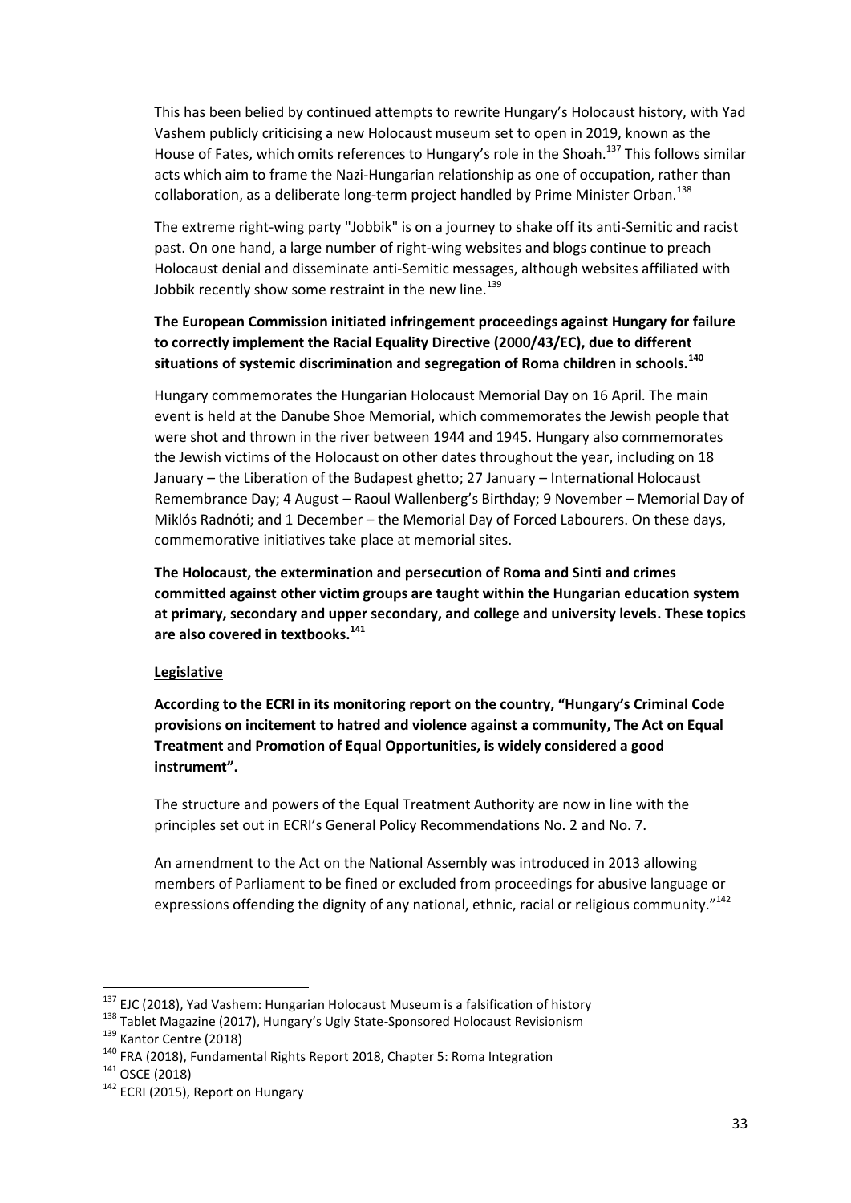This has been belied by continued attempts to rewrite Hungary's Holocaust history, with Yad Vashem publicly criticising a new Holocaust museum set to open in 2019, known as the House of Fates, which omits references to Hungary's role in the Shoah.[137] This follows similar acts which aim to frame the Nazi-Hungarian relationship as one of occupation, rather than collaboration, as a deliberate long-term project handled by Prime Minister Orban.[138]

The extreme right-wing party "Jobbik" is on a journey to shake off its anti-Semitic and racist past. On one hand, a large number of right-wing websites and blogs continue to preach Holocaust denial and disseminate anti-Semitic messages, although websites affiliated with Jobbik recently show some restraint in the new line.[139]

**The European Commission initiated infringement proceedings against Hungary for failure to correctly implement the Racial Equality Directive (2000/43/EC), due to different situations of systemic discrimination and segregation of Roma children in schools.[140]**

Hungary commemorates the Hungarian Holocaust Memorial Day on 16 April. The main event is held at the Danube Shoe Memorial, which commemorates the Jewish people that were shot and thrown in the river between 1944 and 1945. Hungary also commemorates the Jewish victims of the Holocaust on other dates throughout the year, including on 18 January – the Liberation of the Budapest ghetto; 27 January – International Holocaust Remembrance Day; 4 August – Raoul Wallenberg's Birthday; 9 November – Memorial Day of Miklós Radnóti; and 1 December – the Memorial Day of Forced Labourers. On these days, commemorative initiatives take place at memorial sites.

**The Holocaust, the extermination and persecution of Roma and Sinti and crimes committed against other victim groups are taught within the Hungarian education system at primary, secondary and upper secondary, and college and university levels. These topics are also covered in textbooks.[141]**

**Legislative**

**According to the ECRI in its monitoring report on the country, "Hungary's Criminal Code provisions on incitement to hatred and violence against a community, The Act on Equal Treatment and Promotion of Equal Opportunities, is widely considered a good instrument".**

The structure and powers of the Equal Treatment Authority are now in line with the principles set out in ECRI's General Policy Recommendations No. 2 and No. 7.

An amendment to the Act on the National Assembly was introduced in 2013 allowing members of Parliament to be fined or excluded from proceedings for abusive language or expressions offending the dignity of any national, ethnic, racial or religious community."[142]

---

[137] EJC (2018), Yad Vashem: Hungarian Holocaust Museum is a falsification of history

[138] Tablet Magazine (2017), Hungary's Ugly State-Sponsored Holocaust Revisionism

[139] Kantor Centre (2018)

[140] FRA (2018), Fundamental Rights Report 2018, Chapter 5: Roma Integration

[141] OSCE (2018)

[142] ECRI (2015), Report on Hungary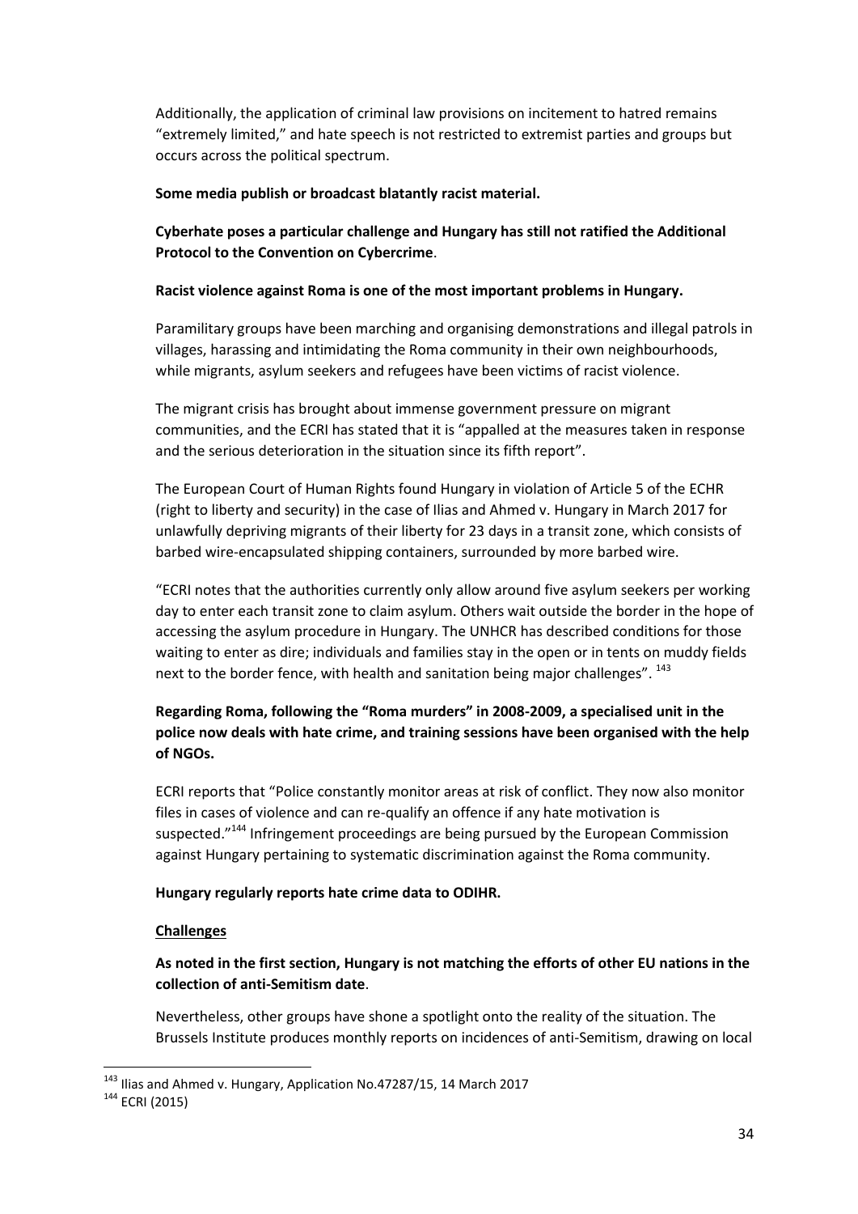Additionally, the application of criminal law provisions on incitement to hatred remains "extremely limited," and hate speech is not restricted to extremist parties and groups but occurs across the political spectrum.

**Some media publish or broadcast blatantly racist material.**

**Cyberhate poses a particular challenge and Hungary has still not ratified the Additional Protocol to the Convention on Cybercrime**.

**Racist violence against Roma is one of the most important problems in Hungary.**

Paramilitary groups have been marching and organising demonstrations and illegal patrols in villages, harassing and intimidating the Roma community in their own neighbourhoods, while migrants, asylum seekers and refugees have been victims of racist violence.

The migrant crisis has brought about immense government pressure on migrant communities, and the ECRI has stated that it is "appalled at the measures taken in response and the serious deterioration in the situation since its fifth report".

The European Court of Human Rights found Hungary in violation of Article 5 of the ECHR (right to liberty and security) in the case of Ilias and Ahmed v. Hungary in March 2017 for unlawfully depriving migrants of their liberty for 23 days in a transit zone, which consists of barbed wire-encapsulated shipping containers, surrounded by more barbed wire.

"ECRI notes that the authorities currently only allow around five asylum seekers per working day to enter each transit zone to claim asylum. Others wait outside the border in the hope of accessing the asylum procedure in Hungary. The UNHCR has described conditions for those waiting to enter as dire; individuals and families stay in the open or in tents on muddy fields next to the border fence, with health and sanitation being major challenges". [143]

**Regarding Roma, following the "Roma murders" in 2008-2009, a specialised unit in the police now deals with hate crime, and training sessions have been organised with the help of NGOs.**

ECRI reports that "Police constantly monitor areas at risk of conflict. They now also monitor files in cases of violence and can re-qualify an offence if any hate motivation is suspected."[144] Infringement proceedings are being pursued by the European Commission against Hungary pertaining to systematic discrimination against the Roma community.

**Hungary regularly reports hate crime data to ODIHR.**

**Challenges**

**As noted in the first section, Hungary is not matching the efforts of other EU nations in the collection of anti-Semitism date**.

Nevertheless, other groups have shone a spotlight onto the reality of the situation. The Brussels Institute produces monthly reports on incidences of anti-Semitism, drawing on local

[143] Ilias and Ahmed v. Hungary, Application No.47287/15, 14 March 2017

[144] ECRI (2015)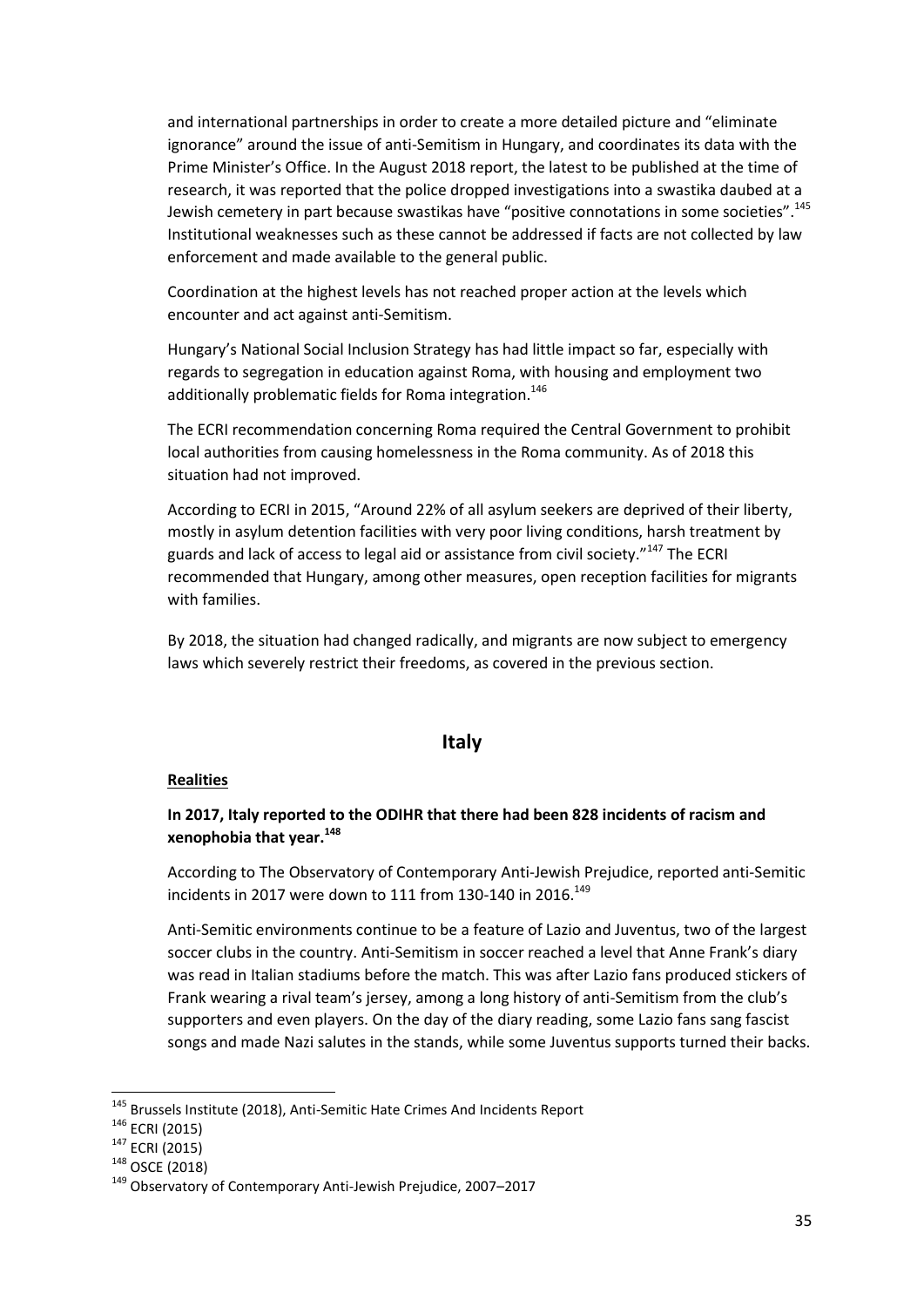and international partnerships in order to create a more detailed picture and "eliminate ignorance" around the issue of anti-Semitism in Hungary, and coordinates its data with the Prime Minister's Office. In the August 2018 report, the latest to be published at the time of research, it was reported that the police dropped investigations into a swastika daubed at a Jewish cemetery in part because swastikas have "positive connotations in some societies".[145] Institutional weaknesses such as these cannot be addressed if facts are not collected by law enforcement and made available to the general public.

Coordination at the highest levels has not reached proper action at the levels which encounter and act against anti-Semitism.

Hungary's National Social Inclusion Strategy has had little impact so far, especially with regards to segregation in education against Roma, with housing and employment two additionally problematic fields for Roma integration.[146]

The ECRI recommendation concerning Roma required the Central Government to prohibit local authorities from causing homelessness in the Roma community. As of 2018 this situation had not improved.

According to ECRI in 2015, "Around 22% of all asylum seekers are deprived of their liberty, mostly in asylum detention facilities with very poor living conditions, harsh treatment by guards and lack of access to legal aid or assistance from civil society."[147] The ECRI recommended that Hungary, among other measures, open reception facilities for migrants with families.

By 2018, the situation had changed radically, and migrants are now subject to emergency laws which severely restrict their freedoms, as covered in the previous section.

## Italy

**Realities**

**In 2017, Italy reported to the ODIHR that there had been 828 incidents of racism and xenophobia that year.[148]**

According to The Observatory of Contemporary Anti-Jewish Prejudice, reported anti-Semitic incidents in 2017 were down to 111 from 130-140 in 2016.[149]

Anti-Semitic environments continue to be a feature of Lazio and Juventus, two of the largest soccer clubs in the country. Anti-Semitism in soccer reached a level that Anne Frank's diary was read in Italian stadiums before the match. This was after Lazio fans produced stickers of Frank wearing a rival team's jersey, among a long history of anti-Semitism from the club's supporters and even players. On the day of the diary reading, some Lazio fans sang fascist songs and made Nazi salutes in the stands, while some Juventus supports turned their backs.

---

[145] Brussels Institute (2018), Anti-Semitic Hate Crimes And Incidents Report
[146] ECRI (2015)
[147] ECRI (2015)
[148] OSCE (2018)
[149] Observatory of Contemporary Anti-Jewish Prejudice, 2007–2017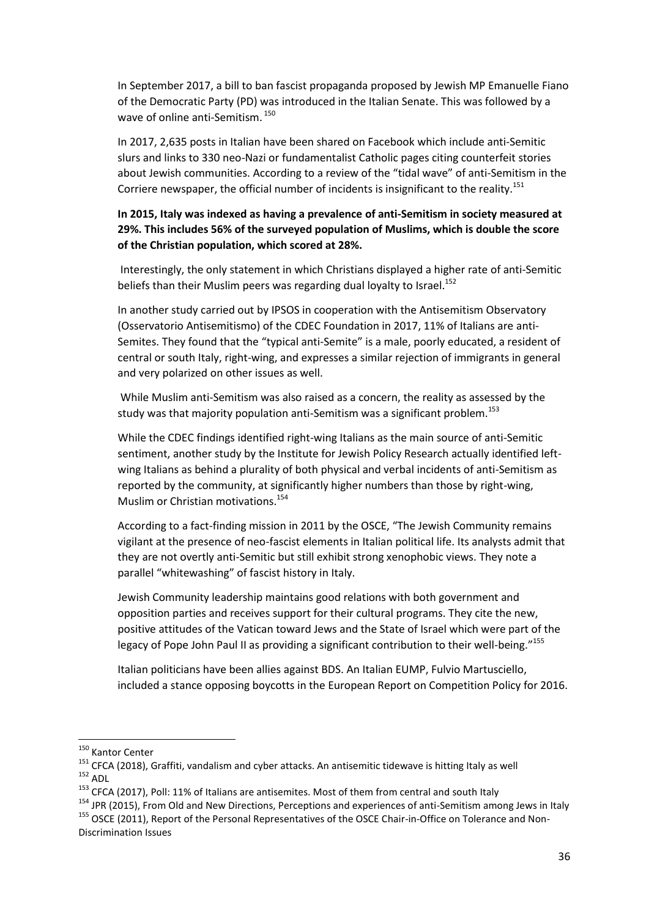In September 2017, a bill to ban fascist propaganda proposed by Jewish MP Emanuelle Fiano of the Democratic Party (PD) was introduced in the Italian Senate. This was followed by a wave of online anti-Semitism.[150]

In 2017, 2,635 posts in Italian have been shared on Facebook which include anti-Semitic slurs and links to 330 neo-Nazi or fundamentalist Catholic pages citing counterfeit stories about Jewish communities. According to a review of the "tidal wave" of anti-Semitism in the Corriere newspaper, the official number of incidents is insignificant to the reality.[151]

**In 2015, Italy was indexed as having a prevalence of anti-Semitism in society measured at 29%. This includes 56% of the surveyed population of Muslims, which is double the score of the Christian population, which scored at 28%.**

Interestingly, the only statement in which Christians displayed a higher rate of anti-Semitic beliefs than their Muslim peers was regarding dual loyalty to Israel.[152]

In another study carried out by IPSOS in cooperation with the Antisemitism Observatory (Osservatorio Antisemitismo) of the CDEC Foundation in 2017, 11% of Italians are anti-Semites. They found that the "typical anti-Semite" is a male, poorly educated, a resident of central or south Italy, right-wing, and expresses a similar rejection of immigrants in general and very polarized on other issues as well.

While Muslim anti-Semitism was also raised as a concern, the reality as assessed by the study was that majority population anti-Semitism was a significant problem.[153]

While the CDEC findings identified right-wing Italians as the main source of anti-Semitic sentiment, another study by the Institute for Jewish Policy Research actually identified left-wing Italians as behind a plurality of both physical and verbal incidents of anti-Semitism as reported by the community, at significantly higher numbers than those by right-wing, Muslim or Christian motivations.[154]

According to a fact-finding mission in 2011 by the OSCE, "The Jewish Community remains vigilant at the presence of neo-fascist elements in Italian political life. Its analysts admit that they are not overtly anti-Semitic but still exhibit strong xenophobic views. They note a parallel "whitewashing" of fascist history in Italy.

Jewish Community leadership maintains good relations with both government and opposition parties and receives support for their cultural programs. They cite the new, positive attitudes of the Vatican toward Jews and the State of Israel which were part of the legacy of Pope John Paul II as providing a significant contribution to their well-being."[155]

Italian politicians have been allies against BDS. An Italian EUMP, Fulvio Martusciello, included a stance opposing boycotts in the European Report on Competition Policy for 2016.

---

[150] Kantor Center

[151] CFCA (2018), Graffiti, vandalism and cyber attacks. An antisemitic tidewave is hitting Italy as well

[152] ADL

[153] CFCA (2017), Poll: 11% of Italians are antisemites. Most of them from central and south Italy

[154] JPR (2015), From Old and New Directions, Perceptions and experiences of anti-Semitism among Jews in Italy

[155] OSCE (2011), Report of the Personal Representatives of the OSCE Chair-in-Office on Tolerance and Non-Discrimination Issues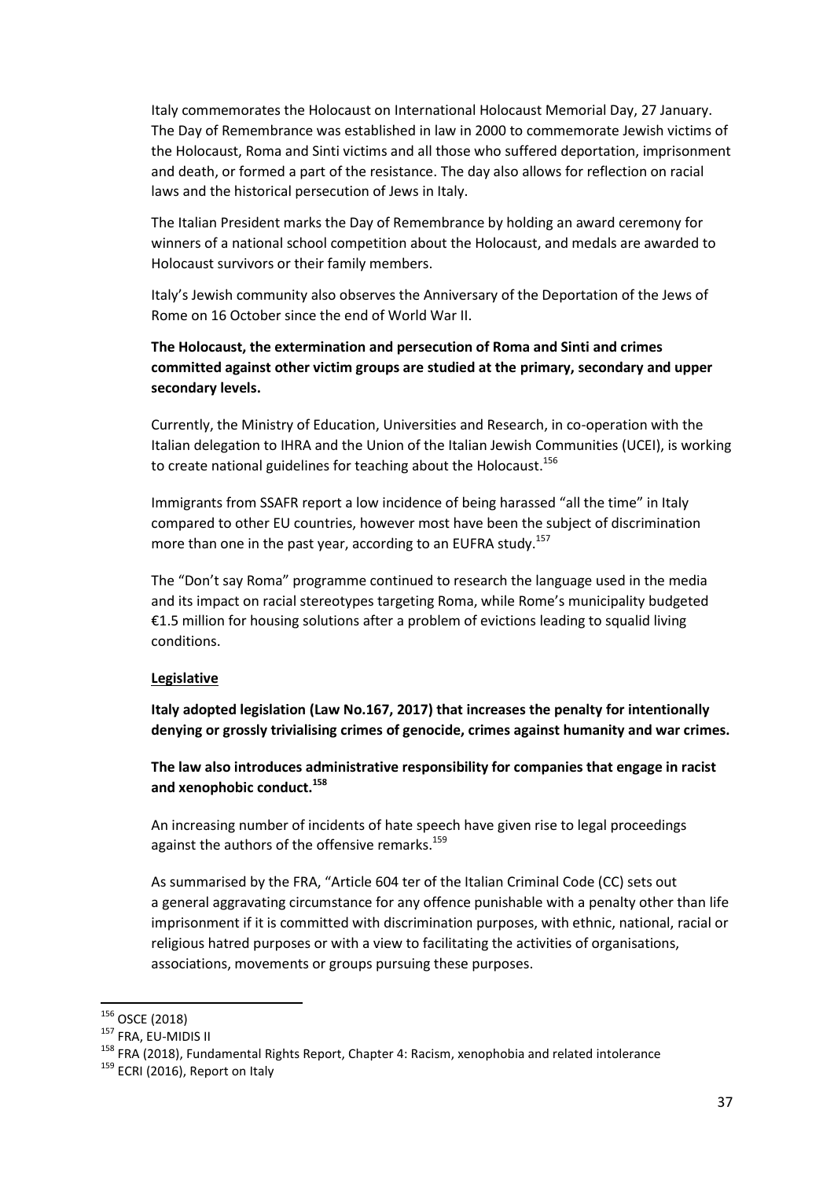Italy commemorates the Holocaust on International Holocaust Memorial Day, 27 January. The Day of Remembrance was established in law in 2000 to commemorate Jewish victims of the Holocaust, Roma and Sinti victims and all those who suffered deportation, imprisonment and death, or formed a part of the resistance. The day also allows for reflection on racial laws and the historical persecution of Jews in Italy.

The Italian President marks the Day of Remembrance by holding an award ceremony for winners of a national school competition about the Holocaust, and medals are awarded to Holocaust survivors or their family members.

Italy's Jewish community also observes the Anniversary of the Deportation of the Jews of Rome on 16 October since the end of World War II.

**The Holocaust, the extermination and persecution of Roma and Sinti and crimes committed against other victim groups are studied at the primary, secondary and upper secondary levels.**

Currently, the Ministry of Education, Universities and Research, in co-operation with the Italian delegation to IHRA and the Union of the Italian Jewish Communities (UCEI), is working to create national guidelines for teaching about the Holocaust.[156]

Immigrants from SSAFR report a low incidence of being harassed "all the time" in Italy compared to other EU countries, however most have been the subject of discrimination more than one in the past year, according to an EUFRA study.[157]

The "Don't say Roma" programme continued to research the language used in the media and its impact on racial stereotypes targeting Roma, while Rome's municipality budgeted €1.5 million for housing solutions after a problem of evictions leading to squalid living conditions.

**Legislative**

**Italy adopted legislation (Law No.167, 2017) that increases the penalty for intentionally denying or grossly trivialising crimes of genocide, crimes against humanity and war crimes.**

**The law also introduces administrative responsibility for companies that engage in racist and xenophobic conduct.[158]**

An increasing number of incidents of hate speech have given rise to legal proceedings against the authors of the offensive remarks.[159]

As summarised by the FRA, "Article 604 ter of the Italian Criminal Code (CC) sets out a general aggravating circumstance for any offence punishable with a penalty other than life imprisonment if it is committed with discrimination purposes, with ethnic, national, racial or religious hatred purposes or with a view to facilitating the activities of organisations, associations, movements or groups pursuing these purposes.

---

[156] OSCE (2018)

[157] FRA, EU-MIDIS II

[158] FRA (2018), Fundamental Rights Report, Chapter 4: Racism, xenophobia and related intolerance

[159] ECRI (2016), Report on Italy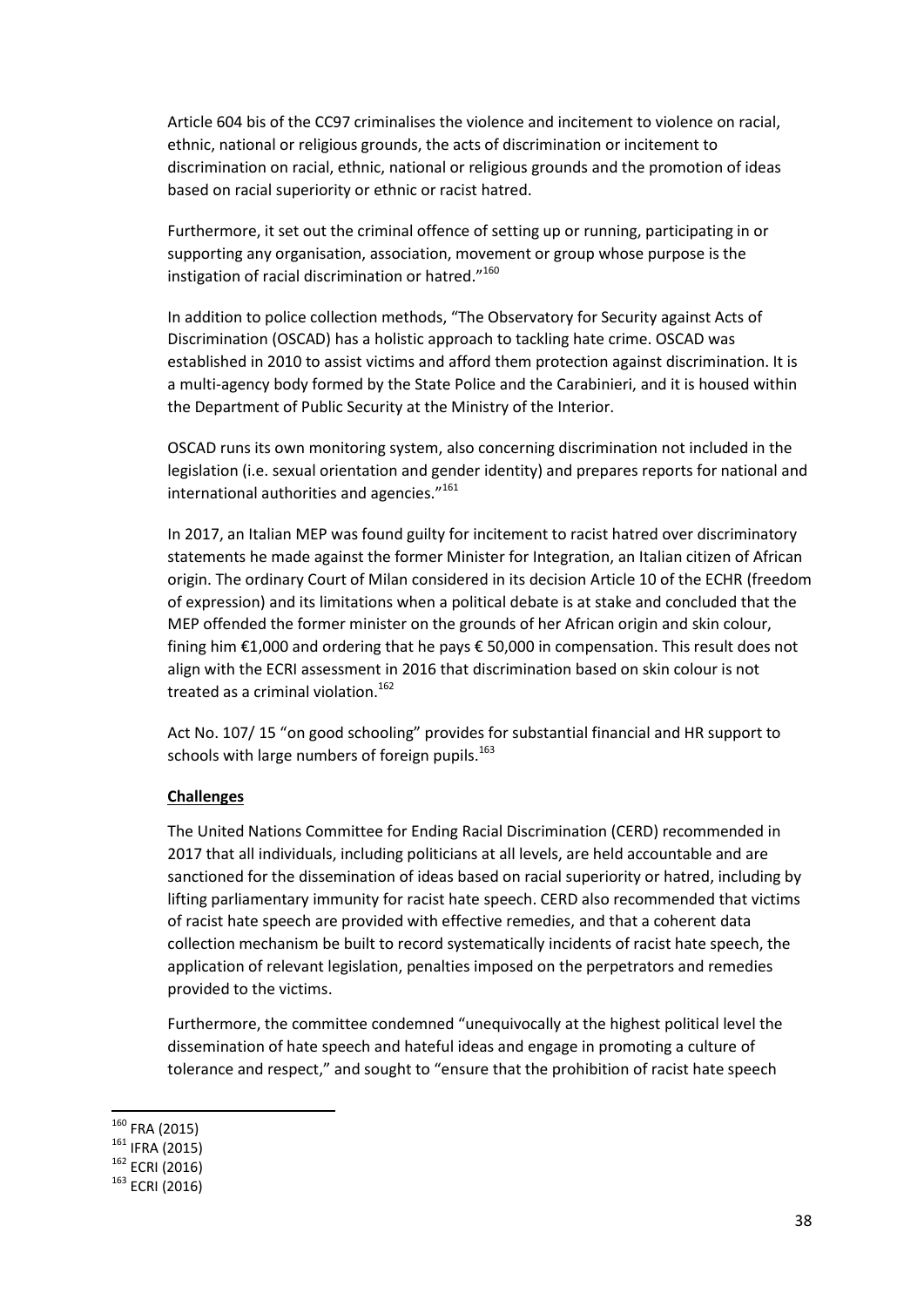Article 604 bis of the CC97 criminalises the violence and incitement to violence on racial, ethnic, national or religious grounds, the acts of discrimination or incitement to discrimination on racial, ethnic, national or religious grounds and the promotion of ideas based on racial superiority or ethnic or racist hatred.

Furthermore, it set out the criminal offence of setting up or running, participating in or supporting any organisation, association, movement or group whose purpose is the instigation of racial discrimination or hatred."[160]

In addition to police collection methods, "The Observatory for Security against Acts of Discrimination (OSCAD) has a holistic approach to tackling hate crime. OSCAD was established in 2010 to assist victims and afford them protection against discrimination. It is a multi-agency body formed by the State Police and the Carabinieri, and it is housed within the Department of Public Security at the Ministry of the Interior.

OSCAD runs its own monitoring system, also concerning discrimination not included in the legislation (i.e. sexual orientation and gender identity) and prepares reports for national and international authorities and agencies."[161]

In 2017, an Italian MEP was found guilty for incitement to racist hatred over discriminatory statements he made against the former Minister for Integration, an Italian citizen of African origin. The ordinary Court of Milan considered in its decision Article 10 of the ECHR (freedom of expression) and its limitations when a political debate is at stake and concluded that the MEP offended the former minister on the grounds of her African origin and skin colour, fining him €1,000 and ordering that he pays € 50,000 in compensation. This result does not align with the ECRI assessment in 2016 that discrimination based on skin colour is not treated as a criminal violation.[162]

Act No. 107/ 15 "on good schooling" provides for substantial financial and HR support to schools with large numbers of foreign pupils.[163]

**Challenges**

The United Nations Committee for Ending Racial Discrimination (CERD) recommended in 2017 that all individuals, including politicians at all levels, are held accountable and are sanctioned for the dissemination of ideas based on racial superiority or hatred, including by lifting parliamentary immunity for racist hate speech. CERD also recommended that victims of racist hate speech are provided with effective remedies, and that a coherent data collection mechanism be built to record systematically incidents of racist hate speech, the application of relevant legislation, penalties imposed on the perpetrators and remedies provided to the victims.

Furthermore, the committee condemned "unequivocally at the highest political level the dissemination of hate speech and hateful ideas and engage in promoting a culture of tolerance and respect," and sought to "ensure that the prohibition of racist hate speech

---

[160] FRA (2015)

[161] IFRA (2015)

[162] ECRI (2016)

[163] ECRI (2016)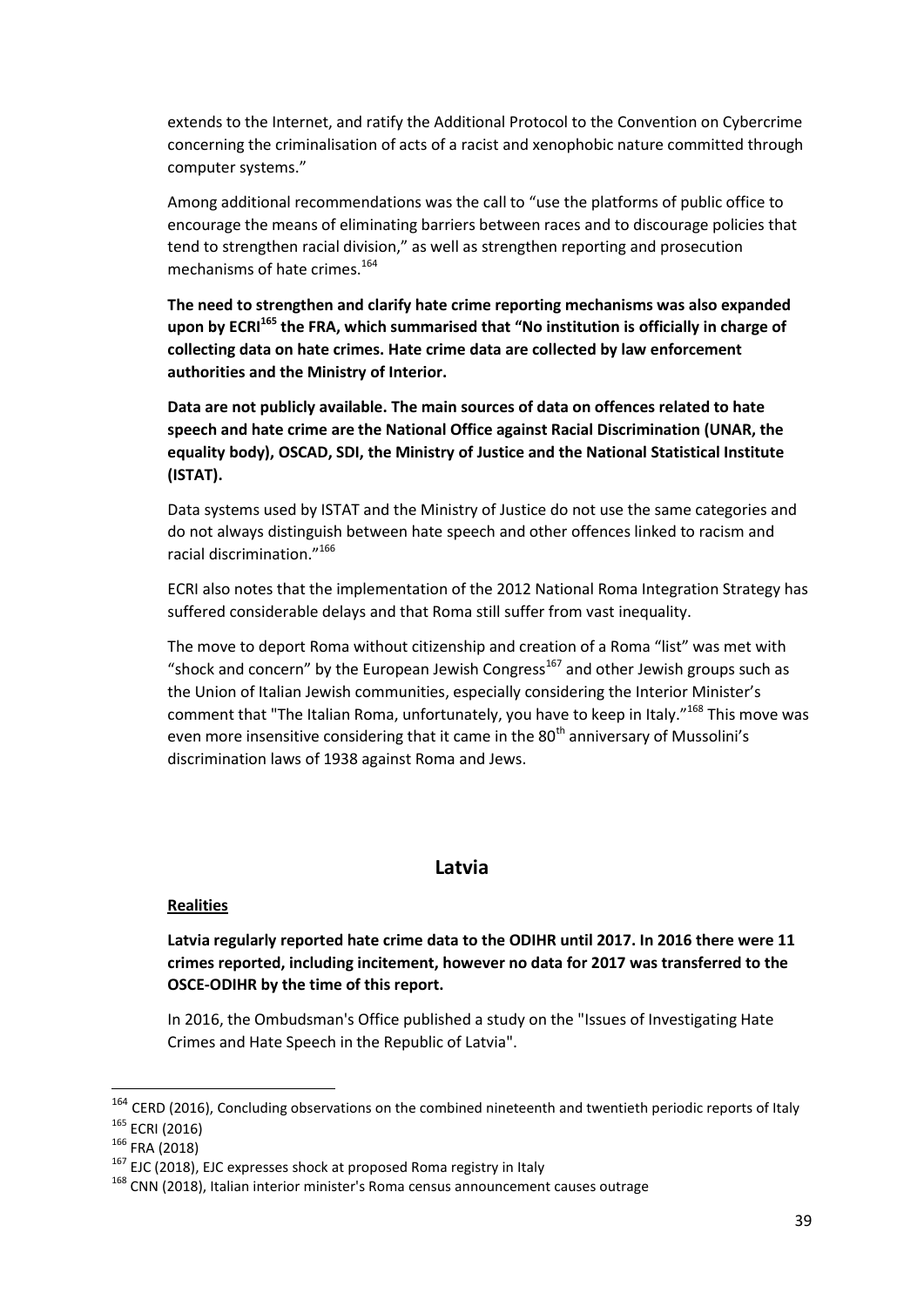extends to the Internet, and ratify the Additional Protocol to the Convention on Cybercrime concerning the criminalisation of acts of a racist and xenophobic nature committed through computer systems."

Among additional recommendations was the call to "use the platforms of public office to encourage the means of eliminating barriers between races and to discourage policies that tend to strengthen racial division," as well as strengthen reporting and prosecution mechanisms of hate crimes.[164]

**The need to strengthen and clarify hate crime reporting mechanisms was also expanded upon by ECRI[165] the FRA, which summarised that "No institution is officially in charge of collecting data on hate crimes. Hate crime data are collected by law enforcement authorities and the Ministry of Interior.**

**Data are not publicly available. The main sources of data on offences related to hate speech and hate crime are the National Office against Racial Discrimination (UNAR, the equality body), OSCAD, SDI, the Ministry of Justice and the National Statistical Institute (ISTAT).**

Data systems used by ISTAT and the Ministry of Justice do not use the same categories and do not always distinguish between hate speech and other offences linked to racism and racial discrimination."[166]

ECRI also notes that the implementation of the 2012 National Roma Integration Strategy has suffered considerable delays and that Roma still suffer from vast inequality.

The move to deport Roma without citizenship and creation of a Roma "list" was met with "shock and concern" by the European Jewish Congress[167] and other Jewish groups such as the Union of Italian Jewish communities, especially considering the Interior Minister's comment that "The Italian Roma, unfortunately, you have to keep in Italy."[168] This move was even more insensitive considering that it came in the 80th anniversary of Mussolini's discrimination laws of 1938 against Roma and Jews.

## Latvia

**Realities**

**Latvia regularly reported hate crime data to the ODIHR until 2017. In 2016 there were 11 crimes reported, including incitement, however no data for 2017 was transferred to the OSCE-ODIHR by the time of this report.**

In 2016, the Ombudsman's Office published a study on the "Issues of Investigating Hate Crimes and Hate Speech in the Republic of Latvia".

---

[164] CERD (2016), Concluding observations on the combined nineteenth and twentieth periodic reports of Italy
[165] ECRI (2016)
[166] FRA (2018)
[167] EJC (2018), EJC expresses shock at proposed Roma registry in Italy
[168] CNN (2018), Italian interior minister's Roma census announcement causes outrage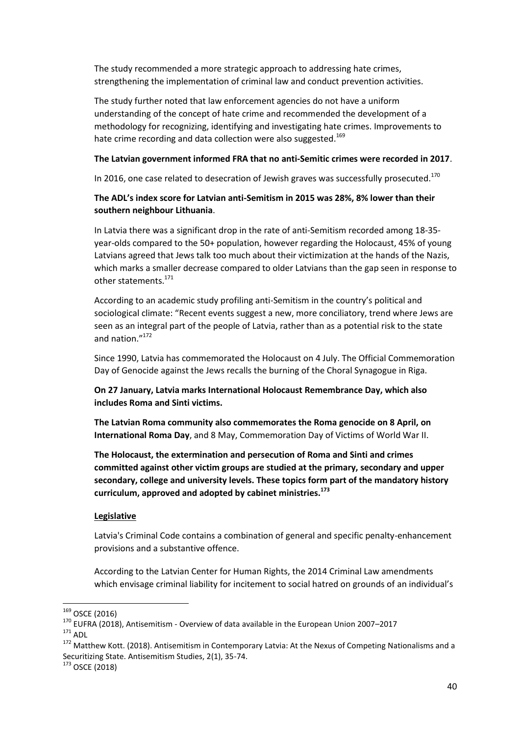The study recommended a more strategic approach to addressing hate crimes, strengthening the implementation of criminal law and conduct prevention activities.

The study further noted that law enforcement agencies do not have a uniform understanding of the concept of hate crime and recommended the development of a methodology for recognizing, identifying and investigating hate crimes. Improvements to hate crime recording and data collection were also suggested.[169]

**The Latvian government informed FRA that no anti-Semitic crimes were recorded in 2017**.

In 2016, one case related to desecration of Jewish graves was successfully prosecuted.[170]

**The ADL's index score for Latvian anti-Semitism in 2015 was 28%, 8% lower than their southern neighbour Lithuania**.

In Latvia there was a significant drop in the rate of anti-Semitism recorded among 18-35-year-olds compared to the 50+ population, however regarding the Holocaust, 45% of young Latvians agreed that Jews talk too much about their victimization at the hands of the Nazis, which marks a smaller decrease compared to older Latvians than the gap seen in response to other statements.[171]

According to an academic study profiling anti-Semitism in the country's political and sociological climate: "Recent events suggest a new, more conciliatory, trend where Jews are seen as an integral part of the people of Latvia, rather than as a potential risk to the state and nation."[172]

Since 1990, Latvia has commemorated the Holocaust on 4 July. The Official Commemoration Day of Genocide against the Jews recalls the burning of the Choral Synagogue in Riga.

**On 27 January, Latvia marks International Holocaust Remembrance Day, which also includes Roma and Sinti victims.**

**The Latvian Roma community also commemorates the Roma genocide on 8 April, on International Roma Day**, and 8 May, Commemoration Day of Victims of World War II.

**The Holocaust, the extermination and persecution of Roma and Sinti and crimes committed against other victim groups are studied at the primary, secondary and upper secondary, college and university levels. These topics form part of the mandatory history curriculum, approved and adopted by cabinet ministries.[173]**

**Legislative**

Latvia's Criminal Code contains a combination of general and specific penalty-enhancement provisions and a substantive offence.

According to the Latvian Center for Human Rights, the 2014 Criminal Law amendments which envisage criminal liability for incitement to social hatred on grounds of an individual's

---

[169] OSCE (2016)

[170] EUFRA (2018), Antisemitism - Overview of data available in the European Union 2007–2017

[171] ADL

[172] Matthew Kott. (2018). Antisemitism in Contemporary Latvia: At the Nexus of Competing Nationalisms and a Securitizing State. Antisemitism Studies, 2(1), 35-74.

[173] OSCE (2018)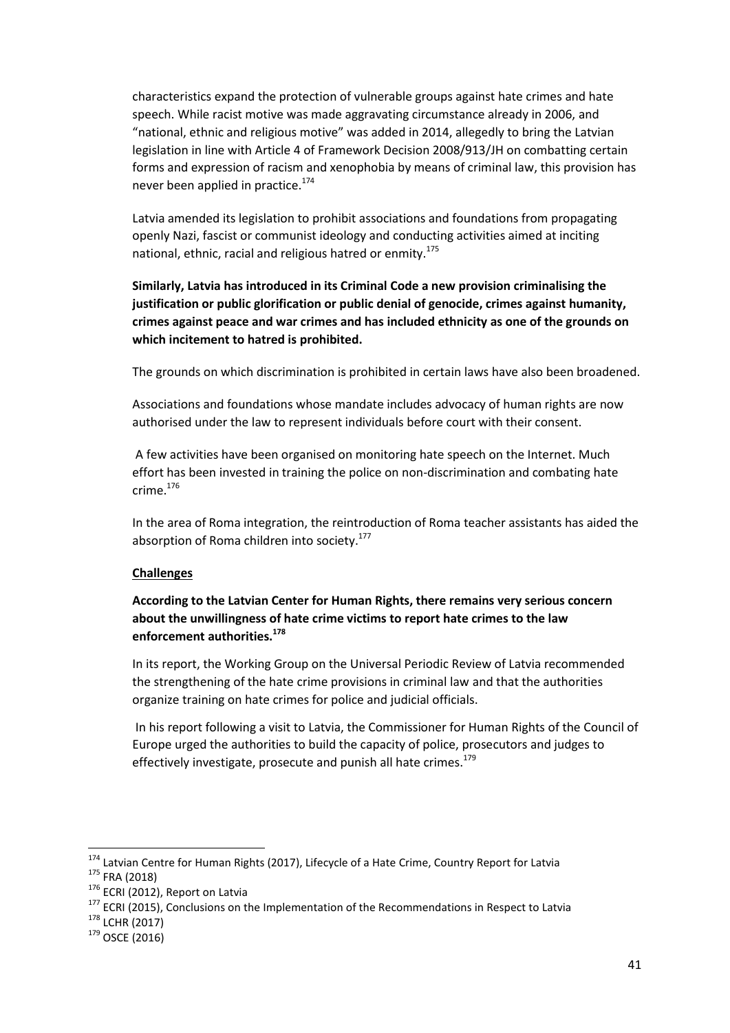characteristics expand the protection of vulnerable groups against hate crimes and hate speech. While racist motive was made aggravating circumstance already in 2006, and "national, ethnic and religious motive" was added in 2014, allegedly to bring the Latvian legislation in line with Article 4 of Framework Decision 2008/913/JH on combatting certain forms and expression of racism and xenophobia by means of criminal law, this provision has never been applied in practice.[174]

Latvia amended its legislation to prohibit associations and foundations from propagating openly Nazi, fascist or communist ideology and conducting activities aimed at inciting national, ethnic, racial and religious hatred or enmity.[175]

**Similarly, Latvia has introduced in its Criminal Code a new provision criminalising the justification or public glorification or public denial of genocide, crimes against humanity, crimes against peace and war crimes and has included ethnicity as one of the grounds on which incitement to hatred is prohibited.**

The grounds on which discrimination is prohibited in certain laws have also been broadened.

Associations and foundations whose mandate includes advocacy of human rights are now authorised under the law to represent individuals before court with their consent.

A few activities have been organised on monitoring hate speech on the Internet. Much effort has been invested in training the police on non-discrimination and combating hate crime.[176]

In the area of Roma integration, the reintroduction of Roma teacher assistants has aided the absorption of Roma children into society.[177]

**Challenges**

**According to the Latvian Center for Human Rights, there remains very serious concern about the unwillingness of hate crime victims to report hate crimes to the law enforcement authorities.[178]**

In its report, the Working Group on the Universal Periodic Review of Latvia recommended the strengthening of the hate crime provisions in criminal law and that the authorities organize training on hate crimes for police and judicial officials.

In his report following a visit to Latvia, the Commissioner for Human Rights of the Council of Europe urged the authorities to build the capacity of police, prosecutors and judges to effectively investigate, prosecute and punish all hate crimes.[179]

[174] Latvian Centre for Human Rights (2017), Lifecycle of a Hate Crime, Country Report for Latvia
[175] FRA (2018)
[176] ECRI (2012), Report on Latvia
[177] ECRI (2015), Conclusions on the Implementation of the Recommendations in Respect to Latvia
[178] LCHR (2017)
[179] OSCE (2016)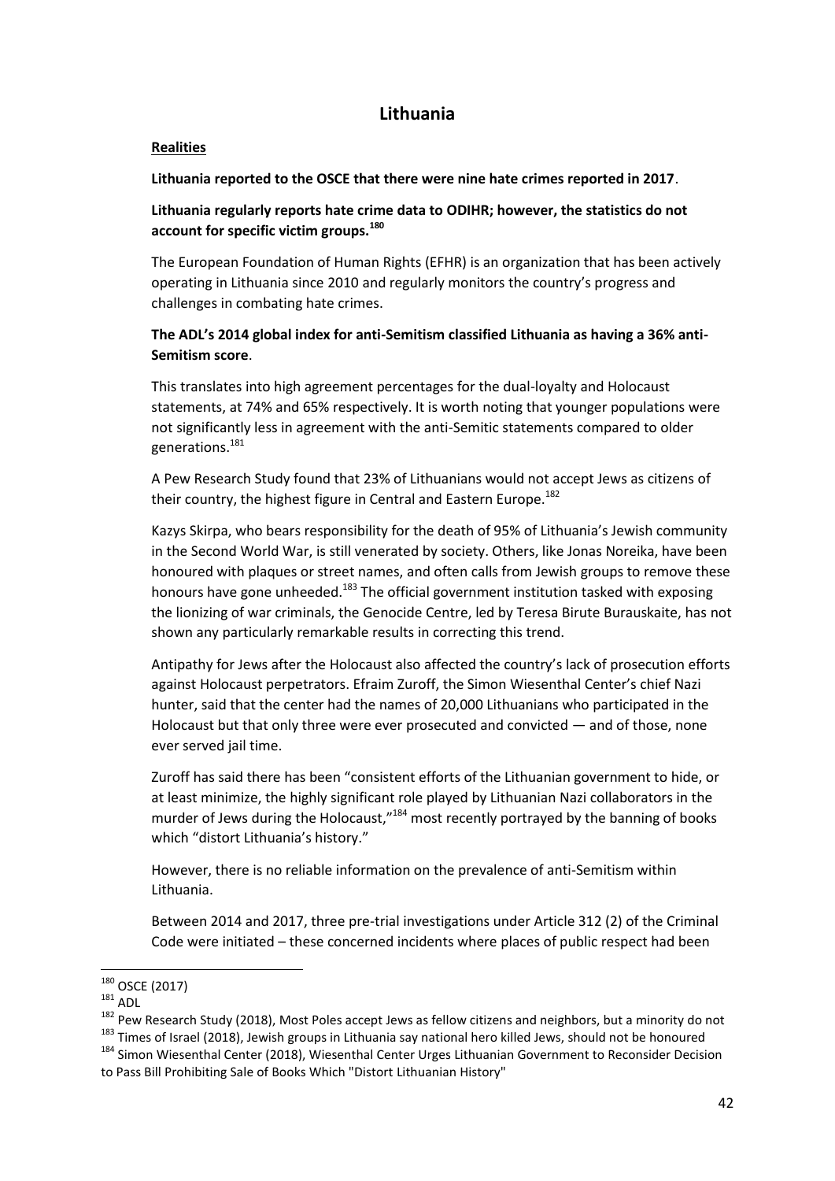# Lithuania

**Realities**

**Lithuania reported to the OSCE that there were nine hate crimes reported in 2017**.

**Lithuania regularly reports hate crime data to ODIHR; however, the statistics do not account for specific victim groups.**[180]

The European Foundation of Human Rights (EFHR) is an organization that has been actively operating in Lithuania since 2010 and regularly monitors the country's progress and challenges in combating hate crimes.

**The ADL's 2014 global index for anti-Semitism classified Lithuania as having a 36% anti-Semitism score**.

This translates into high agreement percentages for the dual-loyalty and Holocaust statements, at 74% and 65% respectively. It is worth noting that younger populations were not significantly less in agreement with the anti-Semitic statements compared to older generations.[181]

A Pew Research Study found that 23% of Lithuanians would not accept Jews as citizens of their country, the highest figure in Central and Eastern Europe.[182]

Kazys Skirpa, who bears responsibility for the death of 95% of Lithuania's Jewish community in the Second World War, is still venerated by society. Others, like Jonas Noreika, have been honoured with plaques or street names, and often calls from Jewish groups to remove these honours have gone unheeded.[183] The official government institution tasked with exposing the lionizing of war criminals, the Genocide Centre, led by Teresa Birute Burauskaite, has not shown any particularly remarkable results in correcting this trend.

Antipathy for Jews after the Holocaust also affected the country's lack of prosecution efforts against Holocaust perpetrators. Efraim Zuroff, the Simon Wiesenthal Center's chief Nazi hunter, said that the center had the names of 20,000 Lithuanians who participated in the Holocaust but that only three were ever prosecuted and convicted — and of those, none ever served jail time.

Zuroff has said there has been "consistent efforts of the Lithuanian government to hide, or at least minimize, the highly significant role played by Lithuanian Nazi collaborators in the murder of Jews during the Holocaust,"[184] most recently portrayed by the banning of books which "distort Lithuania's history."

However, there is no reliable information on the prevalence of anti-Semitism within Lithuania.

Between 2014 and 2017, three pre-trial investigations under Article 312 (2) of the Criminal Code were initiated – these concerned incidents where places of public respect had been

---

[180] OSCE (2017)

[181] ADL

[182] Pew Research Study (2018), Most Poles accept Jews as fellow citizens and neighbors, but a minority do not

[183] Times of Israel (2018), Jewish groups in Lithuania say national hero killed Jews, should not be honoured

[184] Simon Wiesenthal Center (2018), Wiesenthal Center Urges Lithuanian Government to Reconsider Decision to Pass Bill Prohibiting Sale of Books Which "Distort Lithuanian History"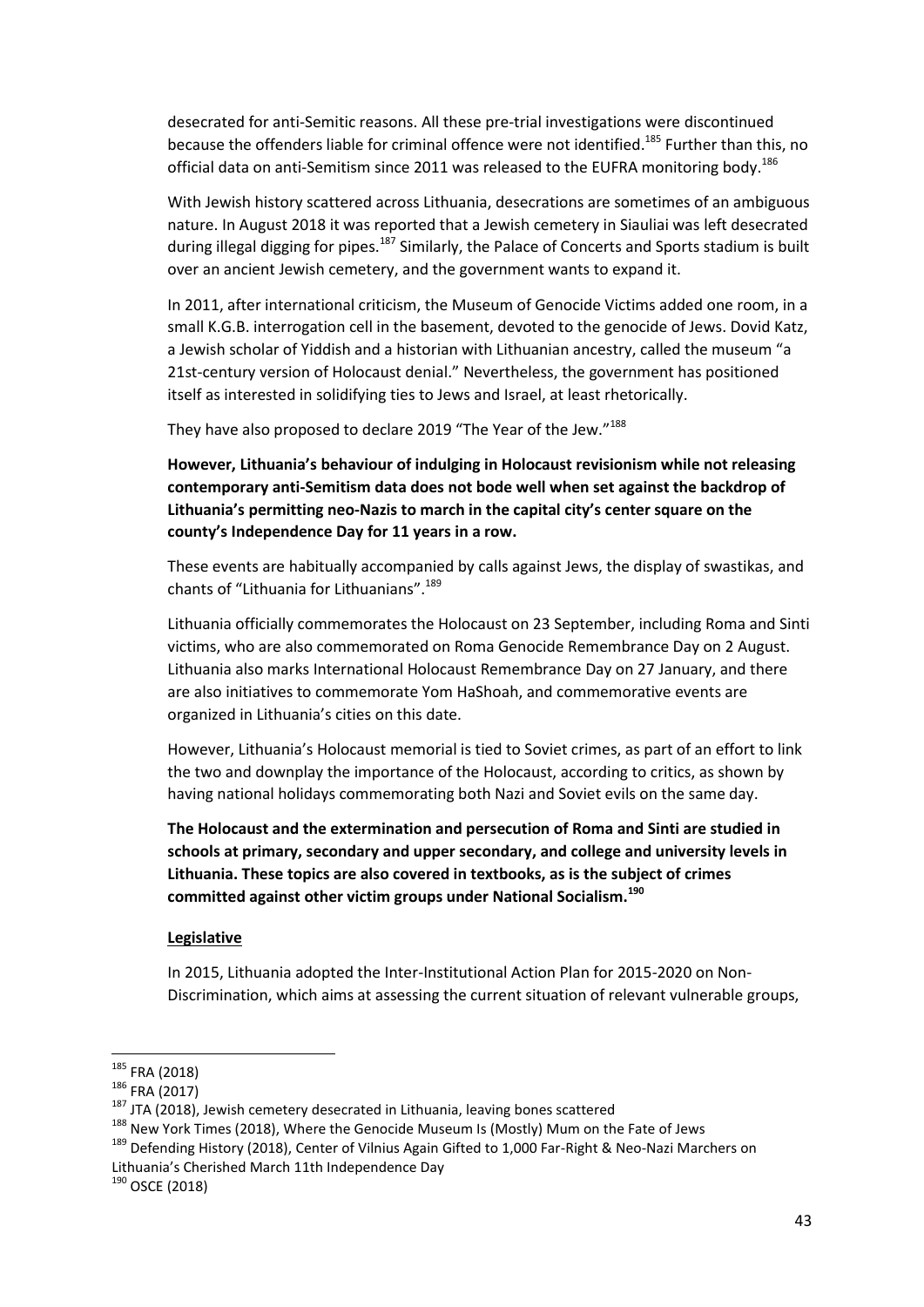desecrated for anti-Semitic reasons. All these pre-trial investigations were discontinued because the offenders liable for criminal offence were not identified.[185] Further than this, no official data on anti-Semitism since 2011 was released to the EUFRA monitoring body.[186]

With Jewish history scattered across Lithuania, desecrations are sometimes of an ambiguous nature. In August 2018 it was reported that a Jewish cemetery in Siauliai was left desecrated during illegal digging for pipes.[187] Similarly, the Palace of Concerts and Sports stadium is built over an ancient Jewish cemetery, and the government wants to expand it.

In 2011, after international criticism, the Museum of Genocide Victims added one room, in a small K.G.B. interrogation cell in the basement, devoted to the genocide of Jews. Dovid Katz, a Jewish scholar of Yiddish and a historian with Lithuanian ancestry, called the museum "a 21st-century version of Holocaust denial." Nevertheless, the government has positioned itself as interested in solidifying ties to Jews and Israel, at least rhetorically.

They have also proposed to declare 2019 "The Year of the Jew."[188]

**However, Lithuania's behaviour of indulging in Holocaust revisionism while not releasing contemporary anti-Semitism data does not bode well when set against the backdrop of Lithuania's permitting neo-Nazis to march in the capital city's center square on the county's Independence Day for 11 years in a row.**

These events are habitually accompanied by calls against Jews, the display of swastikas, and chants of "Lithuania for Lithuanians".[189]

Lithuania officially commemorates the Holocaust on 23 September, including Roma and Sinti victims, who are also commemorated on Roma Genocide Remembrance Day on 2 August. Lithuania also marks International Holocaust Remembrance Day on 27 January, and there are also initiatives to commemorate Yom HaShoah, and commemorative events are organized in Lithuania's cities on this date.

However, Lithuania's Holocaust memorial is tied to Soviet crimes, as part of an effort to link the two and downplay the importance of the Holocaust, according to critics, as shown by having national holidays commemorating both Nazi and Soviet evils on the same day.

**The Holocaust and the extermination and persecution of Roma and Sinti are studied in schools at primary, secondary and upper secondary, and college and university levels in Lithuania. These topics are also covered in textbooks, as is the subject of crimes committed against other victim groups under National Socialism.[190]**

**Legislative**

In 2015, Lithuania adopted the Inter-Institutional Action Plan for 2015-2020 on Non-Discrimination, which aims at assessing the current situation of relevant vulnerable groups,

---

[185] FRA (2018)

[186] FRA (2017)

[187] JTA (2018), Jewish cemetery desecrated in Lithuania, leaving bones scattered

[188] New York Times (2018), Where the Genocide Museum Is (Mostly) Mum on the Fate of Jews

[189] Defending History (2018), Center of Vilnius Again Gifted to 1,000 Far-Right & Neo-Nazi Marchers on Lithuania's Cherished March 11th Independence Day

[190] OSCE (2018)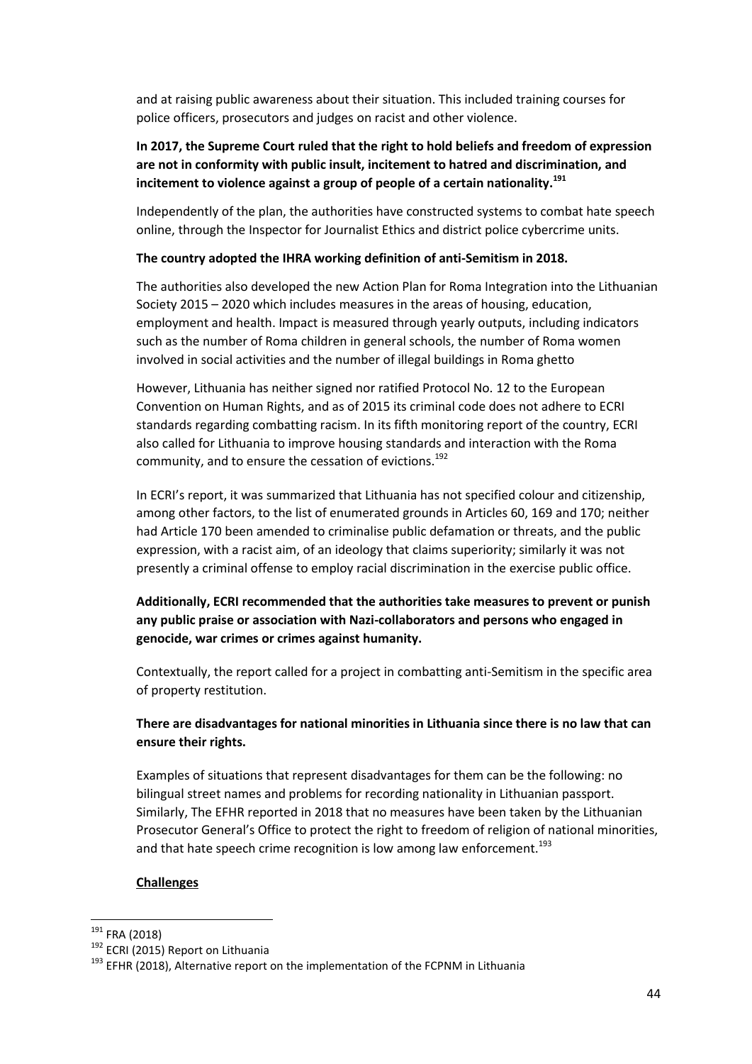and at raising public awareness about their situation. This included training courses for police officers, prosecutors and judges on racist and other violence.

**In 2017, the Supreme Court ruled that the right to hold beliefs and freedom of expression are not in conformity with public insult, incitement to hatred and discrimination, and incitement to violence against a group of people of a certain nationality.[191]**

Independently of the plan, the authorities have constructed systems to combat hate speech online, through the Inspector for Journalist Ethics and district police cybercrime units.

**The country adopted the IHRA working definition of anti-Semitism in 2018.**

The authorities also developed the new Action Plan for Roma Integration into the Lithuanian Society 2015 – 2020 which includes measures in the areas of housing, education, employment and health. Impact is measured through yearly outputs, including indicators such as the number of Roma children in general schools, the number of Roma women involved in social activities and the number of illegal buildings in Roma ghetto

However, Lithuania has neither signed nor ratified Protocol No. 12 to the European Convention on Human Rights, and as of 2015 its criminal code does not adhere to ECRI standards regarding combatting racism. In its fifth monitoring report of the country, ECRI also called for Lithuania to improve housing standards and interaction with the Roma community, and to ensure the cessation of evictions.[192]

In ECRI's report, it was summarized that Lithuania has not specified colour and citizenship, among other factors, to the list of enumerated grounds in Articles 60, 169 and 170; neither had Article 170 been amended to criminalise public defamation or threats, and the public expression, with a racist aim, of an ideology that claims superiority; similarly it was not presently a criminal offense to employ racial discrimination in the exercise public office.

**Additionally, ECRI recommended that the authorities take measures to prevent or punish any public praise or association with Nazi-collaborators and persons who engaged in genocide, war crimes or crimes against humanity.**

Contextually, the report called for a project in combatting anti-Semitism in the specific area of property restitution.

**There are disadvantages for national minorities in Lithuania since there is no law that can ensure their rights.**

Examples of situations that represent disadvantages for them can be the following: no bilingual street names and problems for recording nationality in Lithuanian passport. Similarly, The EFHR reported in 2018 that no measures have been taken by the Lithuanian Prosecutor General's Office to protect the right to freedom of religion of national minorities, and that hate speech crime recognition is low among law enforcement.[193]

**<u>Challenges</u>**

---

[191] FRA (2018)

[192] ECRI (2015) Report on Lithuania

[193] EFHR (2018), Alternative report on the implementation of the FCPNM in Lithuania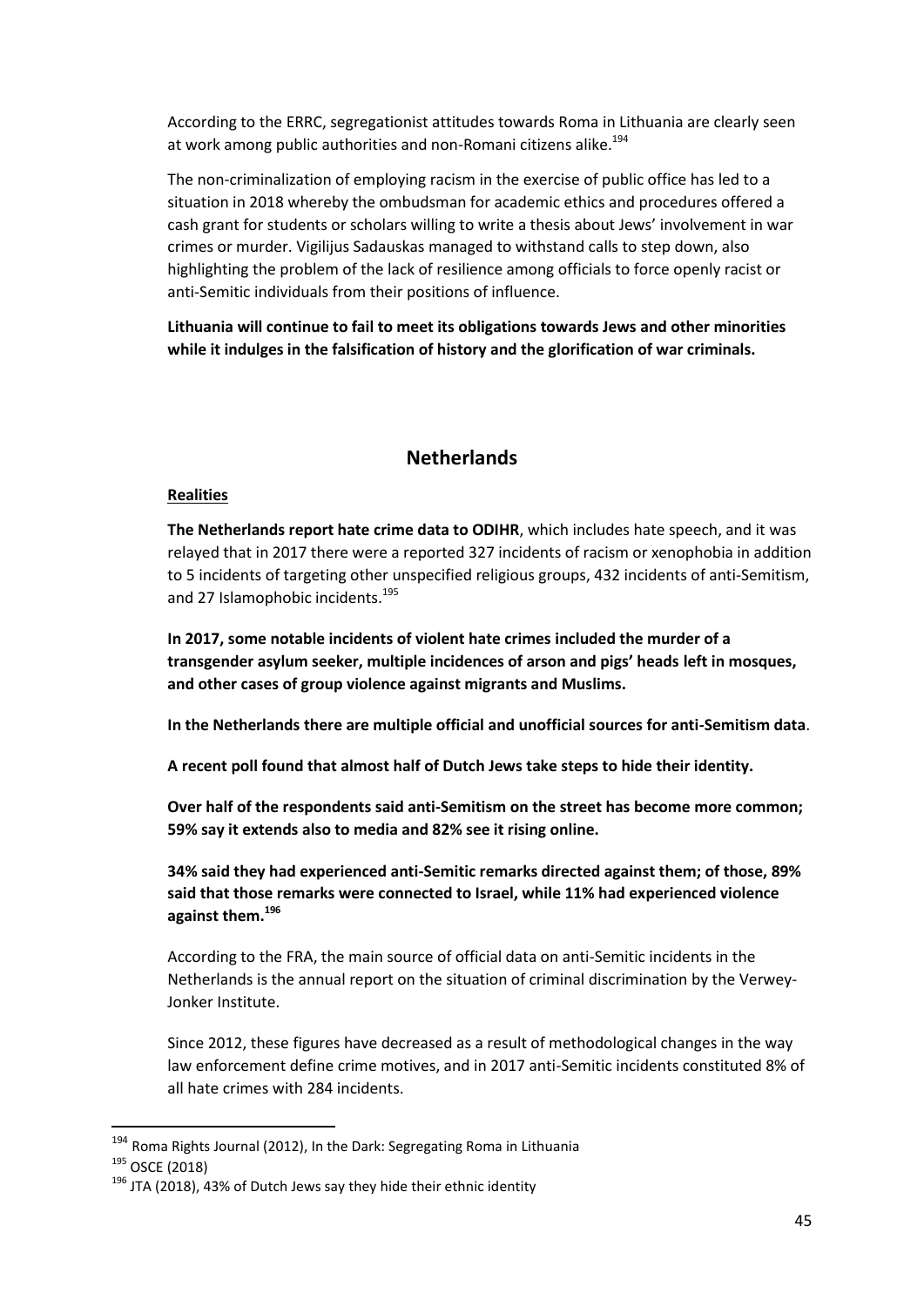According to the ERRC, segregationist attitudes towards Roma in Lithuania are clearly seen at work among public authorities and non-Romani citizens alike.[194]

The non-criminalization of employing racism in the exercise of public office has led to a situation in 2018 whereby the ombudsman for academic ethics and procedures offered a cash grant for students or scholars willing to write a thesis about Jews' involvement in war crimes or murder. Vigilijus Sadauskas managed to withstand calls to step down, also highlighting the problem of the lack of resilience among officials to force openly racist or anti-Semitic individuals from their positions of influence.

**Lithuania will continue to fail to meet its obligations towards Jews and other minorities while it indulges in the falsification of history and the glorification of war criminals.**

## Netherlands

**Realities**

**The Netherlands report hate crime data to ODIHR**, which includes hate speech, and it was relayed that in 2017 there were a reported 327 incidents of racism or xenophobia in addition to 5 incidents of targeting other unspecified religious groups, 432 incidents of anti-Semitism, and 27 Islamophobic incidents.[195]

**In 2017, some notable incidents of violent hate crimes included the murder of a transgender asylum seeker, multiple incidences of arson and pigs' heads left in mosques, and other cases of group violence against migrants and Muslims.**

**In the Netherlands there are multiple official and unofficial sources for anti-Semitism data**.

**A recent poll found that almost half of Dutch Jews take steps to hide their identity.**

**Over half of the respondents said anti-Semitism on the street has become more common; 59% say it extends also to media and 82% see it rising online.**

**34% said they had experienced anti-Semitic remarks directed against them; of those, 89% said that those remarks were connected to Israel, while 11% had experienced violence against them.[196]**

According to the FRA, the main source of official data on anti-Semitic incidents in the Netherlands is the annual report on the situation of criminal discrimination by the Verwey-Jonker Institute.

Since 2012, these figures have decreased as a result of methodological changes in the way law enforcement define crime motives, and in 2017 anti-Semitic incidents constituted 8% of all hate crimes with 284 incidents.

---

[194] Roma Rights Journal (2012), In the Dark: Segregating Roma in Lithuania

[195] OSCE (2018)

[196] JTA (2018), 43% of Dutch Jews say they hide their ethnic identity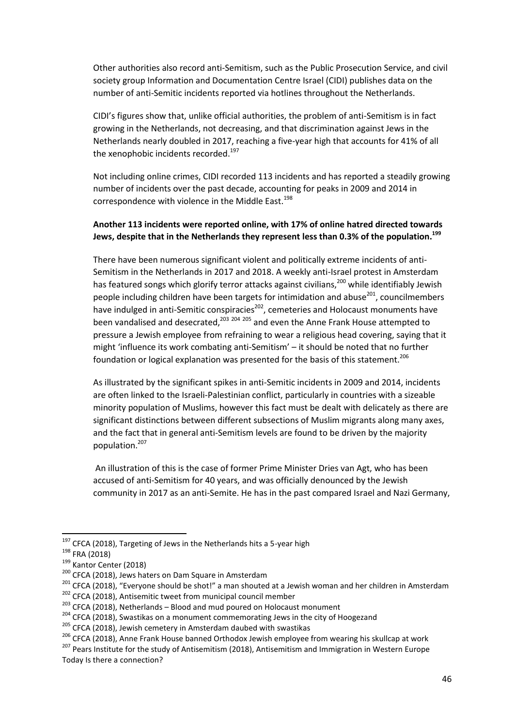Other authorities also record anti-Semitism, such as the Public Prosecution Service, and civil society group Information and Documentation Centre Israel (CIDI) publishes data on the number of anti-Semitic incidents reported via hotlines throughout the Netherlands.

CIDI's figures show that, unlike official authorities, the problem of anti-Semitism is in fact growing in the Netherlands, not decreasing, and that discrimination against Jews in the Netherlands nearly doubled in 2017, reaching a five-year high that accounts for 41% of all the xenophobic incidents recorded.[197]

Not including online crimes, CIDI recorded 113 incidents and has reported a steadily growing number of incidents over the past decade, accounting for peaks in 2009 and 2014 in correspondence with violence in the Middle East.[198]

**Another 113 incidents were reported online, with 17% of online hatred directed towards Jews, despite that in the Netherlands they represent less than 0.3% of the population.[199]**

There have been numerous significant violent and politically extreme incidents of anti-Semitism in the Netherlands in 2017 and 2018. A weekly anti-Israel protest in Amsterdam has featured songs which glorify terror attacks against civilians,[200] while identifiably Jewish people including children have been targets for intimidation and abuse[201], councilmembers have indulged in anti-Semitic conspiracies[202], cemeteries and Holocaust monuments have been vandalised and desecrated,[203] [204] [205] and even the Anne Frank House attempted to pressure a Jewish employee from refraining to wear a religious head covering, saying that it might 'influence its work combating anti-Semitism' – it should be noted that no further foundation or logical explanation was presented for the basis of this statement.[206]

As illustrated by the significant spikes in anti-Semitic incidents in 2009 and 2014, incidents are often linked to the Israeli-Palestinian conflict, particularly in countries with a sizeable minority population of Muslims, however this fact must be dealt with delicately as there are significant distinctions between different subsections of Muslim migrants along many axes, and the fact that in general anti-Semitism levels are found to be driven by the majority population.[207]

An illustration of this is the case of former Prime Minister Dries van Agt, who has been accused of anti-Semitism for 40 years, and was officially denounced by the Jewish community in 2017 as an anti-Semite. He has in the past compared Israel and Nazi Germany,

---

[197] CFCA (2018), Targeting of Jews in the Netherlands hits a 5-year high

[198] FRA (2018)

[199] Kantor Center (2018)

[200] CFCA (2018), Jews haters on Dam Square in Amsterdam

[201] CFCA (2018), "Everyone should be shot!" a man shouted at a Jewish woman and her children in Amsterdam

[202] CFCA (2018), Antisemitic tweet from municipal council member

[203] CFCA (2018), Netherlands – Blood and mud poured on Holocaust monument

[204] CFCA (2018), Swastikas on a monument commemorating Jews in the city of Hoogezand

[205] CFCA (2018), Jewish cemetery in Amsterdam daubed with swastikas

[206] CFCA (2018), Anne Frank House banned Orthodox Jewish employee from wearing his skullcap at work

[207] Pears Institute for the study of Antisemitism (2018), Antisemitism and Immigration in Western Europe Today Is there a connection?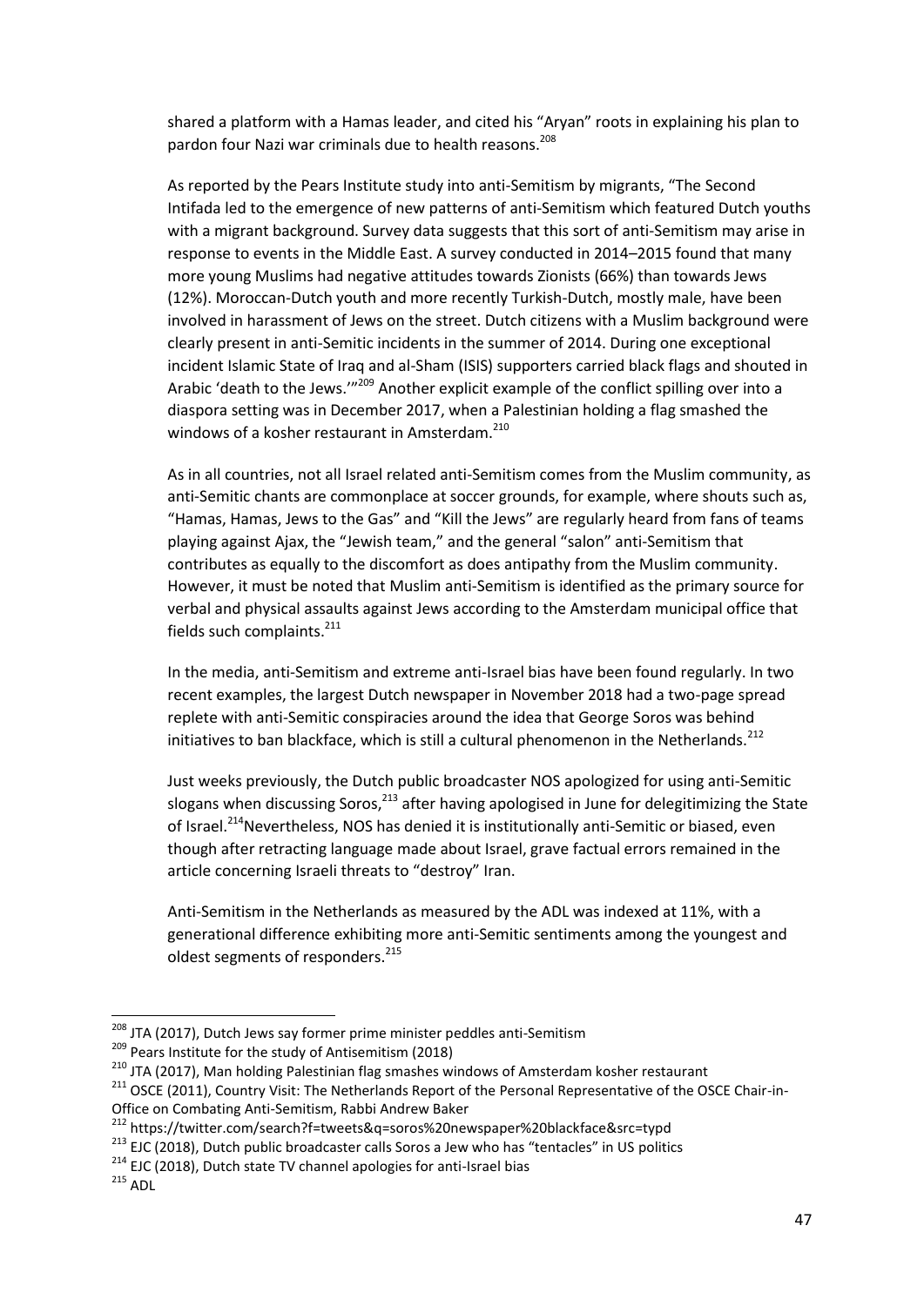shared a platform with a Hamas leader, and cited his "Aryan" roots in explaining his plan to pardon four Nazi war criminals due to health reasons.[208]

As reported by the Pears Institute study into anti-Semitism by migrants, "The Second Intifada led to the emergence of new patterns of anti-Semitism which featured Dutch youths with a migrant background. Survey data suggests that this sort of anti-Semitism may arise in response to events in the Middle East. A survey conducted in 2014–2015 found that many more young Muslims had negative attitudes towards Zionists (66%) than towards Jews (12%). Moroccan-Dutch youth and more recently Turkish-Dutch, mostly male, have been involved in harassment of Jews on the street. Dutch citizens with a Muslim background were clearly present in anti-Semitic incidents in the summer of 2014. During one exceptional incident Islamic State of Iraq and al-Sham (ISIS) supporters carried black flags and shouted in Arabic 'death to the Jews.'"[209] Another explicit example of the conflict spilling over into a diaspora setting was in December 2017, when a Palestinian holding a flag smashed the windows of a kosher restaurant in Amsterdam.[210]

As in all countries, not all Israel related anti-Semitism comes from the Muslim community, as anti-Semitic chants are commonplace at soccer grounds, for example, where shouts such as, "Hamas, Hamas, Jews to the Gas" and "Kill the Jews" are regularly heard from fans of teams playing against Ajax, the "Jewish team," and the general "salon" anti-Semitism that contributes as equally to the discomfort as does antipathy from the Muslim community. However, it must be noted that Muslim anti-Semitism is identified as the primary source for verbal and physical assaults against Jews according to the Amsterdam municipal office that fields such complaints.[211]

In the media, anti-Semitism and extreme anti-Israel bias have been found regularly. In two recent examples, the largest Dutch newspaper in November 2018 had a two-page spread replete with anti-Semitic conspiracies around the idea that George Soros was behind initiatives to ban blackface, which is still a cultural phenomenon in the Netherlands.[212]

Just weeks previously, the Dutch public broadcaster NOS apologized for using anti-Semitic slogans when discussing Soros,[213] after having apologised in June for delegitimizing the State of Israel.[214] Nevertheless, NOS has denied it is institutionally anti-Semitic or biased, even though after retracting language made about Israel, grave factual errors remained in the article concerning Israeli threats to "destroy" Iran.

Anti-Semitism in the Netherlands as measured by the ADL was indexed at 11%, with a generational difference exhibiting more anti-Semitic sentiments among the youngest and oldest segments of responders.[215]

---

[208] JTA (2017), Dutch Jews say former prime minister peddles anti-Semitism

[209] Pears Institute for the study of Antisemitism (2018)

[210] JTA (2017), Man holding Palestinian flag smashes windows of Amsterdam kosher restaurant

[211] OSCE (2011), Country Visit: The Netherlands Report of the Personal Representative of the OSCE Chair-in-Office on Combating Anti-Semitism, Rabbi Andrew Baker

[212] https://twitter.com/search?f=tweets&q=soros%20newspaper%20blackface&src=typd

[213] EJC (2018), Dutch public broadcaster calls Soros a Jew who has "tentacles" in US politics

[214] EJC (2018), Dutch state TV channel apologies for anti-Israel bias

[215] ADL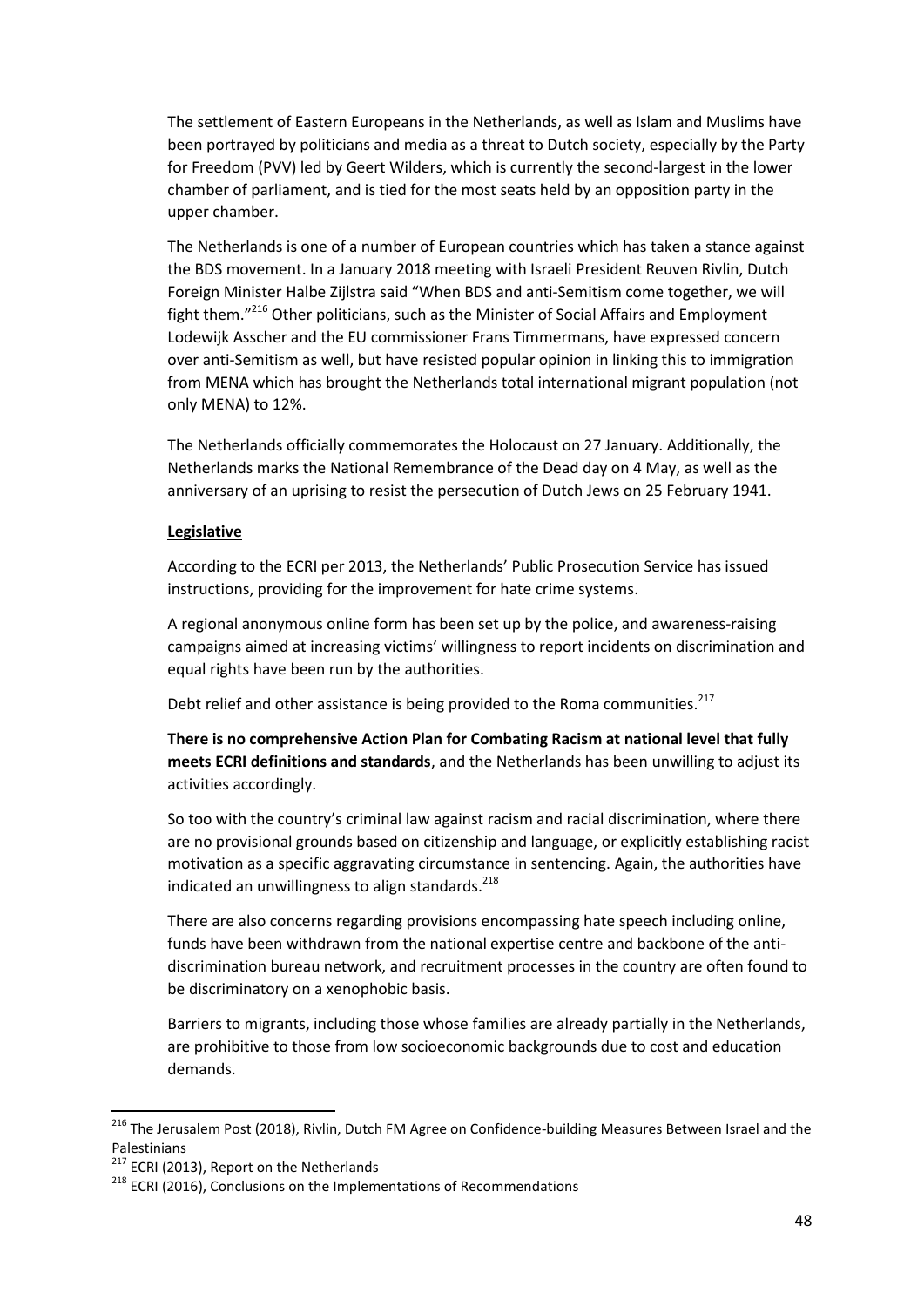The settlement of Eastern Europeans in the Netherlands, as well as Islam and Muslims have been portrayed by politicians and media as a threat to Dutch society, especially by the Party for Freedom (PVV) led by Geert Wilders, which is currently the second-largest in the lower chamber of parliament, and is tied for the most seats held by an opposition party in the upper chamber.

The Netherlands is one of a number of European countries which has taken a stance against the BDS movement. In a January 2018 meeting with Israeli President Reuven Rivlin, Dutch Foreign Minister Halbe Zijlstra said "When BDS and anti-Semitism come together, we will fight them."[216] Other politicians, such as the Minister of Social Affairs and Employment Lodewijk Asscher and the EU commissioner Frans Timmermans, have expressed concern over anti-Semitism as well, but have resisted popular opinion in linking this to immigration from MENA which has brought the Netherlands total international migrant population (not only MENA) to 12%.

The Netherlands officially commemorates the Holocaust on 27 January. Additionally, the Netherlands marks the National Remembrance of the Dead day on 4 May, as well as the anniversary of an uprising to resist the persecution of Dutch Jews on 25 February 1941.

**Legislative**

According to the ECRI per 2013, the Netherlands' Public Prosecution Service has issued instructions, providing for the improvement for hate crime systems.

A regional anonymous online form has been set up by the police, and awareness-raising campaigns aimed at increasing victims' willingness to report incidents on discrimination and equal rights have been run by the authorities.

Debt relief and other assistance is being provided to the Roma communities.[217]

**There is no comprehensive Action Plan for Combating Racism at national level that fully meets ECRI definitions and standards**, and the Netherlands has been unwilling to adjust its activities accordingly.

So too with the country's criminal law against racism and racial discrimination, where there are no provisional grounds based on citizenship and language, or explicitly establishing racist motivation as a specific aggravating circumstance in sentencing. Again, the authorities have indicated an unwillingness to align standards.[218]

There are also concerns regarding provisions encompassing hate speech including online, funds have been withdrawn from the national expertise centre and backbone of the anti-discrimination bureau network, and recruitment processes in the country are often found to be discriminatory on a xenophobic basis.

Barriers to migrants, including those whose families are already partially in the Netherlands, are prohibitive to those from low socioeconomic backgrounds due to cost and education demands.

---

[216] The Jerusalem Post (2018), Rivlin, Dutch FM Agree on Confidence-building Measures Between Israel and the Palestinians

[217] ECRI (2013), Report on the Netherlands

[218] ECRI (2016), Conclusions on the Implementations of Recommendations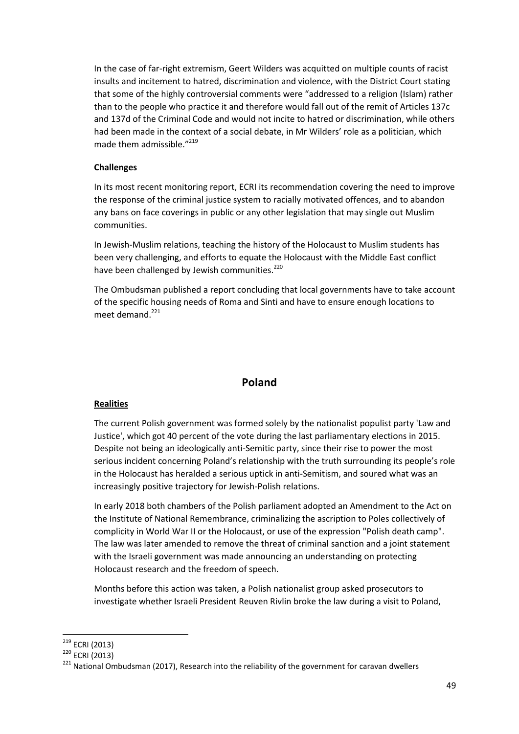In the case of far-right extremism, Geert Wilders was acquitted on multiple counts of racist insults and incitement to hatred, discrimination and violence, with the District Court stating that some of the highly controversial comments were "addressed to a religion (Islam) rather than to the people who practice it and therefore would fall out of the remit of Articles 137c and 137d of the Criminal Code and would not incite to hatred or discrimination, while others had been made in the context of a social debate, in Mr Wilders' role as a politician, which made them admissible."[219]

**Challenges**

In its most recent monitoring report, ECRI its recommendation covering the need to improve the response of the criminal justice system to racially motivated offences, and to abandon any bans on face coverings in public or any other legislation that may single out Muslim communities.

In Jewish-Muslim relations, teaching the history of the Holocaust to Muslim students has been very challenging, and efforts to equate the Holocaust with the Middle East conflict have been challenged by Jewish communities.[220]

The Ombudsman published a report concluding that local governments have to take account of the specific housing needs of Roma and Sinti and have to ensure enough locations to meet demand.[221]

## Poland

**Realities**

The current Polish government was formed solely by the nationalist populist party 'Law and Justice', which got 40 percent of the vote during the last parliamentary elections in 2015. Despite not being an ideologically anti-Semitic party, since their rise to power the most serious incident concerning Poland's relationship with the truth surrounding its people's role in the Holocaust has heralded a serious uptick in anti-Semitism, and soured what was an increasingly positive trajectory for Jewish-Polish relations.

In early 2018 both chambers of the Polish parliament adopted an Amendment to the Act on the Institute of National Remembrance, criminalizing the ascription to Poles collectively of complicity in World War II or the Holocaust, or use of the expression "Polish death camp". The law was later amended to remove the threat of criminal sanction and a joint statement with the Israeli government was made announcing an understanding on protecting Holocaust research and the freedom of speech.

Months before this action was taken, a Polish nationalist group asked prosecutors to investigate whether Israeli President Reuven Rivlin broke the law during a visit to Poland,

---

[219] ECRI (2013)

[220] ECRI (2013)

[221] National Ombudsman (2017), Research into the reliability of the government for caravan dwellers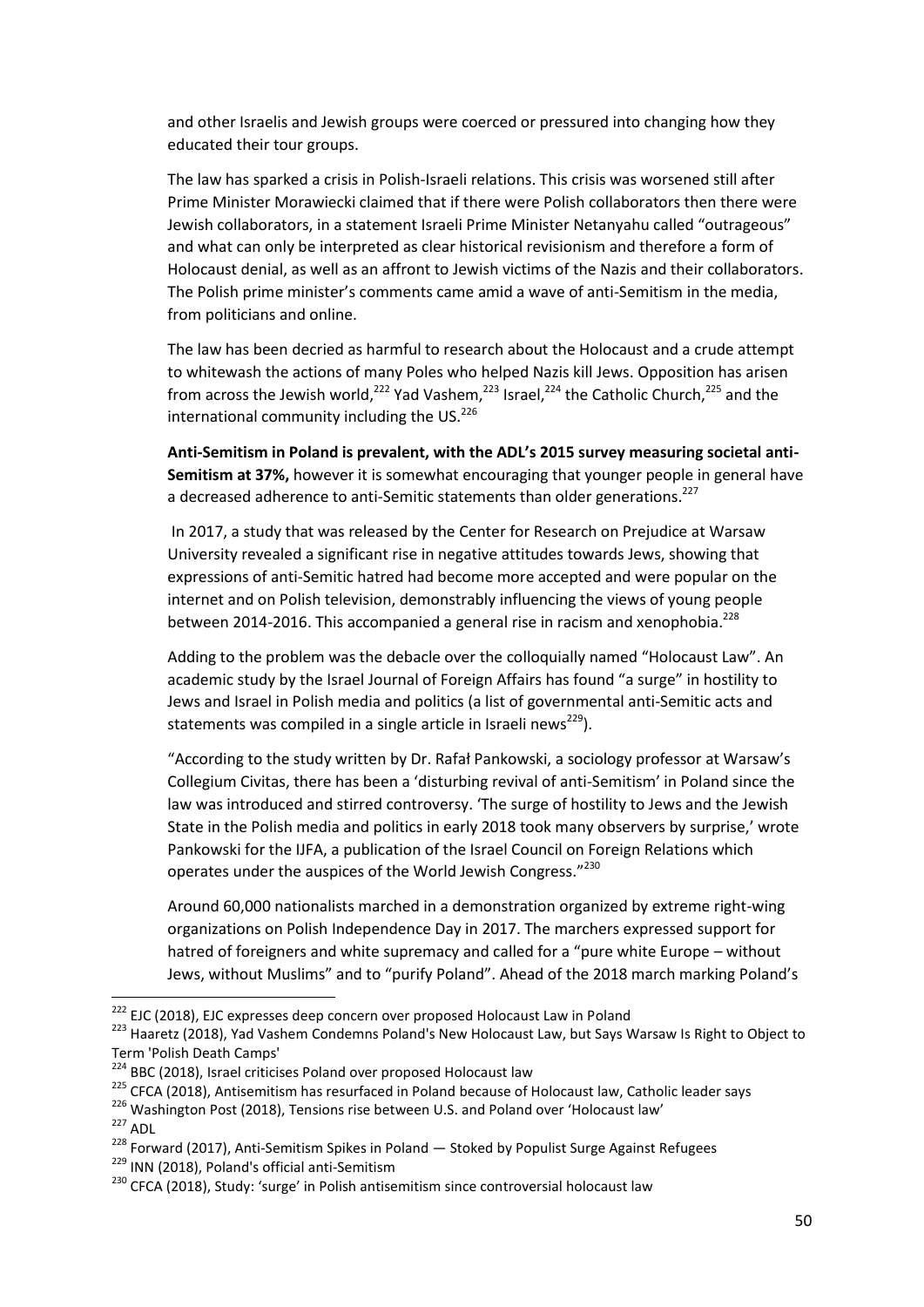and other Israelis and Jewish groups were coerced or pressured into changing how they educated their tour groups.

The law has sparked a crisis in Polish-Israeli relations. This crisis was worsened still after Prime Minister Morawiecki claimed that if there were Polish collaborators then there were Jewish collaborators, in a statement Israeli Prime Minister Netanyahu called "outrageous" and what can only be interpreted as clear historical revisionism and therefore a form of Holocaust denial, as well as an affront to Jewish victims of the Nazis and their collaborators. The Polish prime minister's comments came amid a wave of anti-Semitism in the media, from politicians and online.

The law has been decried as harmful to research about the Holocaust and a crude attempt to whitewash the actions of many Poles who helped Nazis kill Jews. Opposition has arisen from across the Jewish world,[222] Yad Vashem,[223] Israel,[224] the Catholic Church,[225] and the international community including the US.[226]

**Anti-Semitism in Poland is prevalent, with the ADL's 2015 survey measuring societal anti-Semitism at 37%,** however it is somewhat encouraging that younger people in general have a decreased adherence to anti-Semitic statements than older generations.[227]

In 2017, a study that was released by the Center for Research on Prejudice at Warsaw University revealed a significant rise in negative attitudes towards Jews, showing that expressions of anti-Semitic hatred had become more accepted and were popular on the internet and on Polish television, demonstrably influencing the views of young people between 2014-2016. This accompanied a general rise in racism and xenophobia.[228]

Adding to the problem was the debacle over the colloquially named "Holocaust Law". An academic study by the Israel Journal of Foreign Affairs has found "a surge" in hostility to Jews and Israel in Polish media and politics (a list of governmental anti-Semitic acts and statements was compiled in a single article in Israeli news[229]).

"According to the study written by Dr. Rafał Pankowski, a sociology professor at Warsaw's Collegium Civitas, there has been a 'disturbing revival of anti-Semitism' in Poland since the law was introduced and stirred controversy. 'The surge of hostility to Jews and the Jewish State in the Polish media and politics in early 2018 took many observers by surprise,' wrote Pankowski for the IJFA, a publication of the Israel Council on Foreign Relations which operates under the auspices of the World Jewish Congress."[230]

Around 60,000 nationalists marched in a demonstration organized by extreme right-wing organizations on Polish Independence Day in 2017. The marchers expressed support for hatred of foreigners and white supremacy and called for a "pure white Europe – without Jews, without Muslims" and to "purify Poland". Ahead of the 2018 march marking Poland's

---

[222] EJC (2018), EJC expresses deep concern over proposed Holocaust Law in Poland

[223] Haaretz (2018), Yad Vashem Condemns Poland's New Holocaust Law, but Says Warsaw Is Right to Object to Term 'Polish Death Camps'

[224] BBC (2018), Israel criticises Poland over proposed Holocaust law

[225] CFCA (2018), Antisemitism has resurfaced in Poland because of Holocaust law, Catholic leader says

[226] Washington Post (2018), Tensions rise between U.S. and Poland over 'Holocaust law'

[227] ADL

[228] Forward (2017), Anti-Semitism Spikes in Poland — Stoked by Populist Surge Against Refugees

[229] INN (2018), Poland's official anti-Semitism

[230] CFCA (2018), Study: 'surge' in Polish antisemitism since controversial holocaust law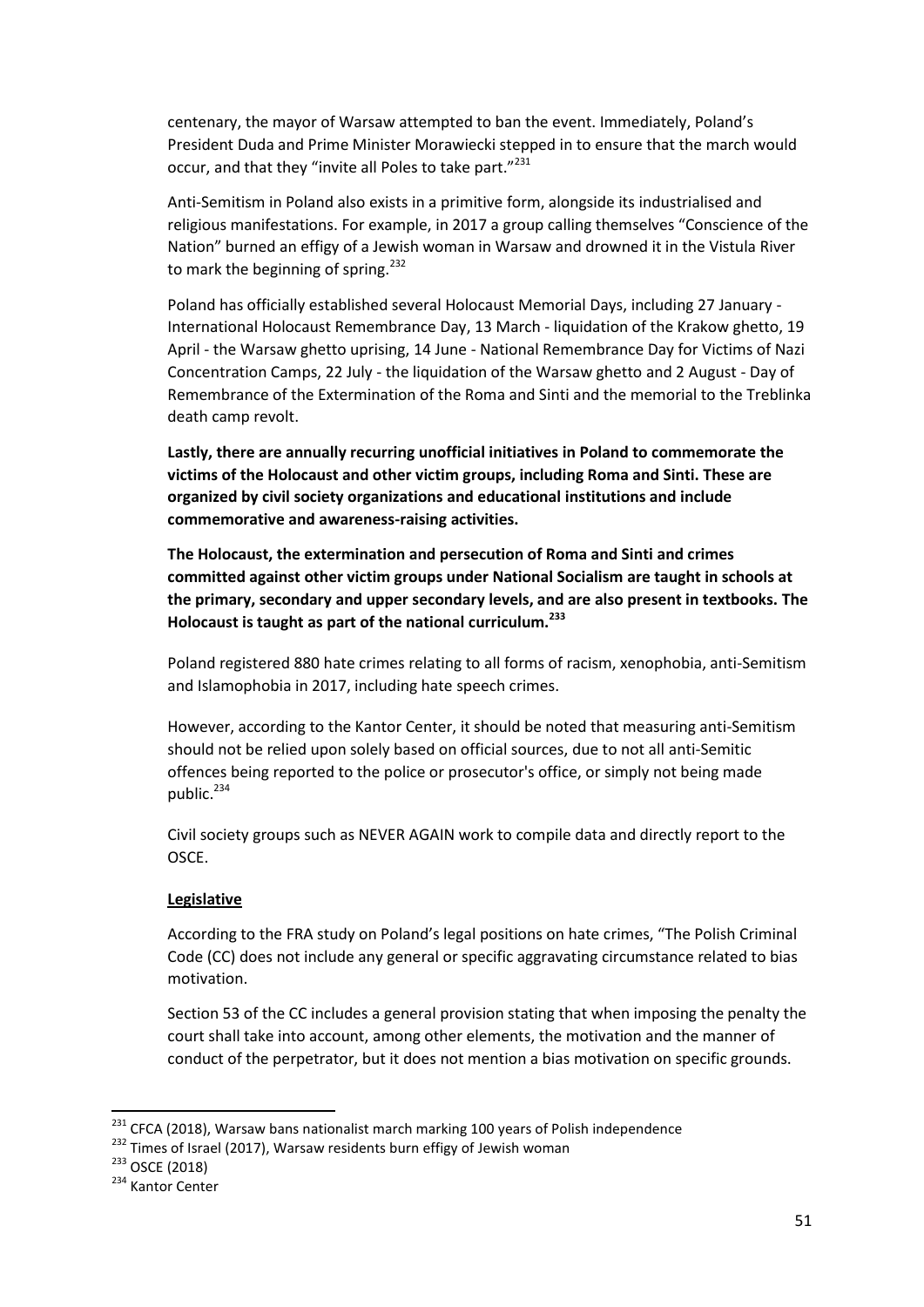centenary, the mayor of Warsaw attempted to ban the event. Immediately, Poland's President Duda and Prime Minister Morawiecki stepped in to ensure that the march would occur, and that they "invite all Poles to take part."[231]

Anti-Semitism in Poland also exists in a primitive form, alongside its industrialised and religious manifestations. For example, in 2017 a group calling themselves "Conscience of the Nation" burned an effigy of a Jewish woman in Warsaw and drowned it in the Vistula River to mark the beginning of spring.[232]

Poland has officially established several Holocaust Memorial Days, including 27 January - International Holocaust Remembrance Day, 13 March - liquidation of the Krakow ghetto, 19 April - the Warsaw ghetto uprising, 14 June - National Remembrance Day for Victims of Nazi Concentration Camps, 22 July - the liquidation of the Warsaw ghetto and 2 August - Day of Remembrance of the Extermination of the Roma and Sinti and the memorial to the Treblinka death camp revolt.

**Lastly, there are annually recurring unofficial initiatives in Poland to commemorate the victims of the Holocaust and other victim groups, including Roma and Sinti. These are organized by civil society organizations and educational institutions and include commemorative and awareness-raising activities.**

**The Holocaust, the extermination and persecution of Roma and Sinti and crimes committed against other victim groups under National Socialism are taught in schools at the primary, secondary and upper secondary levels, and are also present in textbooks. The Holocaust is taught as part of the national curriculum.[233]**

Poland registered 880 hate crimes relating to all forms of racism, xenophobia, anti-Semitism and Islamophobia in 2017, including hate speech crimes.

However, according to the Kantor Center, it should be noted that measuring anti-Semitism should not be relied upon solely based on official sources, due to not all anti-Semitic offences being reported to the police or prosecutor's office, or simply not being made public.[234]

Civil society groups such as NEVER AGAIN work to compile data and directly report to the OSCE.

**Legislative**

According to the FRA study on Poland's legal positions on hate crimes, "The Polish Criminal Code (CC) does not include any general or specific aggravating circumstance related to bias motivation.

Section 53 of the CC includes a general provision stating that when imposing the penalty the court shall take into account, among other elements, the motivation and the manner of conduct of the perpetrator, but it does not mention a bias motivation on specific grounds.

---

[231] CFCA (2018), Warsaw bans nationalist march marking 100 years of Polish independence

[232] Times of Israel (2017), Warsaw residents burn effigy of Jewish woman

[233] OSCE (2018)

[234] Kantor Center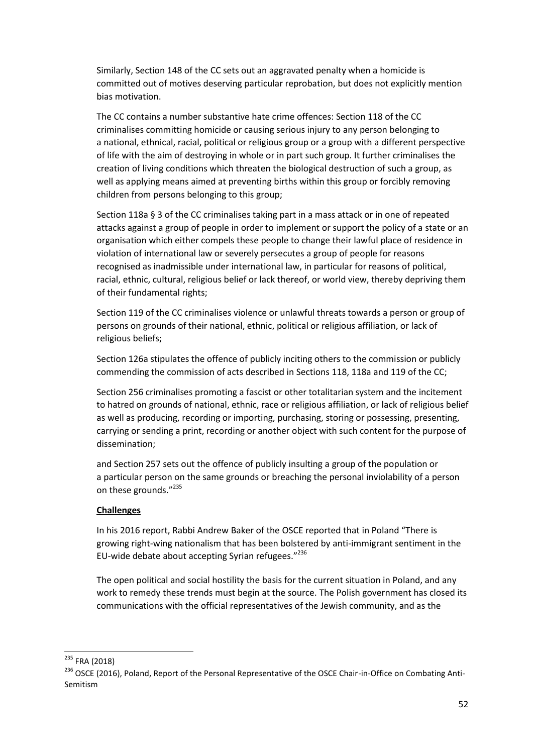Similarly, Section 148 of the CC sets out an aggravated penalty when a homicide is committed out of motives deserving particular reprobation, but does not explicitly mention bias motivation.

The CC contains a number substantive hate crime offences: Section 118 of the CC criminalises committing homicide or causing serious injury to any person belonging to a national, ethnical, racial, political or religious group or a group with a different perspective of life with the aim of destroying in whole or in part such group. It further criminalises the creation of living conditions which threaten the biological destruction of such a group, as well as applying means aimed at preventing births within this group or forcibly removing children from persons belonging to this group;

Section 118a § 3 of the CC criminalises taking part in a mass attack or in one of repeated attacks against a group of people in order to implement or support the policy of a state or an organisation which either compels these people to change their lawful place of residence in violation of international law or severely persecutes a group of people for reasons recognised as inadmissible under international law, in particular for reasons of political, racial, ethnic, cultural, religious belief or lack thereof, or world view, thereby depriving them of their fundamental rights;

Section 119 of the CC criminalises violence or unlawful threats towards a person or group of persons on grounds of their national, ethnic, political or religious affiliation, or lack of religious beliefs;

Section 126a stipulates the offence of publicly inciting others to the commission or publicly commending the commission of acts described in Sections 118, 118a and 119 of the CC;

Section 256 criminalises promoting a fascist or other totalitarian system and the incitement to hatred on grounds of national, ethnic, race or religious affiliation, or lack of religious belief as well as producing, recording or importing, purchasing, storing or possessing, presenting, carrying or sending a print, recording or another object with such content for the purpose of dissemination;

and Section 257 sets out the offence of publicly insulting a group of the population or a particular person on the same grounds or breaching the personal inviolability of a person on these grounds."[235]

**Challenges**

In his 2016 report, Rabbi Andrew Baker of the OSCE reported that in Poland "There is growing right-wing nationalism that has been bolstered by anti-immigrant sentiment in the EU-wide debate about accepting Syrian refugees."[236]

The open political and social hostility the basis for the current situation in Poland, and any work to remedy these trends must begin at the source. The Polish government has closed its communications with the official representatives of the Jewish community, and as the

---

[235] FRA (2018)

[236] OSCE (2016), Poland, Report of the Personal Representative of the OSCE Chair-in-Office on Combating Anti-Semitism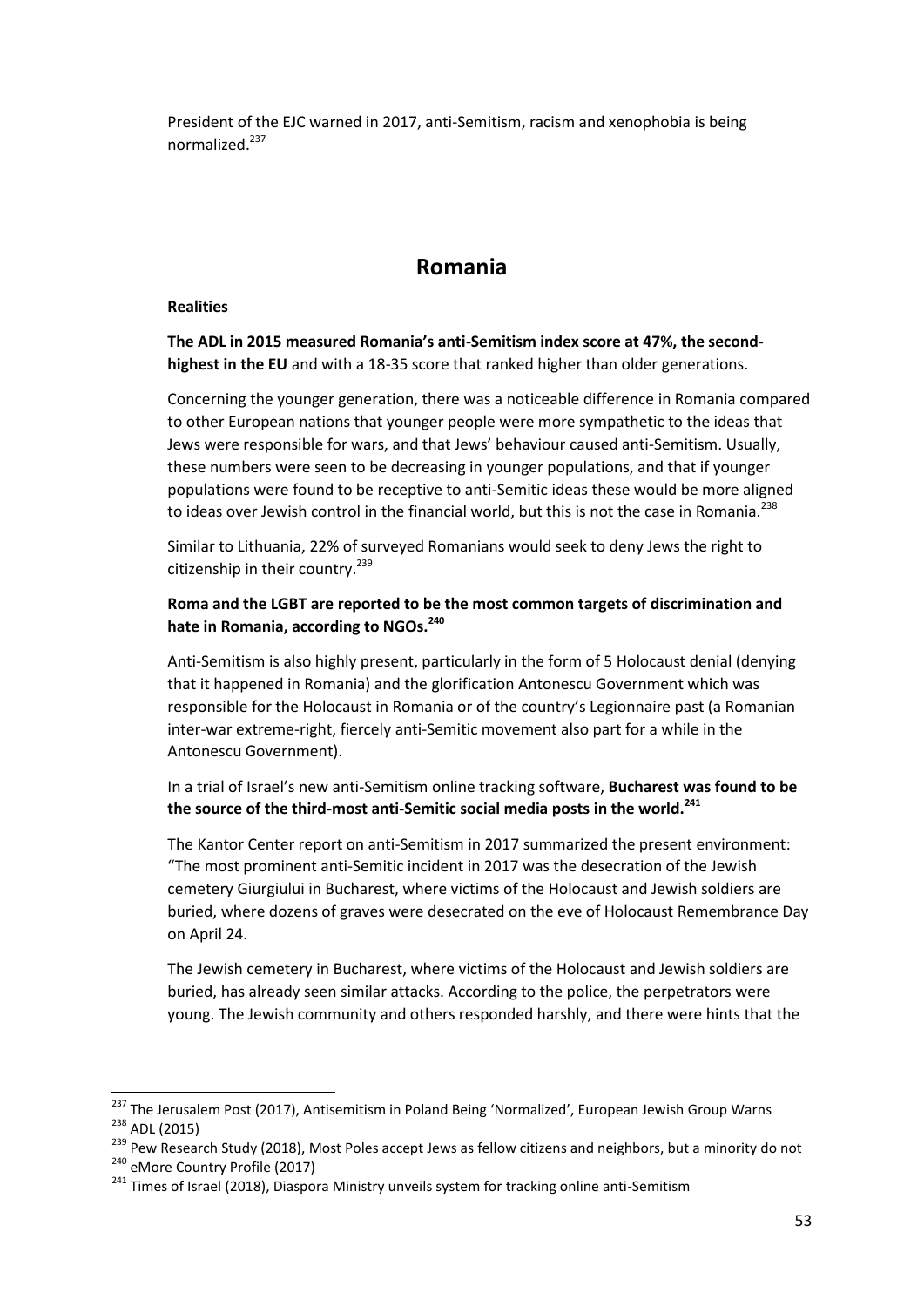President of the EJC warned in 2017, anti-Semitism, racism and xenophobia is being normalized.[237]

## Romania

**Realities**

**The ADL in 2015 measured Romania's anti-Semitism index score at 47%, the second-highest in the EU** and with a 18-35 score that ranked higher than older generations.

Concerning the younger generation, there was a noticeable difference in Romania compared to other European nations that younger people were more sympathetic to the ideas that Jews were responsible for wars, and that Jews' behaviour caused anti-Semitism. Usually, these numbers were seen to be decreasing in younger populations, and that if younger populations were found to be receptive to anti-Semitic ideas these would be more aligned to ideas over Jewish control in the financial world, but this is not the case in Romania.[238]

Similar to Lithuania, 22% of surveyed Romanians would seek to deny Jews the right to citizenship in their country.[239]

**Roma and the LGBT are reported to be the most common targets of discrimination and hate in Romania, according to NGOs.[240]**

Anti-Semitism is also highly present, particularly in the form of 5 Holocaust denial (denying that it happened in Romania) and the glorification Antonescu Government which was responsible for the Holocaust in Romania or of the country's Legionnaire past (a Romanian inter-war extreme-right, fiercely anti-Semitic movement also part for a while in the Antonescu Government).

In a trial of Israel's new anti-Semitism online tracking software, **Bucharest was found to be the source of the third-most anti-Semitic social media posts in the world.[241]**

The Kantor Center report on anti-Semitism in 2017 summarized the present environment: "The most prominent anti-Semitic incident in 2017 was the desecration of the Jewish cemetery Giurgiului in Bucharest, where victims of the Holocaust and Jewish soldiers are buried, where dozens of graves were desecrated on the eve of Holocaust Remembrance Day on April 24.

The Jewish cemetery in Bucharest, where victims of the Holocaust and Jewish soldiers are buried, has already seen similar attacks. According to the police, the perpetrators were young. The Jewish community and others responded harshly, and there were hints that the

---

[237] The Jerusalem Post (2017), Antisemitism in Poland Being 'Normalized', European Jewish Group Warns
[238] ADL (2015)
[239] Pew Research Study (2018), Most Poles accept Jews as fellow citizens and neighbors, but a minority do not
[240] eMore Country Profile (2017)
[241] Times of Israel (2018), Diaspora Ministry unveils system for tracking online anti-Semitism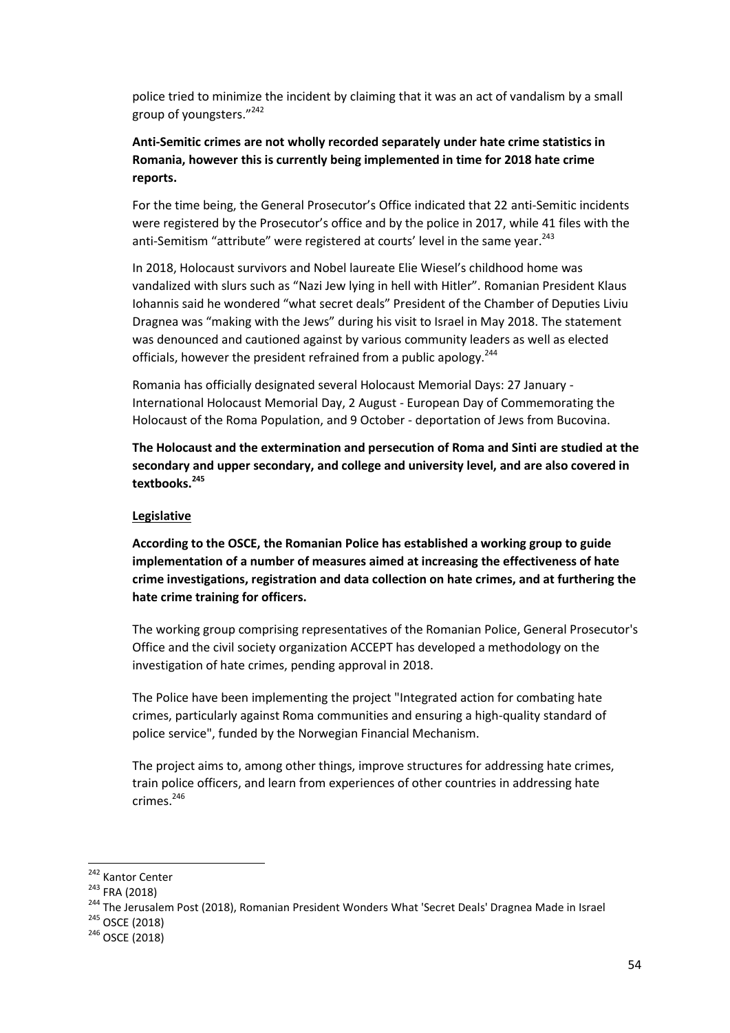police tried to minimize the incident by claiming that it was an act of vandalism by a small group of youngsters."[242]

**Anti-Semitic crimes are not wholly recorded separately under hate crime statistics in Romania, however this is currently being implemented in time for 2018 hate crime reports.**

For the time being, the General Prosecutor's Office indicated that 22 anti-Semitic incidents were registered by the Prosecutor's office and by the police in 2017, while 41 files with the anti-Semitism "attribute" were registered at courts' level in the same year.[243]

In 2018, Holocaust survivors and Nobel laureate Elie Wiesel's childhood home was vandalized with slurs such as "Nazi Jew lying in hell with Hitler". Romanian President Klaus Iohannis said he wondered "what secret deals" President of the Chamber of Deputies Liviu Dragnea was "making with the Jews" during his visit to Israel in May 2018. The statement was denounced and cautioned against by various community leaders as well as elected officials, however the president refrained from a public apology.[244]

Romania has officially designated several Holocaust Memorial Days: 27 January - International Holocaust Memorial Day, 2 August - European Day of Commemorating the Holocaust of the Roma Population, and 9 October - deportation of Jews from Bucovina.

**The Holocaust and the extermination and persecution of Roma and Sinti are studied at the secondary and upper secondary, and college and university level, and are also covered in textbooks.[245]**

**Legislative**

**According to the OSCE, the Romanian Police has established a working group to guide implementation of a number of measures aimed at increasing the effectiveness of hate crime investigations, registration and data collection on hate crimes, and at furthering the hate crime training for officers.**

The working group comprising representatives of the Romanian Police, General Prosecutor's Office and the civil society organization ACCEPT has developed a methodology on the investigation of hate crimes, pending approval in 2018.

The Police have been implementing the project "Integrated action for combating hate crimes, particularly against Roma communities and ensuring a high-quality standard of police service", funded by the Norwegian Financial Mechanism.

The project aims to, among other things, improve structures for addressing hate crimes, train police officers, and learn from experiences of other countries in addressing hate crimes.[246]

---

[242] Kantor Center

[243] FRA (2018)

[244] The Jerusalem Post (2018), Romanian President Wonders What 'Secret Deals' Dragnea Made in Israel

[245] OSCE (2018)

[246] OSCE (2018)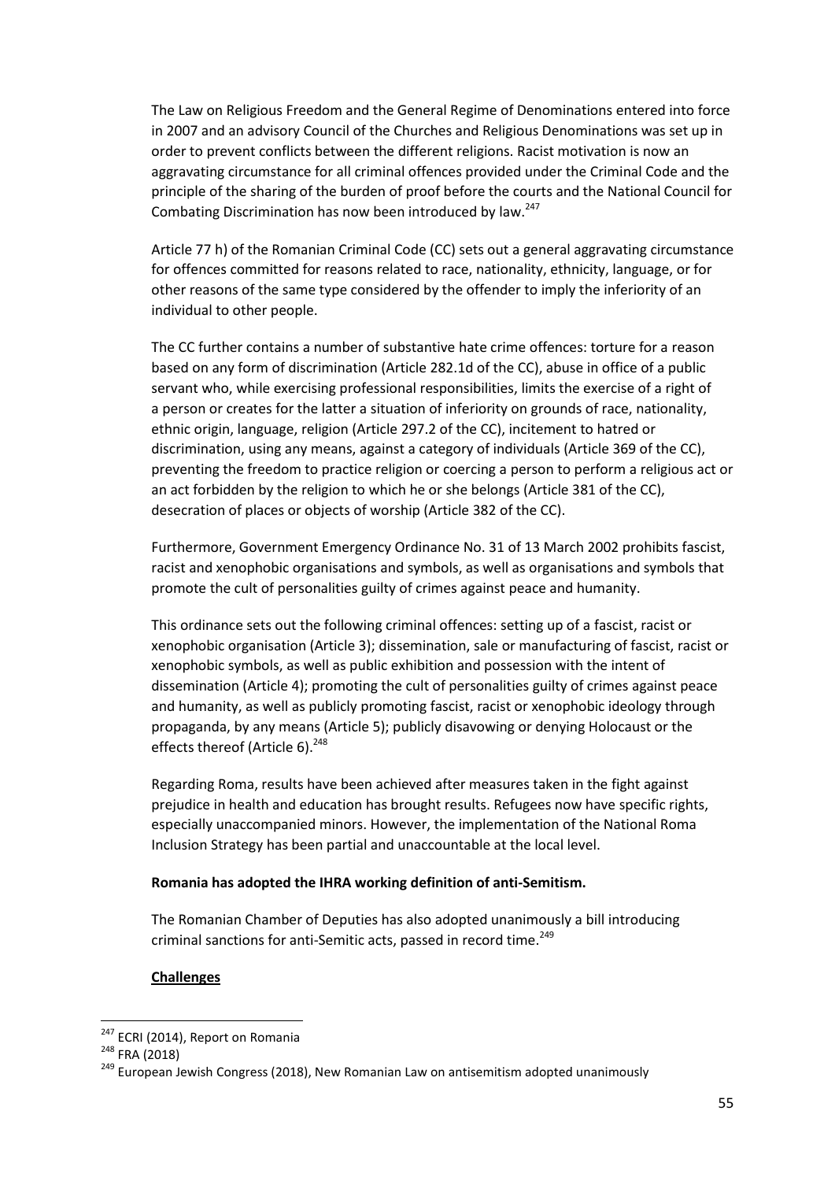The Law on Religious Freedom and the General Regime of Denominations entered into force in 2007 and an advisory Council of the Churches and Religious Denominations was set up in order to prevent conflicts between the different religions. Racist motivation is now an aggravating circumstance for all criminal offences provided under the Criminal Code and the principle of the sharing of the burden of proof before the courts and the National Council for Combating Discrimination has now been introduced by law.[247]

Article 77 h) of the Romanian Criminal Code (CC) sets out a general aggravating circumstance for offences committed for reasons related to race, nationality, ethnicity, language, or for other reasons of the same type considered by the offender to imply the inferiority of an individual to other people.

The CC further contains a number of substantive hate crime offences: torture for a reason based on any form of discrimination (Article 282.1d of the CC), abuse in office of a public servant who, while exercising professional responsibilities, limits the exercise of a right of a person or creates for the latter a situation of inferiority on grounds of race, nationality, ethnic origin, language, religion (Article 297.2 of the CC), incitement to hatred or discrimination, using any means, against a category of individuals (Article 369 of the CC), preventing the freedom to practice religion or coercing a person to perform a religious act or an act forbidden by the religion to which he or she belongs (Article 381 of the CC), desecration of places or objects of worship (Article 382 of the CC).

Furthermore, Government Emergency Ordinance No. 31 of 13 March 2002 prohibits fascist, racist and xenophobic organisations and symbols, as well as organisations and symbols that promote the cult of personalities guilty of crimes against peace and humanity.

This ordinance sets out the following criminal offences: setting up of a fascist, racist or xenophobic organisation (Article 3); dissemination, sale or manufacturing of fascist, racist or xenophobic symbols, as well as public exhibition and possession with the intent of dissemination (Article 4); promoting the cult of personalities guilty of crimes against peace and humanity, as well as publicly promoting fascist, racist or xenophobic ideology through propaganda, by any means (Article 5); publicly disavowing or denying Holocaust or the effects thereof (Article 6).[248]

Regarding Roma, results have been achieved after measures taken in the fight against prejudice in health and education has brought results. Refugees now have specific rights, especially unaccompanied minors. However, the implementation of the National Roma Inclusion Strategy has been partial and unaccountable at the local level.

**Romania has adopted the IHRA working definition of anti-Semitism.**

The Romanian Chamber of Deputies has also adopted unanimously a bill introducing criminal sanctions for anti-Semitic acts, passed in record time.[249]

**Challenges**

---

[247] ECRI (2014), Report on Romania

[248] FRA (2018)

[249] European Jewish Congress (2018), New Romanian Law on antisemitism adopted unanimously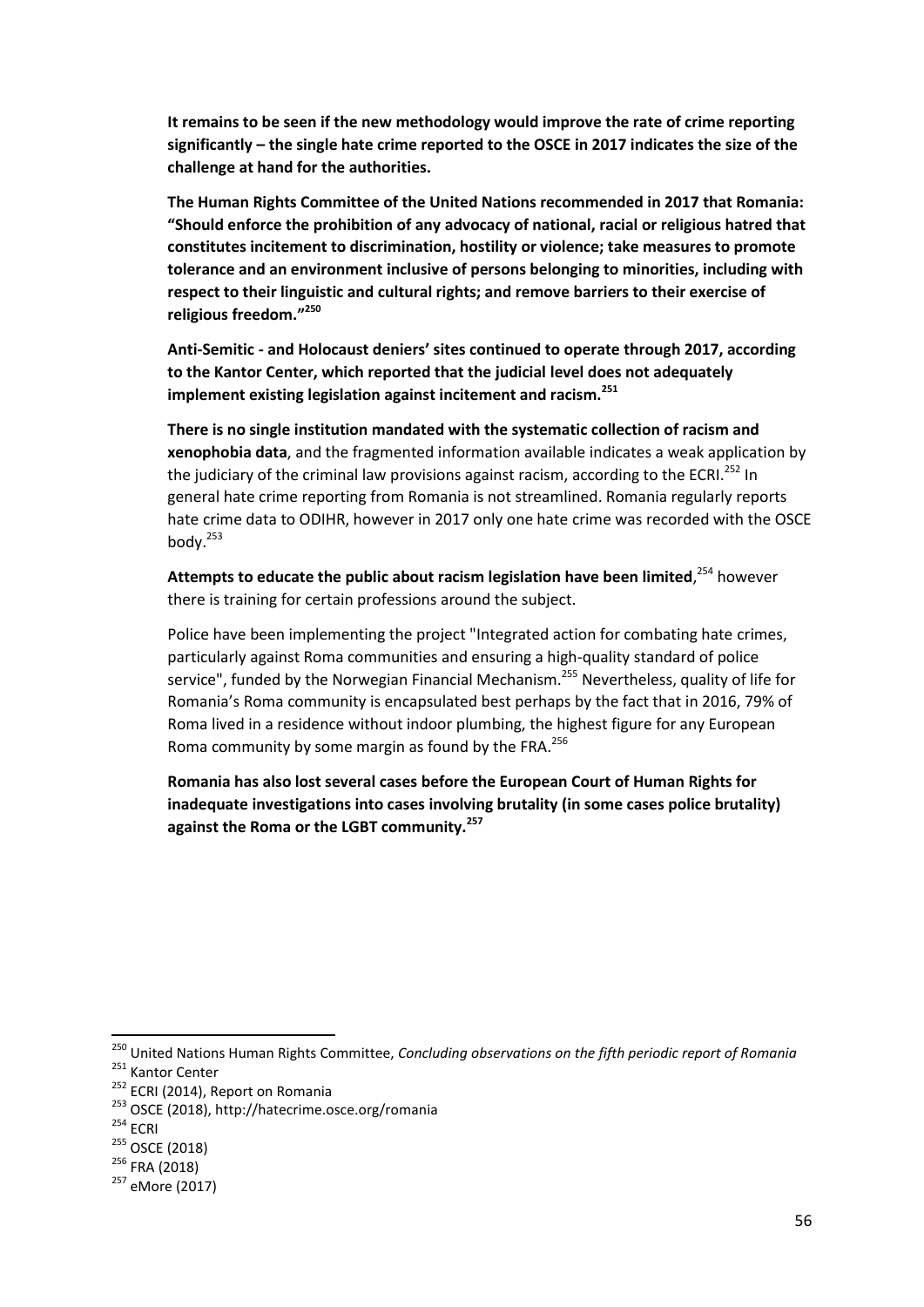**It remains to be seen if the new methodology would improve the rate of crime reporting significantly – the single hate crime reported to the OSCE in 2017 indicates the size of the challenge at hand for the authorities.**

**The Human Rights Committee of the United Nations recommended in 2017 that Romania: "Should enforce the prohibition of any advocacy of national, racial or religious hatred that constitutes incitement to discrimination, hostility or violence; take measures to promote tolerance and an environment inclusive of persons belonging to minorities, including with respect to their linguistic and cultural rights; and remove barriers to their exercise of religious freedom."[250]**

**Anti-Semitic - and Holocaust deniers' sites continued to operate through 2017, according to the Kantor Center, which reported that the judicial level does not adequately implement existing legislation against incitement and racism.[251]**

**There is no single institution mandated with the systematic collection of racism and xenophobia data**, and the fragmented information available indicates a weak application by the judiciary of the criminal law provisions against racism, according to the ECRI.[252] In general hate crime reporting from Romania is not streamlined. Romania regularly reports hate crime data to ODIHR, however in 2017 only one hate crime was recorded with the OSCE body.[253]

**Attempts to educate the public about racism legislation have been limited**,[254] however there is training for certain professions around the subject.

Police have been implementing the project "Integrated action for combating hate crimes, particularly against Roma communities and ensuring a high-quality standard of police service", funded by the Norwegian Financial Mechanism.[255] Nevertheless, quality of life for Romania's Roma community is encapsulated best perhaps by the fact that in 2016, 79% of Roma lived in a residence without indoor plumbing, the highest figure for any European Roma community by some margin as found by the FRA.[256]

**Romania has also lost several cases before the European Court of Human Rights for inadequate investigations into cases involving brutality (in some cases police brutality) against the Roma or the LGBT community.[257]**

---

[250] United Nations Human Rights Committee, *Concluding observations on the fifth periodic report of Romania*

[251] Kantor Center

[252] ECRI (2014), Report on Romania

[253] OSCE (2018), http://hatecrime.osce.org/romania

[254] ECRI

[255] OSCE (2018)

[256] FRA (2018)

[257] eMore (2017)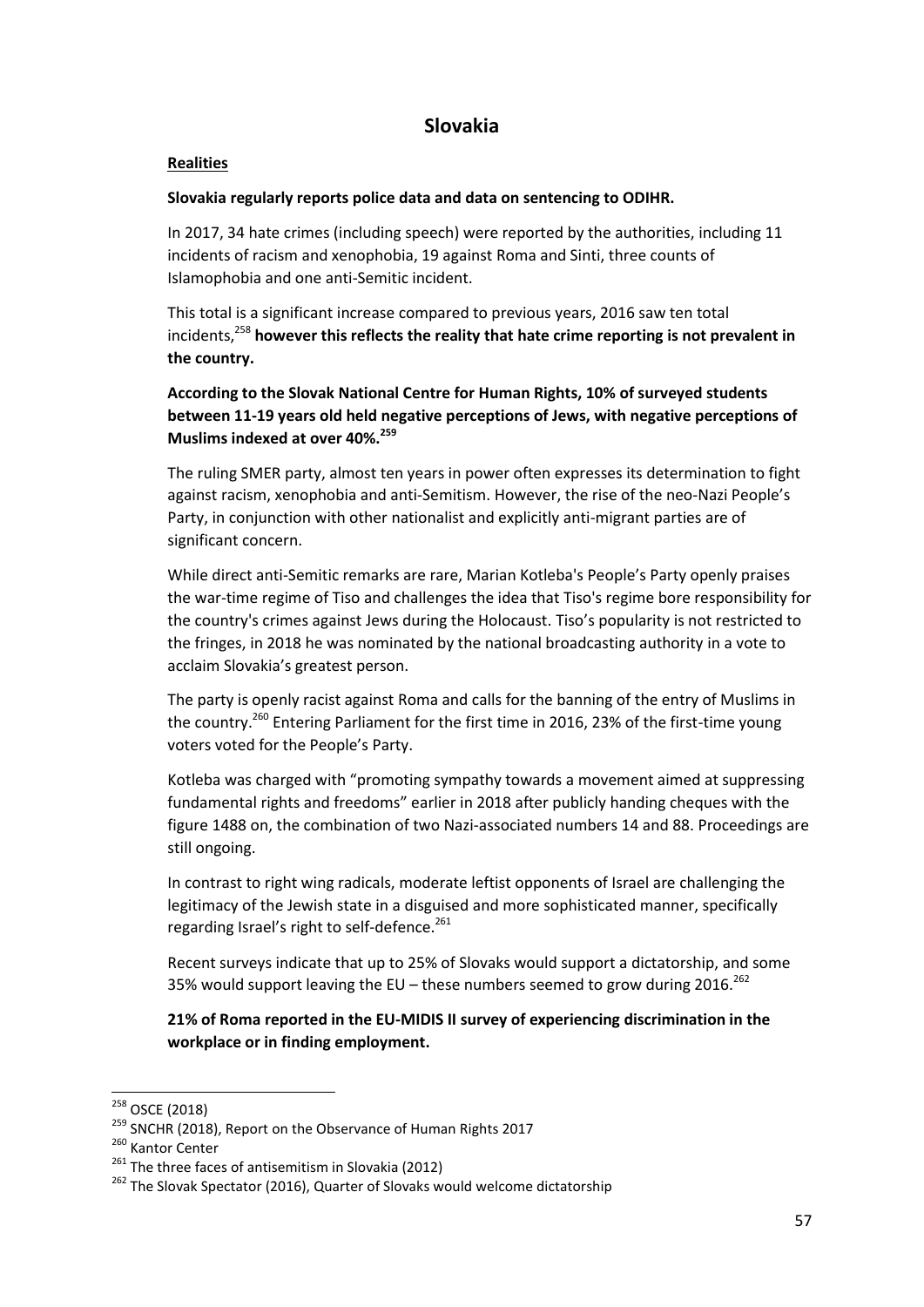# Slovakia

**Realities**

**Slovakia regularly reports police data and data on sentencing to ODIHR.**

In 2017, 34 hate crimes (including speech) were reported by the authorities, including 11 incidents of racism and xenophobia, 19 against Roma and Sinti, three counts of Islamophobia and one anti-Semitic incident.

This total is a significant increase compared to previous years, 2016 saw ten total incidents,[258] **however this reflects the reality that hate crime reporting is not prevalent in the country.**

**According to the Slovak National Centre for Human Rights, 10% of surveyed students between 11-19 years old held negative perceptions of Jews, with negative perceptions of Muslims indexed at over 40%.**[259]

The ruling SMER party, almost ten years in power often expresses its determination to fight against racism, xenophobia and anti-Semitism. However, the rise of the neo-Nazi People's Party, in conjunction with other nationalist and explicitly anti-migrant parties are of significant concern.

While direct anti-Semitic remarks are rare, Marian Kotleba's People's Party openly praises the war-time regime of Tiso and challenges the idea that Tiso's regime bore responsibility for the country's crimes against Jews during the Holocaust. Tiso's popularity is not restricted to the fringes, in 2018 he was nominated by the national broadcasting authority in a vote to acclaim Slovakia's greatest person.

The party is openly racist against Roma and calls for the banning of the entry of Muslims in the country.[260] Entering Parliament for the first time in 2016, 23% of the first-time young voters voted for the People's Party.

Kotleba was charged with "promoting sympathy towards a movement aimed at suppressing fundamental rights and freedoms" earlier in 2018 after publicly handing cheques with the figure 1488 on, the combination of two Nazi-associated numbers 14 and 88. Proceedings are still ongoing.

In contrast to right wing radicals, moderate leftist opponents of Israel are challenging the legitimacy of the Jewish state in a disguised and more sophisticated manner, specifically regarding Israel's right to self-defence.[261]

Recent surveys indicate that up to 25% of Slovaks would support a dictatorship, and some 35% would support leaving the EU – these numbers seemed to grow during 2016.[262]

**21% of Roma reported in the EU-MIDIS II survey of experiencing discrimination in the workplace or in finding employment.**

---

[258] OSCE (2018)

[259] SNCHR (2018), Report on the Observance of Human Rights 2017

[260] Kantor Center

[261] The three faces of antisemitism in Slovakia (2012)

[262] The Slovak Spectator (2016), Quarter of Slovaks would welcome dictatorship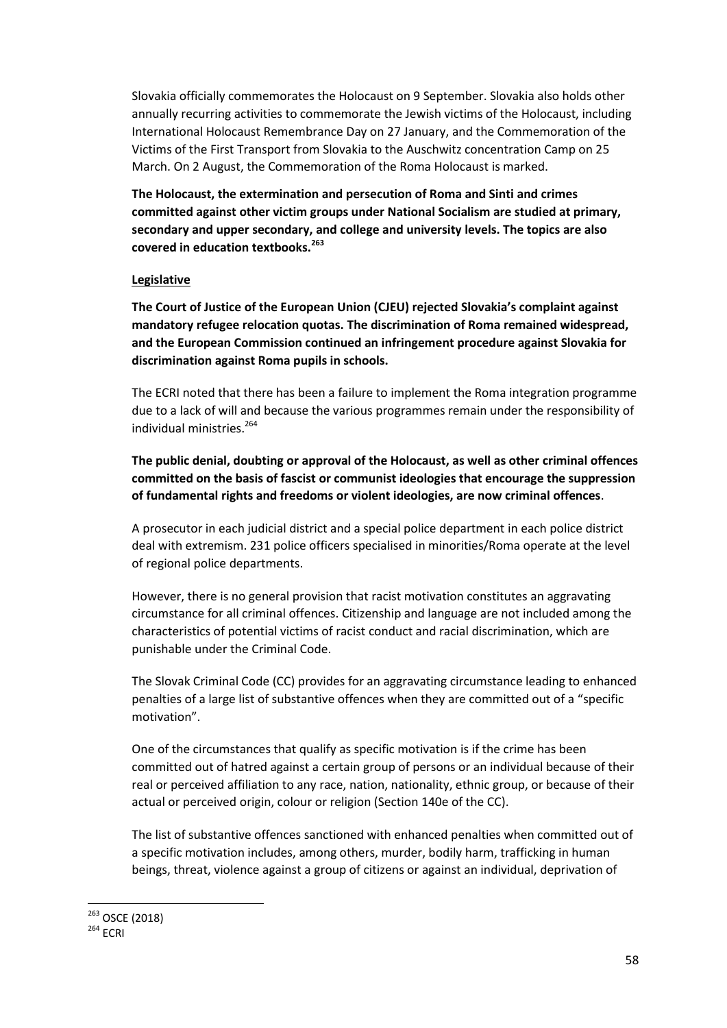Slovakia officially commemorates the Holocaust on 9 September. Slovakia also holds other annually recurring activities to commemorate the Jewish victims of the Holocaust, including International Holocaust Remembrance Day on 27 January, and the Commemoration of the Victims of the First Transport from Slovakia to the Auschwitz concentration Camp on 25 March. On 2 August, the Commemoration of the Roma Holocaust is marked.

**The Holocaust, the extermination and persecution of Roma and Sinti and crimes committed against other victim groups under National Socialism are studied at primary, secondary and upper secondary, and college and university levels. The topics are also covered in education textbooks.[263]**

**Legislative**

**The Court of Justice of the European Union (CJEU) rejected Slovakia's complaint against mandatory refugee relocation quotas. The discrimination of Roma remained widespread, and the European Commission continued an infringement procedure against Slovakia for discrimination against Roma pupils in schools.**

The ECRI noted that there has been a failure to implement the Roma integration programme due to a lack of will and because the various programmes remain under the responsibility of individual ministries.[264]

**The public denial, doubting or approval of the Holocaust, as well as other criminal offences committed on the basis of fascist or communist ideologies that encourage the suppression of fundamental rights and freedoms or violent ideologies, are now criminal offences**.

A prosecutor in each judicial district and a special police department in each police district deal with extremism. 231 police officers specialised in minorities/Roma operate at the level of regional police departments.

However, there is no general provision that racist motivation constitutes an aggravating circumstance for all criminal offences. Citizenship and language are not included among the characteristics of potential victims of racist conduct and racial discrimination, which are punishable under the Criminal Code.

The Slovak Criminal Code (CC) provides for an aggravating circumstance leading to enhanced penalties of a large list of substantive offences when they are committed out of a "specific motivation".

One of the circumstances that qualify as specific motivation is if the crime has been committed out of hatred against a certain group of persons or an individual because of their real or perceived affiliation to any race, nation, nationality, ethnic group, or because of their actual or perceived origin, colour or religion (Section 140e of the CC).

The list of substantive offences sanctioned with enhanced penalties when committed out of a specific motivation includes, among others, murder, bodily harm, trafficking in human beings, threat, violence against a group of citizens or against an individual, deprivation of

---

[263] OSCE (2018)

[264] ECRI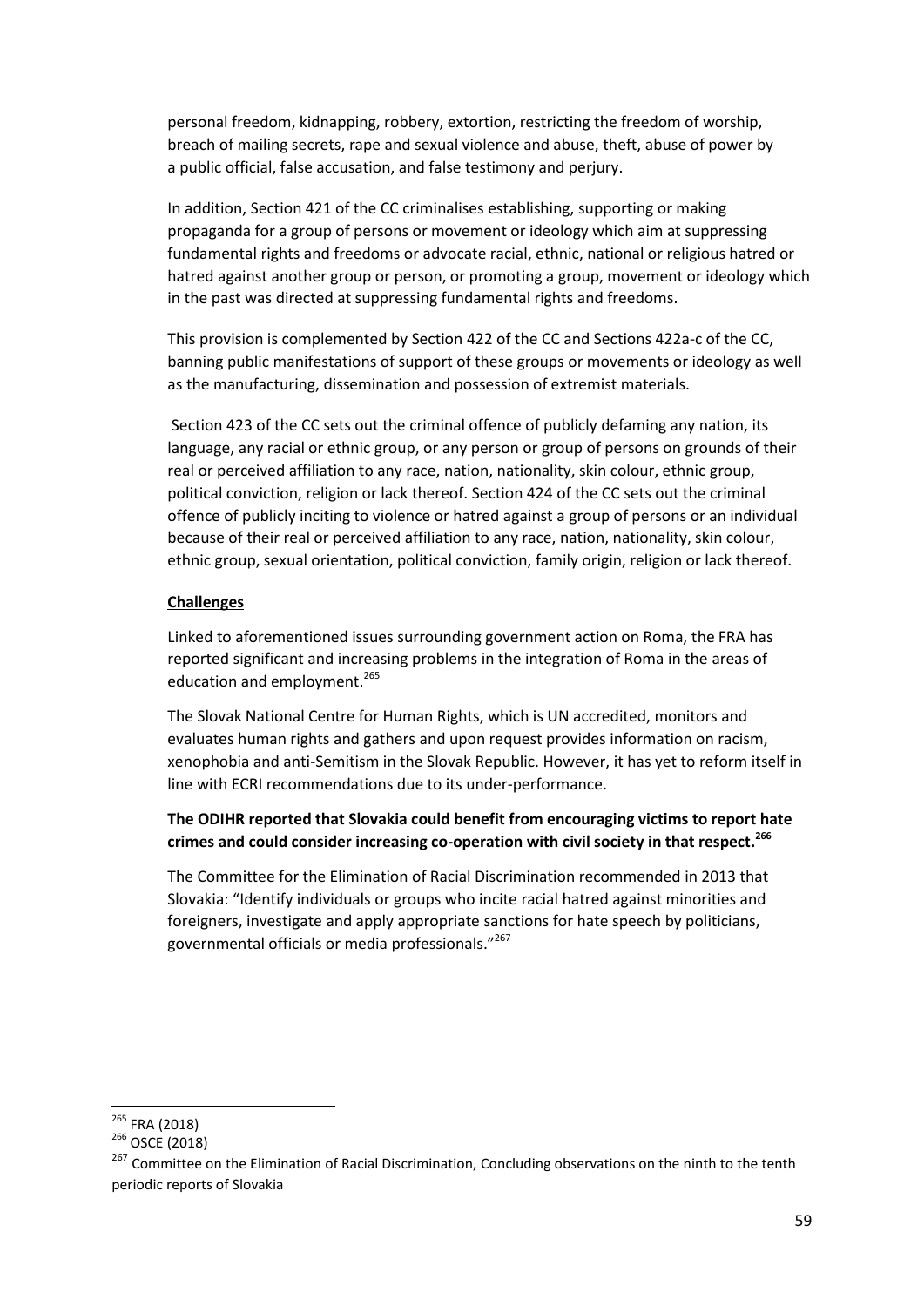personal freedom, kidnapping, robbery, extortion, restricting the freedom of worship, breach of mailing secrets, rape and sexual violence and abuse, theft, abuse of power by a public official, false accusation, and false testimony and perjury.

In addition, Section 421 of the CC criminalises establishing, supporting or making propaganda for a group of persons or movement or ideology which aim at suppressing fundamental rights and freedoms or advocate racial, ethnic, national or religious hatred or hatred against another group or person, or promoting a group, movement or ideology which in the past was directed at suppressing fundamental rights and freedoms.

This provision is complemented by Section 422 of the CC and Sections 422a-c of the CC, banning public manifestations of support of these groups or movements or ideology as well as the manufacturing, dissemination and possession of extremist materials.

Section 423 of the CC sets out the criminal offence of publicly defaming any nation, its language, any racial or ethnic group, or any person or group of persons on grounds of their real or perceived affiliation to any race, nation, nationality, skin colour, ethnic group, political conviction, religion or lack thereof. Section 424 of the CC sets out the criminal offence of publicly inciting to violence or hatred against a group of persons or an individual because of their real or perceived affiliation to any race, nation, nationality, skin colour, ethnic group, sexual orientation, political conviction, family origin, religion or lack thereof.

**Challenges**

Linked to aforementioned issues surrounding government action on Roma, the FRA has reported significant and increasing problems in the integration of Roma in the areas of education and employment.[265]

The Slovak National Centre for Human Rights, which is UN accredited, monitors and evaluates human rights and gathers and upon request provides information on racism, xenophobia and anti-Semitism in the Slovak Republic. However, it has yet to reform itself in line with ECRI recommendations due to its under-performance.

**The ODIHR reported that Slovakia could benefit from encouraging victims to report hate crimes and could consider increasing co-operation with civil society in that respect.[266]**

The Committee for the Elimination of Racial Discrimination recommended in 2013 that Slovakia: "Identify individuals or groups who incite racial hatred against minorities and foreigners, investigate and apply appropriate sanctions for hate speech by politicians, governmental officials or media professionals."[267]

---

[265] FRA (2018)

[266] OSCE (2018)

[267] Committee on the Elimination of Racial Discrimination, Concluding observations on the ninth to the tenth periodic reports of Slovakia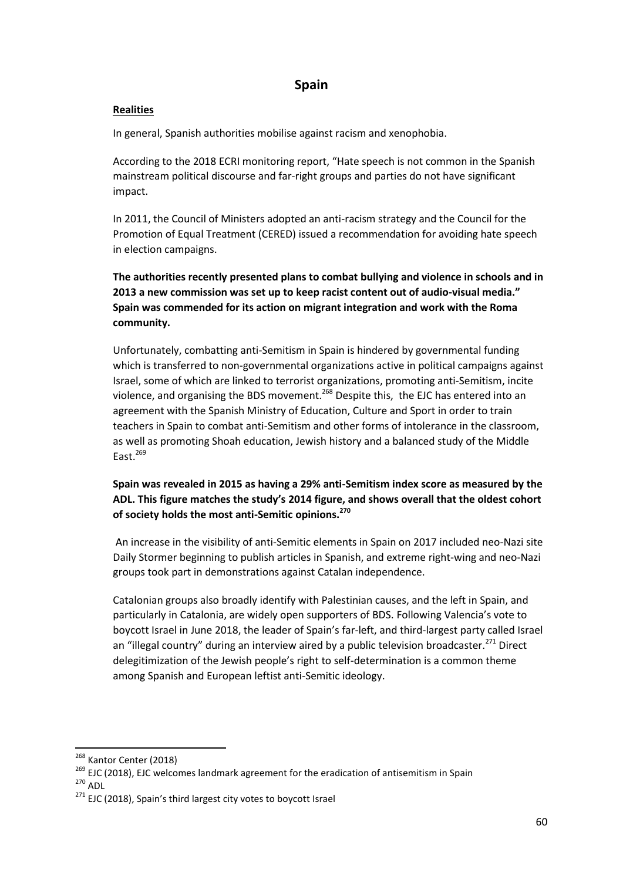## Spain

**Realities**

In general, Spanish authorities mobilise against racism and xenophobia.

According to the 2018 ECRI monitoring report, "Hate speech is not common in the Spanish mainstream political discourse and far-right groups and parties do not have significant impact.

In 2011, the Council of Ministers adopted an anti-racism strategy and the Council for the Promotion of Equal Treatment (CERED) issued a recommendation for avoiding hate speech in election campaigns.

**The authorities recently presented plans to combat bullying and violence in schools and in 2013 a new commission was set up to keep racist content out of audio-visual media." Spain was commended for its action on migrant integration and work with the Roma community.**

Unfortunately, combatting anti-Semitism in Spain is hindered by governmental funding which is transferred to non-governmental organizations active in political campaigns against Israel, some of which are linked to terrorist organizations, promoting anti-Semitism, incite violence, and organising the BDS movement.[268] Despite this, the EJC has entered into an agreement with the Spanish Ministry of Education, Culture and Sport in order to train teachers in Spain to combat anti-Semitism and other forms of intolerance in the classroom, as well as promoting Shoah education, Jewish history and a balanced study of the Middle East.[269]

**Spain was revealed in 2015 as having a 29% anti-Semitism index score as measured by the ADL. This figure matches the study's 2014 figure, and shows overall that the oldest cohort of society holds the most anti-Semitic opinions.[270]**

An increase in the visibility of anti-Semitic elements in Spain on 2017 included neo-Nazi site Daily Stormer beginning to publish articles in Spanish, and extreme right-wing and neo-Nazi groups took part in demonstrations against Catalan independence.

Catalonian groups also broadly identify with Palestinian causes, and the left in Spain, and particularly in Catalonia, are widely open supporters of BDS. Following Valencia's vote to boycott Israel in June 2018, the leader of Spain's far-left, and third-largest party called Israel an "illegal country" during an interview aired by a public television broadcaster.[271] Direct delegitimization of the Jewish people's right to self-determination is a common theme among Spanish and European leftist anti-Semitic ideology.

---

[268] Kantor Center (2018)

[269] EJC (2018), EJC welcomes landmark agreement for the eradication of antisemitism in Spain

[270] ADL

[271] EJC (2018), Spain's third largest city votes to boycott Israel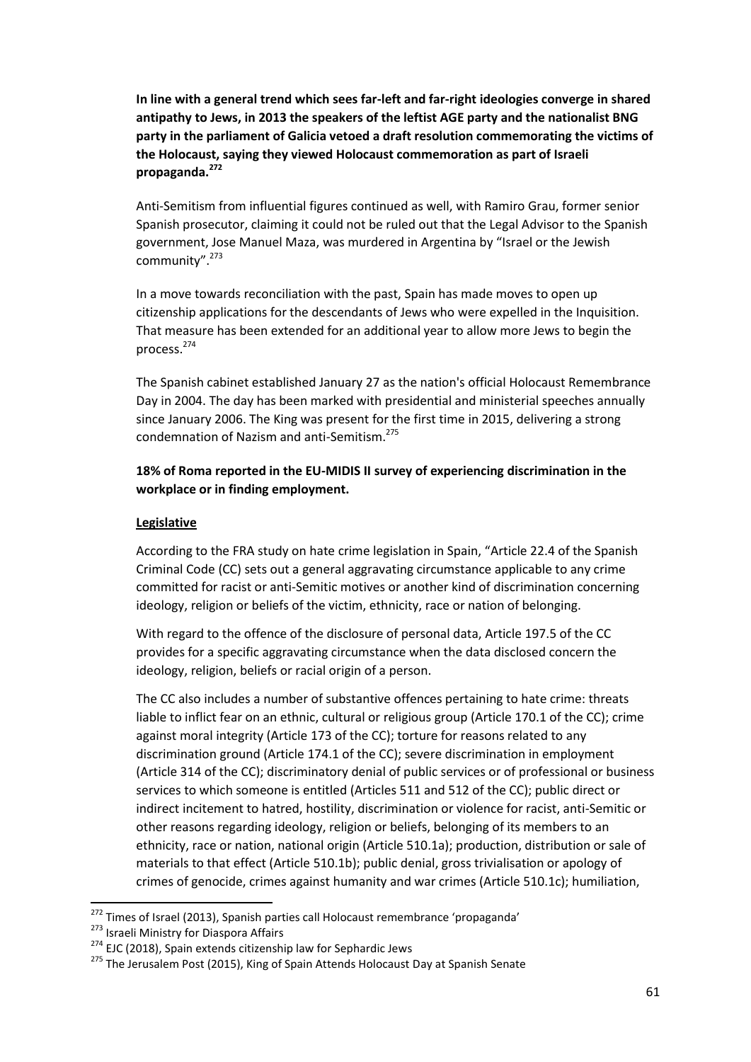**In line with a general trend which sees far-left and far-right ideologies converge in shared antipathy to Jews, in 2013 the speakers of the leftist AGE party and the nationalist BNG party in the parliament of Galicia vetoed a draft resolution commemorating the victims of the Holocaust, saying they viewed Holocaust commemoration as part of Israeli propaganda.[272]**

Anti-Semitism from influential figures continued as well, with Ramiro Grau, former senior Spanish prosecutor, claiming it could not be ruled out that the Legal Advisor to the Spanish government, Jose Manuel Maza, was murdered in Argentina by "Israel or the Jewish community".[273]

In a move towards reconciliation with the past, Spain has made moves to open up citizenship applications for the descendants of Jews who were expelled in the Inquisition. That measure has been extended for an additional year to allow more Jews to begin the process.[274]

The Spanish cabinet established January 27 as the nation's official Holocaust Remembrance Day in 2004. The day has been marked with presidential and ministerial speeches annually since January 2006. The King was present for the first time in 2015, delivering a strong condemnation of Nazism and anti-Semitism.[275]

**18% of Roma reported in the EU-MIDIS II survey of experiencing discrimination in the workplace or in finding employment.**

**Legislative**

According to the FRA study on hate crime legislation in Spain, "Article 22.4 of the Spanish Criminal Code (CC) sets out a general aggravating circumstance applicable to any crime committed for racist or anti-Semitic motives or another kind of discrimination concerning ideology, religion or beliefs of the victim, ethnicity, race or nation of belonging.

With regard to the offence of the disclosure of personal data, Article 197.5 of the CC provides for a specific aggravating circumstance when the data disclosed concern the ideology, religion, beliefs or racial origin of a person.

The CC also includes a number of substantive offences pertaining to hate crime: threats liable to inflict fear on an ethnic, cultural or religious group (Article 170.1 of the CC); crime against moral integrity (Article 173 of the CC); torture for reasons related to any discrimination ground (Article 174.1 of the CC); severe discrimination in employment (Article 314 of the CC); discriminatory denial of public services or of professional or business services to which someone is entitled (Articles 511 and 512 of the CC); public direct or indirect incitement to hatred, hostility, discrimination or violence for racist, anti-Semitic or other reasons regarding ideology, religion or beliefs, belonging of its members to an ethnicity, race or nation, national origin (Article 510.1a); production, distribution or sale of materials to that effect (Article 510.1b); public denial, gross trivialisation or apology of crimes of genocide, crimes against humanity and war crimes (Article 510.1c); humiliation,

---

[272] Times of Israel (2013), Spanish parties call Holocaust remembrance 'propaganda'

[273] Israeli Ministry for Diaspora Affairs

[274] EJC (2018), Spain extends citizenship law for Sephardic Jews

[275] The Jerusalem Post (2015), King of Spain Attends Holocaust Day at Spanish Senate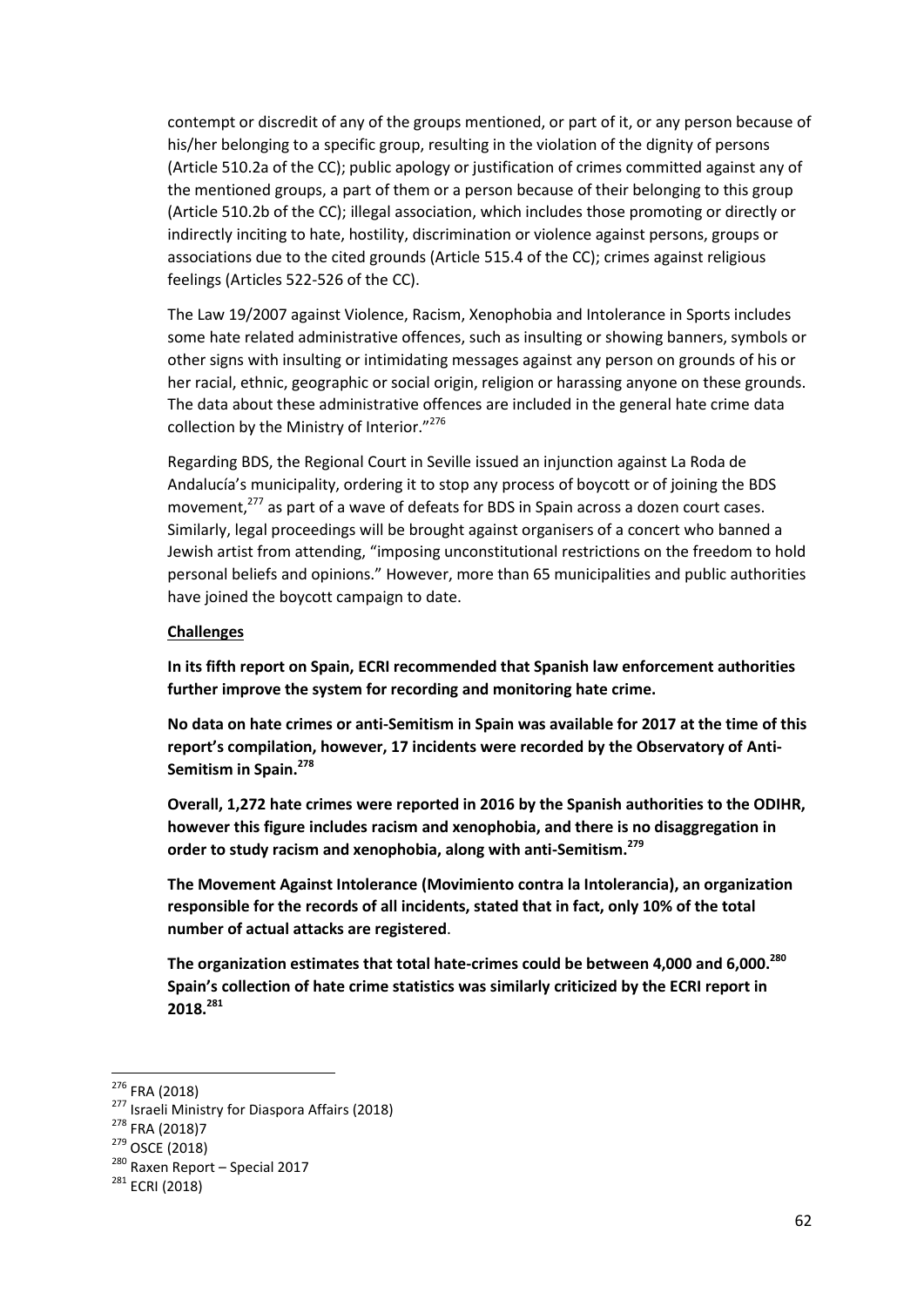contempt or discredit of any of the groups mentioned, or part of it, or any person because of his/her belonging to a specific group, resulting in the violation of the dignity of persons (Article 510.2a of the CC); public apology or justification of crimes committed against any of the mentioned groups, a part of them or a person because of their belonging to this group (Article 510.2b of the CC); illegal association, which includes those promoting or directly or indirectly inciting to hate, hostility, discrimination or violence against persons, groups or associations due to the cited grounds (Article 515.4 of the CC); crimes against religious feelings (Articles 522-526 of the CC).

The Law 19/2007 against Violence, Racism, Xenophobia and Intolerance in Sports includes some hate related administrative offences, such as insulting or showing banners, symbols or other signs with insulting or intimidating messages against any person on grounds of his or her racial, ethnic, geographic or social origin, religion or harassing anyone on these grounds. The data about these administrative offences are included in the general hate crime data collection by the Ministry of Interior."[276]

Regarding BDS, the Regional Court in Seville issued an injunction against La Roda de Andalucía's municipality, ordering it to stop any process of boycott or of joining the BDS movement,[277] as part of a wave of defeats for BDS in Spain across a dozen court cases. Similarly, legal proceedings will be brought against organisers of a concert who banned a Jewish artist from attending, "imposing unconstitutional restrictions on the freedom to hold personal beliefs and opinions." However, more than 65 municipalities and public authorities have joined the boycott campaign to date.

**Challenges**

**In its fifth report on Spain, ECRI recommended that Spanish law enforcement authorities further improve the system for recording and monitoring hate crime.**

**No data on hate crimes or anti-Semitism in Spain was available for 2017 at the time of this report's compilation, however, 17 incidents were recorded by the Observatory of Anti-Semitism in Spain.[278]**

**Overall, 1,272 hate crimes were reported in 2016 by the Spanish authorities to the ODIHR, however this figure includes racism and xenophobia, and there is no disaggregation in order to study racism and xenophobia, along with anti-Semitism.[279]**

**The Movement Against Intolerance (Movimiento contra la Intolerancia), an organization responsible for the records of all incidents, stated that in fact, only 10% of the total number of actual attacks are registered**.

**The organization estimates that total hate-crimes could be between 4,000 and 6,000.[280] Spain's collection of hate crime statistics was similarly criticized by the ECRI report in 2018.[281]**

[276] FRA (2018)

[277] Israeli Ministry for Diaspora Affairs (2018)

[278] FRA (2018)7

[279] OSCE (2018)

[280] Raxen Report – Special 2017

[281] ECRI (2018)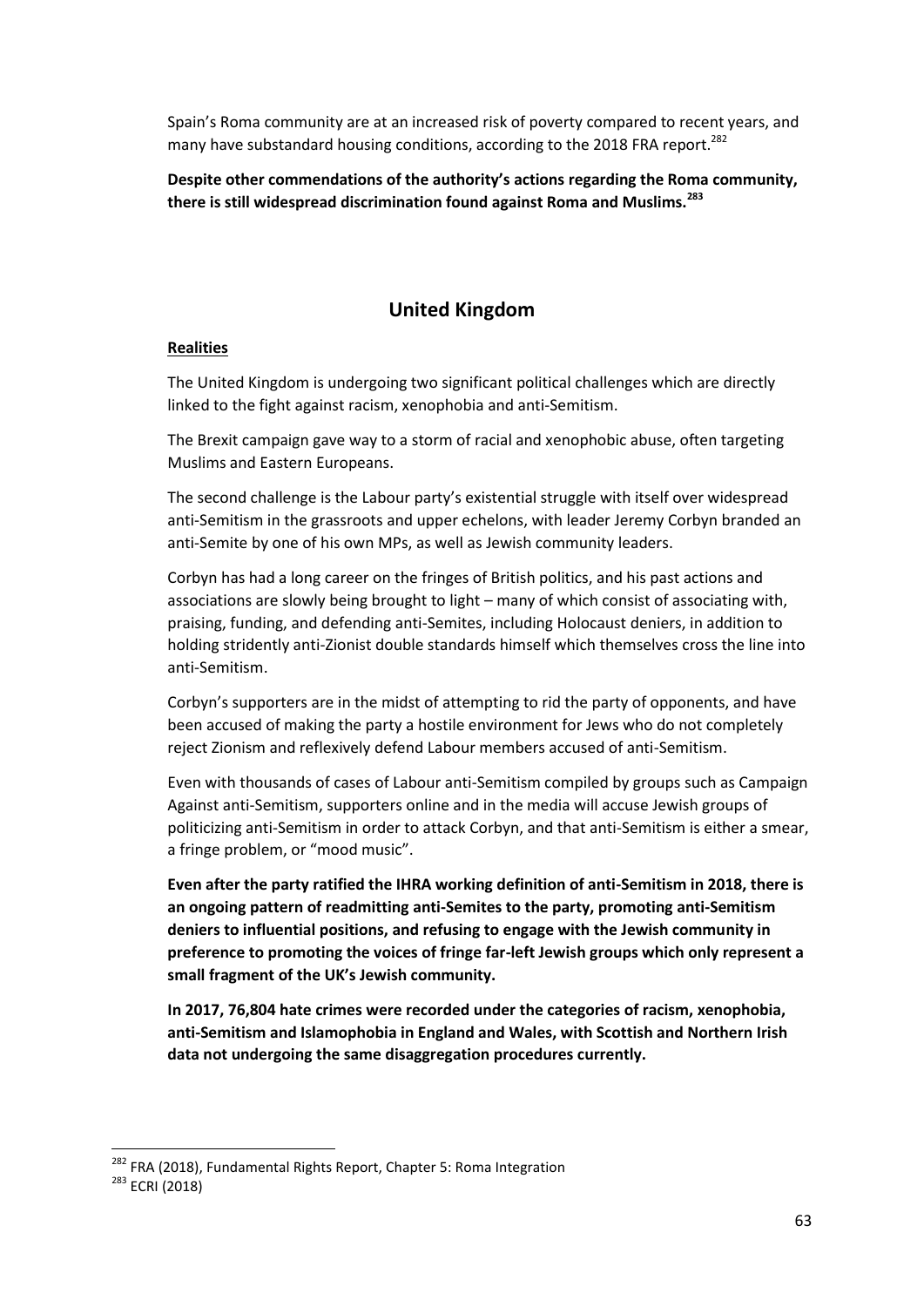Spain's Roma community are at an increased risk of poverty compared to recent years, and many have substandard housing conditions, according to the 2018 FRA report.[282]

**Despite other commendations of the authority's actions regarding the Roma community, there is still widespread discrimination found against Roma and Muslims.[283]**

## United Kingdom

**Realities**

The United Kingdom is undergoing two significant political challenges which are directly linked to the fight against racism, xenophobia and anti-Semitism.

The Brexit campaign gave way to a storm of racial and xenophobic abuse, often targeting Muslims and Eastern Europeans.

The second challenge is the Labour party's existential struggle with itself over widespread anti-Semitism in the grassroots and upper echelons, with leader Jeremy Corbyn branded an anti-Semite by one of his own MPs, as well as Jewish community leaders.

Corbyn has had a long career on the fringes of British politics, and his past actions and associations are slowly being brought to light – many of which consist of associating with, praising, funding, and defending anti-Semites, including Holocaust deniers, in addition to holding stridently anti-Zionist double standards himself which themselves cross the line into anti-Semitism.

Corbyn's supporters are in the midst of attempting to rid the party of opponents, and have been accused of making the party a hostile environment for Jews who do not completely reject Zionism and reflexively defend Labour members accused of anti-Semitism.

Even with thousands of cases of Labour anti-Semitism compiled by groups such as Campaign Against anti-Semitism, supporters online and in the media will accuse Jewish groups of politicizing anti-Semitism in order to attack Corbyn, and that anti-Semitism is either a smear, a fringe problem, or "mood music".

**Even after the party ratified the IHRA working definition of anti-Semitism in 2018, there is an ongoing pattern of readmitting anti-Semites to the party, promoting anti-Semitism deniers to influential positions, and refusing to engage with the Jewish community in preference to promoting the voices of fringe far-left Jewish groups which only represent a small fragment of the UK's Jewish community.**

**In 2017, 76,804 hate crimes were recorded under the categories of racism, xenophobia, anti-Semitism and Islamophobia in England and Wales, with Scottish and Northern Irish data not undergoing the same disaggregation procedures currently.**

---

[282] FRA (2018), Fundamental Rights Report, Chapter 5: Roma Integration

[283] ECRI (2018)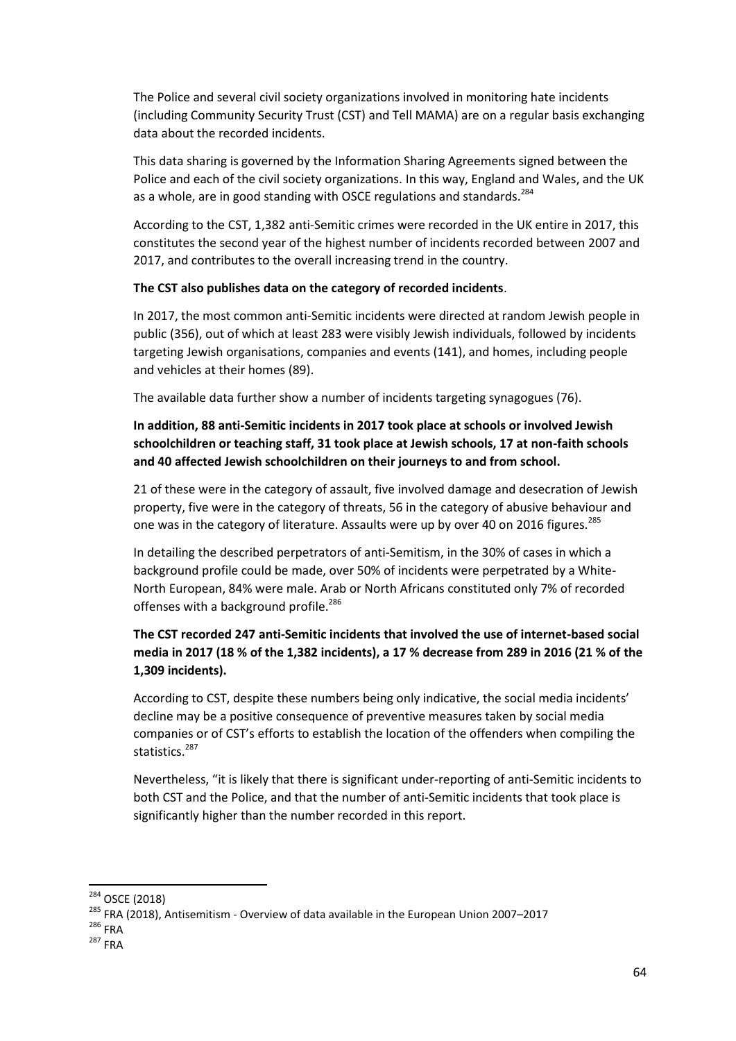The Police and several civil society organizations involved in monitoring hate incidents (including Community Security Trust (CST) and Tell MAMA) are on a regular basis exchanging data about the recorded incidents.

This data sharing is governed by the Information Sharing Agreements signed between the Police and each of the civil society organizations. In this way, England and Wales, and the UK as a whole, are in good standing with OSCE regulations and standards.[284]

According to the CST, 1,382 anti-Semitic crimes were recorded in the UK entire in 2017, this constitutes the second year of the highest number of incidents recorded between 2007 and 2017, and contributes to the overall increasing trend in the country.

**The CST also publishes data on the category of recorded incidents**.

In 2017, the most common anti-Semitic incidents were directed at random Jewish people in public (356), out of which at least 283 were visibly Jewish individuals, followed by incidents targeting Jewish organisations, companies and events (141), and homes, including people and vehicles at their homes (89).

The available data further show a number of incidents targeting synagogues (76).

**In addition, 88 anti-Semitic incidents in 2017 took place at schools or involved Jewish schoolchildren or teaching staff, 31 took place at Jewish schools, 17 at non-faith schools and 40 affected Jewish schoolchildren on their journeys to and from school.**

21 of these were in the category of assault, five involved damage and desecration of Jewish property, five were in the category of threats, 56 in the category of abusive behaviour and one was in the category of literature. Assaults were up by over 40 on 2016 figures.[285]

In detailing the described perpetrators of anti-Semitism, in the 30% of cases in which a background profile could be made, over 50% of incidents were perpetrated by a White-North European, 84% were male. Arab or North Africans constituted only 7% of recorded offenses with a background profile.[286]

**The CST recorded 247 anti-Semitic incidents that involved the use of internet-based social media in 2017 (18 % of the 1,382 incidents), a 17 % decrease from 289 in 2016 (21 % of the 1,309 incidents).**

According to CST, despite these numbers being only indicative, the social media incidents' decline may be a positive consequence of preventive measures taken by social media companies or of CST's efforts to establish the location of the offenders when compiling the statistics.[287]

Nevertheless, "it is likely that there is significant under-reporting of anti-Semitic incidents to both CST and the Police, and that the number of anti-Semitic incidents that took place is significantly higher than the number recorded in this report.

---

[284] OSCE (2018)

[285] FRA (2018), Antisemitism - Overview of data available in the European Union 2007–2017

[286] FRA

[287] FRA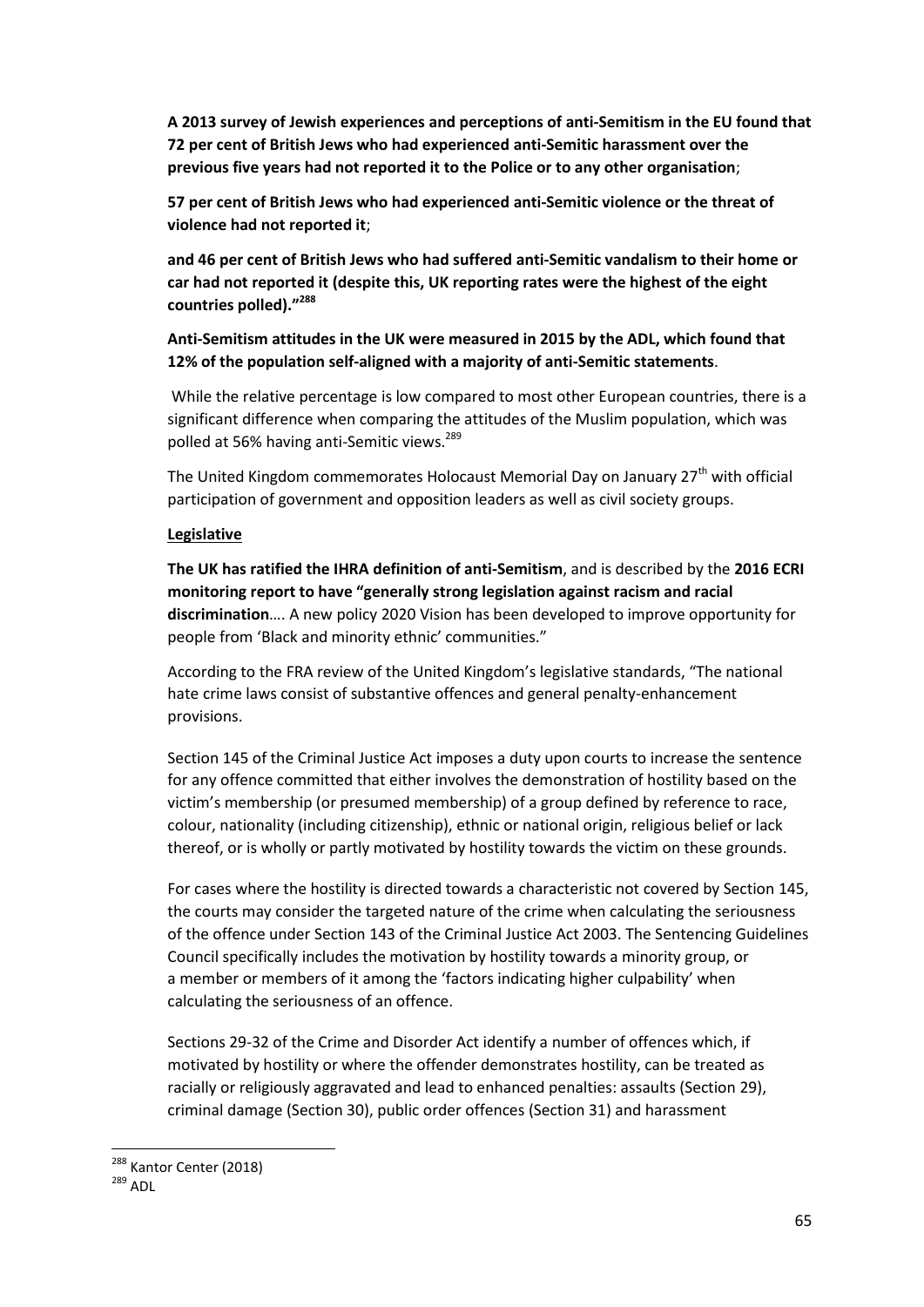**A 2013 survey of Jewish experiences and perceptions of anti-Semitism in the EU found that 72 per cent of British Jews who had experienced anti-Semitic harassment over the previous five years had not reported it to the Police or to any other organisation**;

**57 per cent of British Jews who had experienced anti-Semitic violence or the threat of violence had not reported it**;

**and 46 per cent of British Jews who had suffered anti-Semitic vandalism to their home or car had not reported it (despite this, UK reporting rates were the highest of the eight countries polled)."[288]**

**Anti-Semitism attitudes in the UK were measured in 2015 by the ADL, which found that 12% of the population self-aligned with a majority of anti-Semitic statements**.

While the relative percentage is low compared to most other European countries, there is a significant difference when comparing the attitudes of the Muslim population, which was polled at 56% having anti-Semitic views.[289]

The United Kingdom commemorates Holocaust Memorial Day on January 27th with official participation of government and opposition leaders as well as civil society groups.

**Legislative**

**The UK has ratified the IHRA definition of anti-Semitism**, and is described by the **2016 ECRI monitoring report to have "generally strong legislation against racism and racial discrimination**…. A new policy 2020 Vision has been developed to improve opportunity for people from 'Black and minority ethnic' communities."

According to the FRA review of the United Kingdom's legislative standards, "The national hate crime laws consist of substantive offences and general penalty-enhancement provisions.

Section 145 of the Criminal Justice Act imposes a duty upon courts to increase the sentence for any offence committed that either involves the demonstration of hostility based on the victim's membership (or presumed membership) of a group defined by reference to race, colour, nationality (including citizenship), ethnic or national origin, religious belief or lack thereof, or is wholly or partly motivated by hostility towards the victim on these grounds.

For cases where the hostility is directed towards a characteristic not covered by Section 145, the courts may consider the targeted nature of the crime when calculating the seriousness of the offence under Section 143 of the Criminal Justice Act 2003. The Sentencing Guidelines Council specifically includes the motivation by hostility towards a minority group, or a member or members of it among the 'factors indicating higher culpability' when calculating the seriousness of an offence.

Sections 29-32 of the Crime and Disorder Act identify a number of offences which, if motivated by hostility or where the offender demonstrates hostility, can be treated as racially or religiously aggravated and lead to enhanced penalties: assaults (Section 29), criminal damage (Section 30), public order offences (Section 31) and harassment

---

[288] Kantor Center (2018)

[289] ADL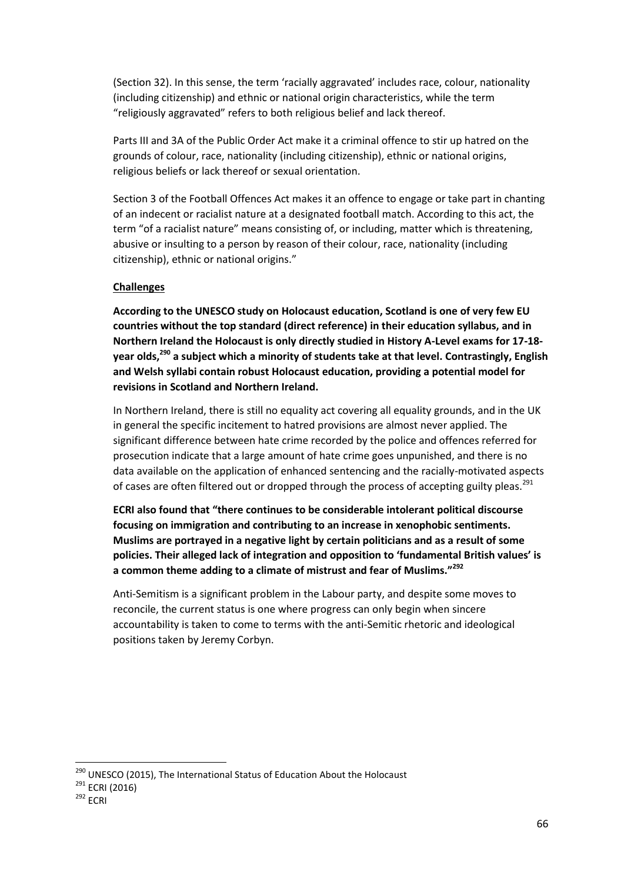(Section 32). In this sense, the term 'racially aggravated' includes race, colour, nationality (including citizenship) and ethnic or national origin characteristics, while the term "religiously aggravated" refers to both religious belief and lack thereof.

Parts III and 3A of the Public Order Act make it a criminal offence to stir up hatred on the grounds of colour, race, nationality (including citizenship), ethnic or national origins, religious beliefs or lack thereof or sexual orientation.

Section 3 of the Football Offences Act makes it an offence to engage or take part in chanting of an indecent or racialist nature at a designated football match. According to this act, the term "of a racialist nature" means consisting of, or including, matter which is threatening, abusive or insulting to a person by reason of their colour, race, nationality (including citizenship), ethnic or national origins."

**Challenges**

**According to the UNESCO study on Holocaust education, Scotland is one of very few EU countries without the top standard (direct reference) in their education syllabus, and in Northern Ireland the Holocaust is only directly studied in History A-Level exams for 17-18-year olds,[290] a subject which a minority of students take at that level. Contrastingly, English and Welsh syllabi contain robust Holocaust education, providing a potential model for revisions in Scotland and Northern Ireland.**

In Northern Ireland, there is still no equality act covering all equality grounds, and in the UK in general the specific incitement to hatred provisions are almost never applied. The significant difference between hate crime recorded by the police and offences referred for prosecution indicate that a large amount of hate crime goes unpunished, and there is no data available on the application of enhanced sentencing and the racially-motivated aspects of cases are often filtered out or dropped through the process of accepting guilty pleas.[291]

**ECRI also found that "there continues to be considerable intolerant political discourse focusing on immigration and contributing to an increase in xenophobic sentiments. Muslims are portrayed in a negative light by certain politicians and as a result of some policies. Their alleged lack of integration and opposition to 'fundamental British values' is a common theme adding to a climate of mistrust and fear of Muslims."[292]**

Anti-Semitism is a significant problem in the Labour party, and despite some moves to reconcile, the current status is one where progress can only begin when sincere accountability is taken to come to terms with the anti-Semitic rhetoric and ideological positions taken by Jeremy Corbyn.

---

[290] UNESCO (2015), The International Status of Education About the Holocaust

[291] ECRI (2016)

[292] ECRI